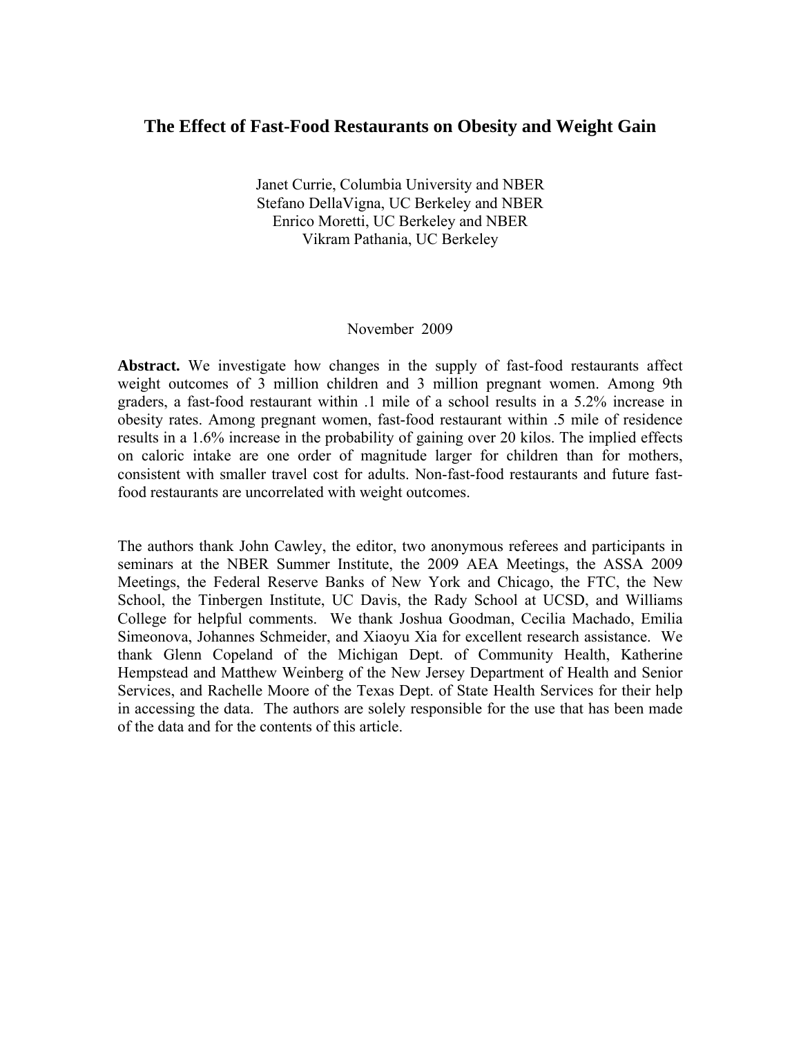# The Effect of Fast-Food Restaurants on Obesity and Weight Gain

Janet Currie, Columbia University and NBER
Stefano DellaVigna, UC Berkeley and NBER
Enrico Moretti, UC Berkeley and NBER
Vikram Pathania, UC Berkeley

November 2009

**Abstract.** We investigate how changes in the supply of fast-food restaurants affect weight outcomes of 3 million children and 3 million pregnant women. Among 9th graders, a fast-food restaurant within .1 mile of a school results in a 5.2% increase in obesity rates. Among pregnant women, fast-food restaurant within .5 mile of residence results in a 1.6% increase in the probability of gaining over 20 kilos. The implied effects on caloric intake are one order of magnitude larger for children than for mothers, consistent with smaller travel cost for adults. Non-fast-food restaurants and future fast-food restaurants are uncorrelated with weight outcomes.

The authors thank John Cawley, the editor, two anonymous referees and participants in seminars at the NBER Summer Institute, the 2009 AEA Meetings, the ASSA 2009 Meetings, the Federal Reserve Banks of New York and Chicago, the FTC, the New School, the Tinbergen Institute, UC Davis, the Rady School at UCSD, and Williams College for helpful comments. We thank Joshua Goodman, Cecilia Machado, Emilia Simeonova, Johannes Schmeider, and Xiaoyu Xia for excellent research assistance. We thank Glenn Copeland of the Michigan Dept. of Community Health, Katherine Hempstead and Matthew Weinberg of the New Jersey Department of Health and Senior Services, and Rachelle Moore of the Texas Dept. of State Health Services for their help in accessing the data. The authors are solely responsible for the use that has been made of the data and for the contents of this article.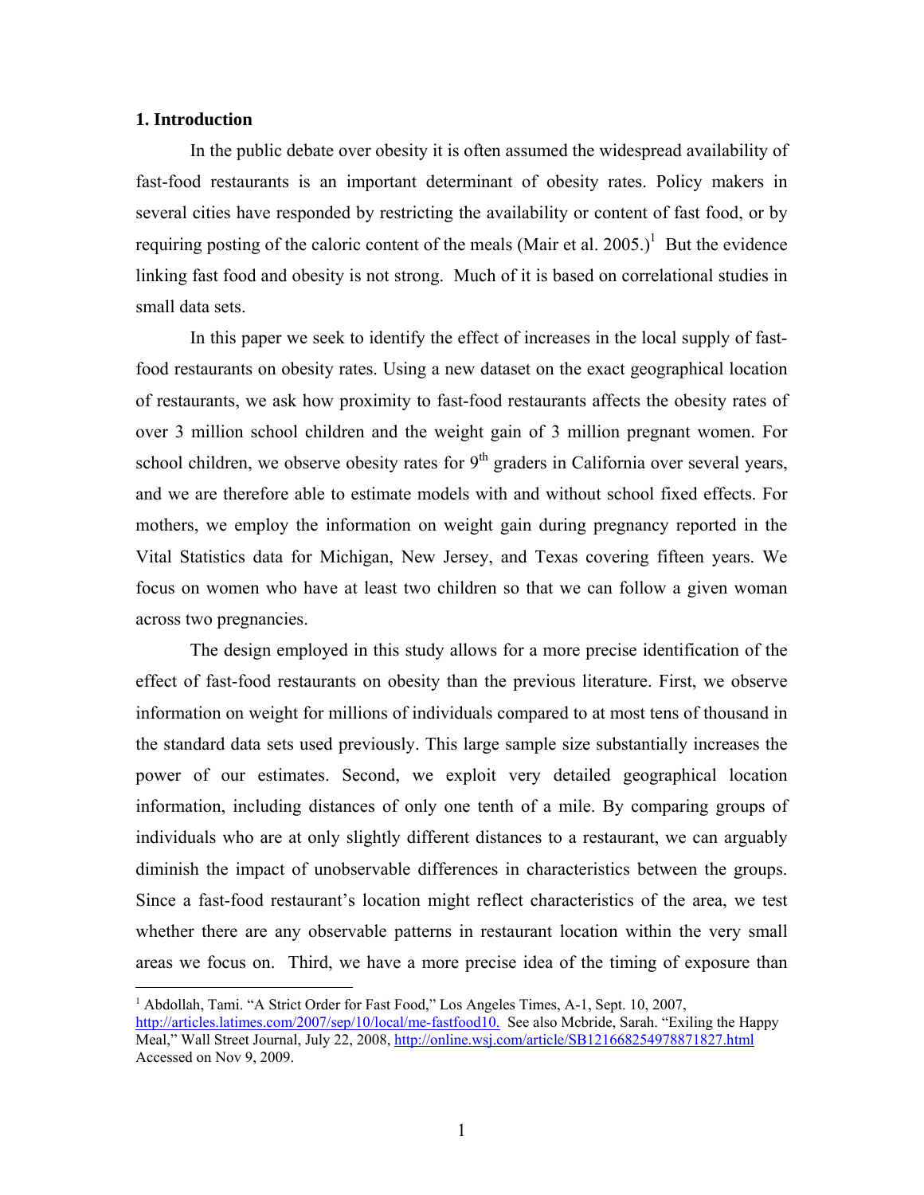## 1. Introduction

In the public debate over obesity it is often assumed the widespread availability of fast-food restaurants is an important determinant of obesity rates. Policy makers in several cities have responded by restricting the availability or content of fast food, or by requiring posting of the caloric content of the meals (Mair et al. 2005.)[1] But the evidence linking fast food and obesity is not strong. Much of it is based on correlational studies in small data sets.

In this paper we seek to identify the effect of increases in the local supply of fast-food restaurants on obesity rates. Using a new dataset on the exact geographical location of restaurants, we ask how proximity to fast-food restaurants affects the obesity rates of over 3 million school children and the weight gain of 3 million pregnant women. For school children, we observe obesity rates for 9th graders in California over several years, and we are therefore able to estimate models with and without school fixed effects. For mothers, we employ the information on weight gain during pregnancy reported in the Vital Statistics data for Michigan, New Jersey, and Texas covering fifteen years. We focus on women who have at least two children so that we can follow a given woman across two pregnancies.

The design employed in this study allows for a more precise identification of the effect of fast-food restaurants on obesity than the previous literature. First, we observe information on weight for millions of individuals compared to at most tens of thousand in the standard data sets used previously. This large sample size substantially increases the power of our estimates. Second, we exploit very detailed geographical location information, including distances of only one tenth of a mile. By comparing groups of individuals who are at only slightly different distances to a restaurant, we can arguably diminish the impact of unobservable differences in characteristics between the groups. Since a fast-food restaurant's location might reflect characteristics of the area, we test whether there are any observable patterns in restaurant location within the very small areas we focus on. Third, we have a more precise idea of the timing of exposure than

[1] Abdollah, Tami. "A Strict Order for Fast Food," Los Angeles Times, A-1, Sept. 10, 2007, http://articles.latimes.com/2007/sep/10/local/me-fastfood10. See also Mcbride, Sarah. "Exiling the Happy Meal," Wall Street Journal, July 22, 2008, http://online.wsj.com/article/SB121668254978871827.html Accessed on Nov 9, 2009.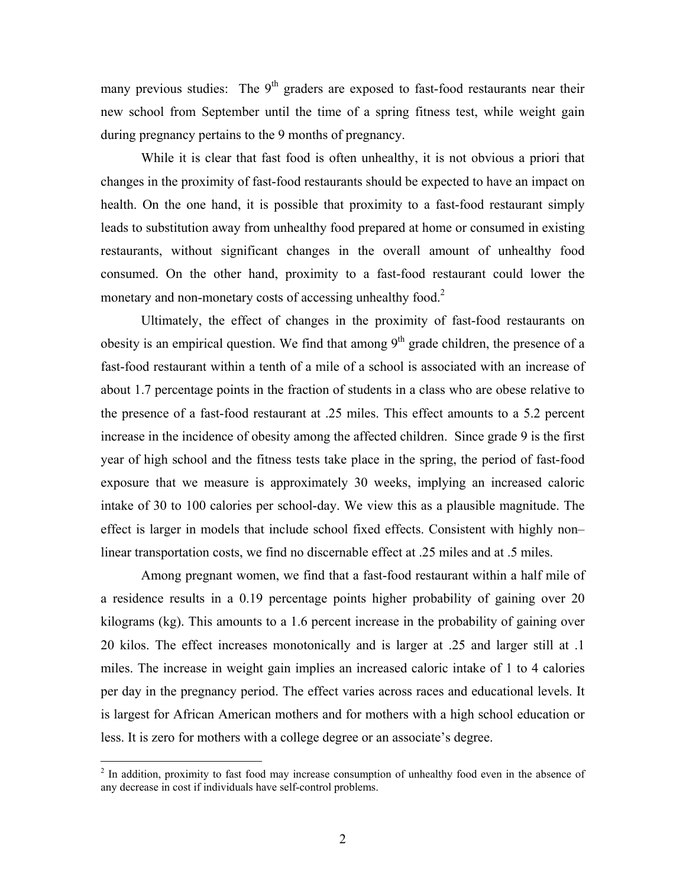many previous studies: The 9$^{th}$ graders are exposed to fast-food restaurants near their new school from September until the time of a spring fitness test, while weight gain during pregnancy pertains to the 9 months of pregnancy.

While it is clear that fast food is often unhealthy, it is not obvious a priori that changes in the proximity of fast-food restaurants should be expected to have an impact on health. On the one hand, it is possible that proximity to a fast-food restaurant simply leads to substitution away from unhealthy food prepared at home or consumed in existing restaurants, without significant changes in the overall amount of unhealthy food consumed. On the other hand, proximity to a fast-food restaurant could lower the monetary and non-monetary costs of accessing unhealthy food.[2]

Ultimately, the effect of changes in the proximity of fast-food restaurants on obesity is an empirical question. We find that among 9$^{th}$ grade children, the presence of a fast-food restaurant within a tenth of a mile of a school is associated with an increase of about 1.7 percentage points in the fraction of students in a class who are obese relative to the presence of a fast-food restaurant at .25 miles. This effect amounts to a 5.2 percent increase in the incidence of obesity among the affected children. Since grade 9 is the first year of high school and the fitness tests take place in the spring, the period of fast-food exposure that we measure is approximately 30 weeks, implying an increased caloric intake of 30 to 100 calories per school-day. We view this as a plausible magnitude. The effect is larger in models that include school fixed effects. Consistent with highly non–linear transportation costs, we find no discernable effect at .25 miles and at .5 miles.

Among pregnant women, we find that a fast-food restaurant within a half mile of a residence results in a 0.19 percentage points higher probability of gaining over 20 kilograms (kg). This amounts to a 1.6 percent increase in the probability of gaining over 20 kilos. The effect increases monotonically and is larger at .25 and larger still at .1 miles. The increase in weight gain implies an increased caloric intake of 1 to 4 calories per day in the pregnancy period. The effect varies across races and educational levels. It is largest for African American mothers and for mothers with a high school education or less. It is zero for mothers with a college degree or an associate's degree.

[2] In addition, proximity to fast food may increase consumption of unhealthy food even in the absence of any decrease in cost if individuals have self-control problems.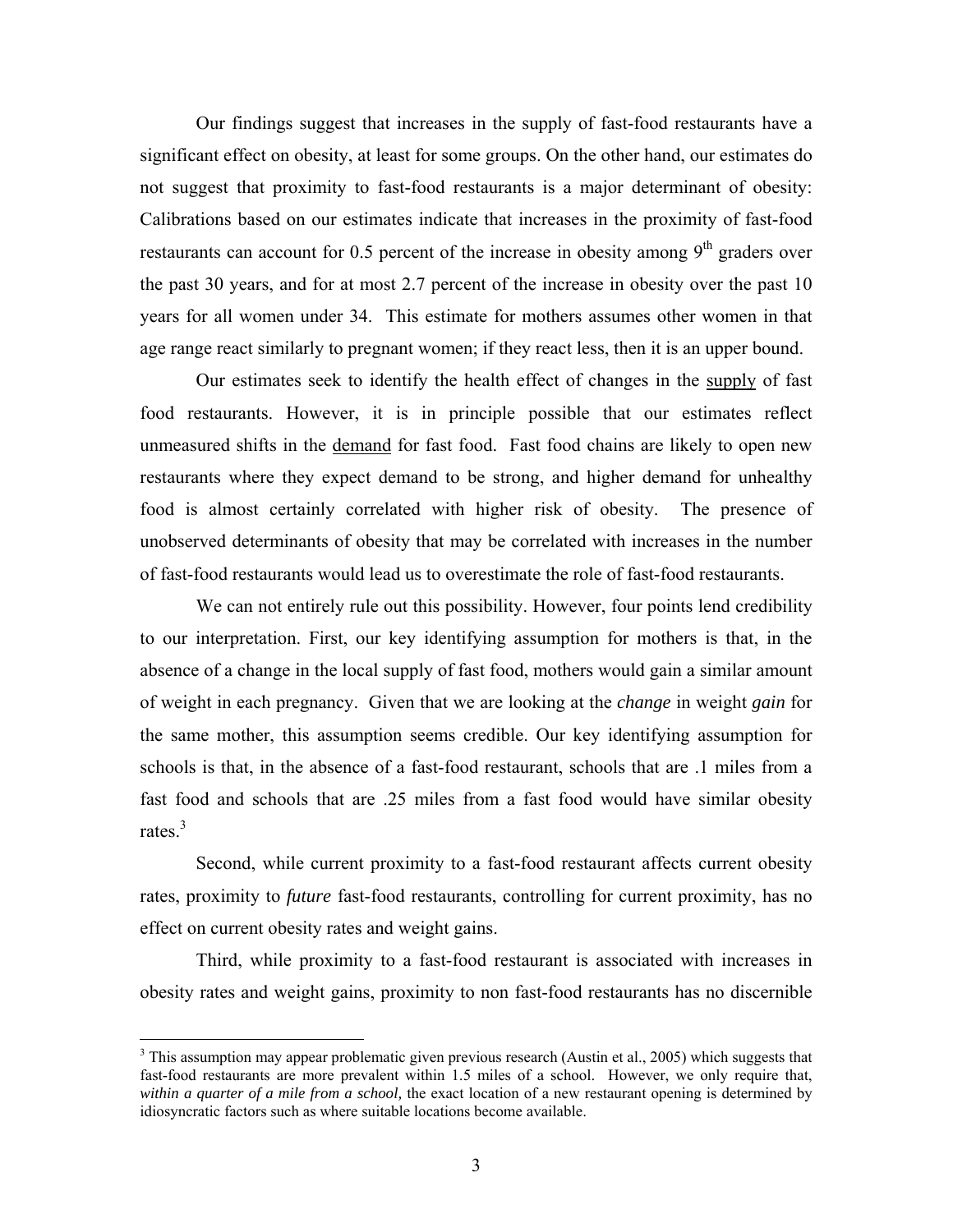Our findings suggest that increases in the supply of fast-food restaurants have a significant effect on obesity, at least for some groups. On the other hand, our estimates do not suggest that proximity to fast-food restaurants is a major determinant of obesity: Calibrations based on our estimates indicate that increases in the proximity of fast-food restaurants can account for 0.5 percent of the increase in obesity among 9th graders over the past 30 years, and for at most 2.7 percent of the increase in obesity over the past 10 years for all women under 34. This estimate for mothers assumes other women in that age range react similarly to pregnant women; if they react less, then it is an upper bound.

Our estimates seek to identify the health effect of changes in the <u>supply</u> of fast food restaurants. However, it is in principle possible that our estimates reflect unmeasured shifts in the <u>demand</u> for fast food. Fast food chains are likely to open new restaurants where they expect demand to be strong, and higher demand for unhealthy food is almost certainly correlated with higher risk of obesity. The presence of unobserved determinants of obesity that may be correlated with increases in the number of fast-food restaurants would lead us to overestimate the role of fast-food restaurants.

We can not entirely rule out this possibility. However, four points lend credibility to our interpretation. First, our key identifying assumption for mothers is that, in the absence of a change in the local supply of fast food, mothers would gain a similar amount of weight in each pregnancy. Given that we are looking at the *change* in weight *gain* for the same mother, this assumption seems credible. Our key identifying assumption for schools is that, in the absence of a fast-food restaurant, schools that are .1 miles from a fast food and schools that are .25 miles from a fast food would have similar obesity rates.[3]

Second, while current proximity to a fast-food restaurant affects current obesity rates, proximity to *future* fast-food restaurants, controlling for current proximity, has no effect on current obesity rates and weight gains.

Third, while proximity to a fast-food restaurant is associated with increases in obesity rates and weight gains, proximity to non fast-food restaurants has no discernible

[3] This assumption may appear problematic given previous research (Austin et al., 2005) which suggests that fast-food restaurants are more prevalent within 1.5 miles of a school. However, we only require that, *within a quarter of a mile from a school,* the exact location of a new restaurant opening is determined by idiosyncratic factors such as where suitable locations become available.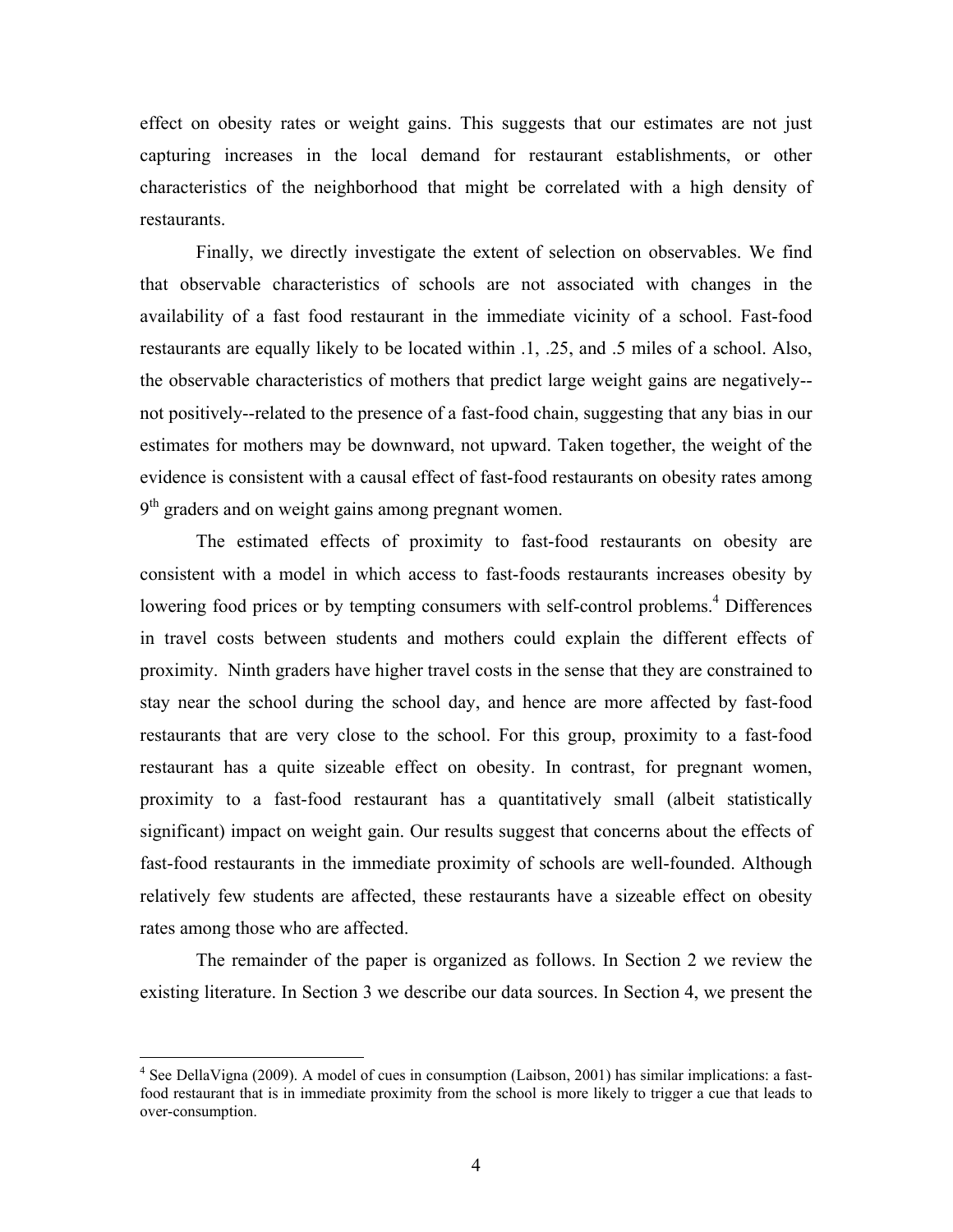effect on obesity rates or weight gains. This suggests that our estimates are not just capturing increases in the local demand for restaurant establishments, or other characteristics of the neighborhood that might be correlated with a high density of restaurants.

Finally, we directly investigate the extent of selection on observables. We find that observable characteristics of schools are not associated with changes in the availability of a fast food restaurant in the immediate vicinity of a school. Fast-food restaurants are equally likely to be located within .1, .25, and .5 miles of a school. Also, the observable characteristics of mothers that predict large weight gains are negatively--not positively--related to the presence of a fast-food chain, suggesting that any bias in our estimates for mothers may be downward, not upward. Taken together, the weight of the evidence is consistent with a causal effect of fast-food restaurants on obesity rates among 9th graders and on weight gains among pregnant women.

The estimated effects of proximity to fast-food restaurants on obesity are consistent with a model in which access to fast-foods restaurants increases obesity by lowering food prices or by tempting consumers with self-control problems.[4] Differences in travel costs between students and mothers could explain the different effects of proximity. Ninth graders have higher travel costs in the sense that they are constrained to stay near the school during the school day, and hence are more affected by fast-food restaurants that are very close to the school. For this group, proximity to a fast-food restaurant has a quite sizeable effect on obesity. In contrast, for pregnant women, proximity to a fast-food restaurant has a quantitatively small (albeit statistically significant) impact on weight gain. Our results suggest that concerns about the effects of fast-food restaurants in the immediate proximity of schools are well-founded. Although relatively few students are affected, these restaurants have a sizeable effect on obesity rates among those who are affected.

The remainder of the paper is organized as follows. In Section 2 we review the existing literature. In Section 3 we describe our data sources. In Section 4, we present the

[4] See DellaVigna (2009). A model of cues in consumption (Laibson, 2001) has similar implications: a fast-food restaurant that is in immediate proximity from the school is more likely to trigger a cue that leads to over-consumption.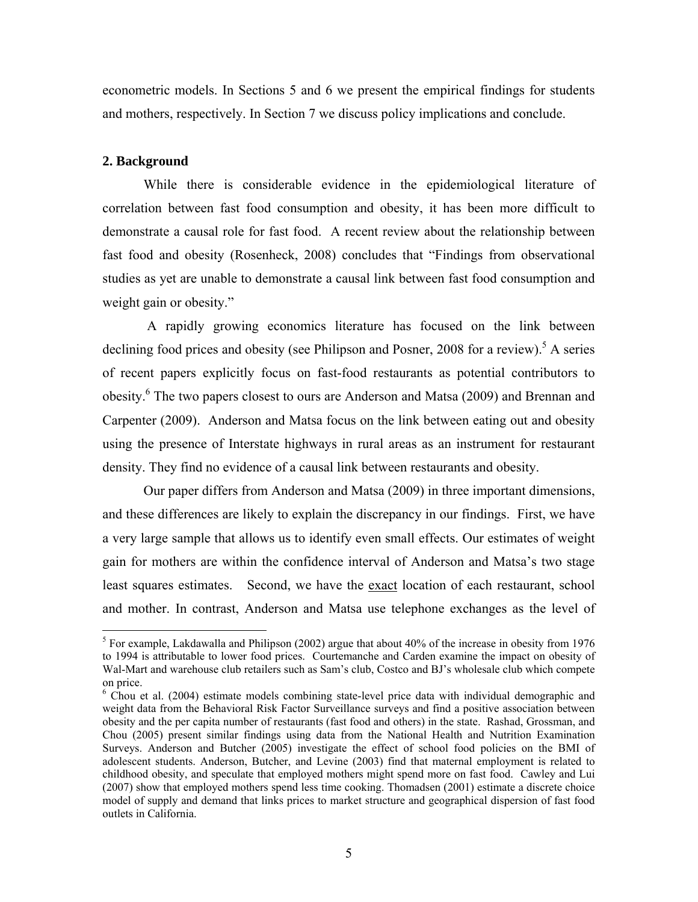econometric models. In Sections 5 and 6 we present the empirical findings for students and mothers, respectively. In Section 7 we discuss policy implications and conclude.

## 2. Background

While there is considerable evidence in the epidemiological literature of correlation between fast food consumption and obesity, it has been more difficult to demonstrate a causal role for fast food. A recent review about the relationship between fast food and obesity (Rosenheck, 2008) concludes that "Findings from observational studies as yet are unable to demonstrate a causal link between fast food consumption and weight gain or obesity."

A rapidly growing economics literature has focused on the link between declining food prices and obesity (see Philipson and Posner, 2008 for a review).[5] A series of recent papers explicitly focus on fast-food restaurants as potential contributors to obesity.[6] The two papers closest to ours are Anderson and Matsa (2009) and Brennan and Carpenter (2009). Anderson and Matsa focus on the link between eating out and obesity using the presence of Interstate highways in rural areas as an instrument for restaurant density. They find no evidence of a causal link between restaurants and obesity.

Our paper differs from Anderson and Matsa (2009) in three important dimensions, and these differences are likely to explain the discrepancy in our findings. First, we have a very large sample that allows us to identify even small effects. Our estimates of weight gain for mothers are within the confidence interval of Anderson and Matsa's two stage least squares estimates. Second, we have the exact location of each restaurant, school and mother. In contrast, Anderson and Matsa use telephone exchanges as the level of

---

[5] For example, Lakdawalla and Philipson (2002) argue that about 40% of the increase in obesity from 1976 to 1994 is attributable to lower food prices. Courtemanche and Carden examine the impact on obesity of Wal-Mart and warehouse club retailers such as Sam's club, Costco and BJ's wholesale club which compete on price.

[6] Chou et al. (2004) estimate models combining state-level price data with individual demographic and weight data from the Behavioral Risk Factor Surveillance surveys and find a positive association between obesity and the per capita number of restaurants (fast food and others) in the state. Rashad, Grossman, and Chou (2005) present similar findings using data from the National Health and Nutrition Examination Surveys. Anderson and Butcher (2005) investigate the effect of school food policies on the BMI of adolescent students. Anderson, Butcher, and Levine (2003) find that maternal employment is related to childhood obesity, and speculate that employed mothers might spend more on fast food. Cawley and Lui (2007) show that employed mothers spend less time cooking. Thomadsen (2001) estimate a discrete choice model of supply and demand that links prices to market structure and geographical dispersion of fast food outlets in California.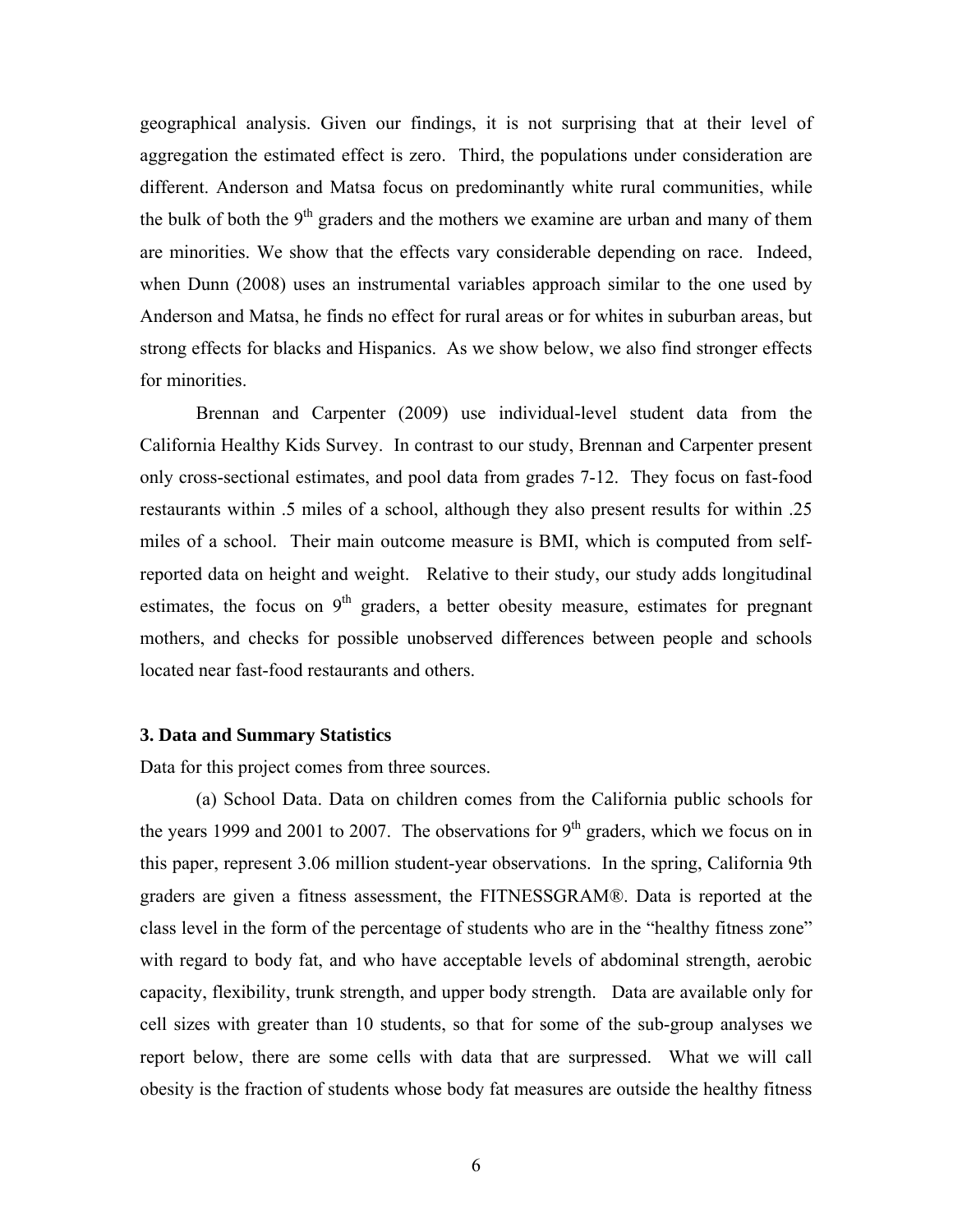geographical analysis. Given our findings, it is not surprising that at their level of aggregation the estimated effect is zero. Third, the populations under consideration are different. Anderson and Matsa focus on predominantly white rural communities, while the bulk of both the 9th graders and the mothers we examine are urban and many of them are minorities. We show that the effects vary considerable depending on race. Indeed, when Dunn (2008) uses an instrumental variables approach similar to the one used by Anderson and Matsa, he finds no effect for rural areas or for whites in suburban areas, but strong effects for blacks and Hispanics. As we show below, we also find stronger effects for minorities.

Brennan and Carpenter (2009) use individual-level student data from the California Healthy Kids Survey. In contrast to our study, Brennan and Carpenter present only cross-sectional estimates, and pool data from grades 7-12. They focus on fast-food restaurants within .5 miles of a school, although they also present results for within .25 miles of a school. Their main outcome measure is BMI, which is computed from self-reported data on height and weight. Relative to their study, our study adds longitudinal estimates, the focus on 9th graders, a better obesity measure, estimates for pregnant mothers, and checks for possible unobserved differences between people and schools located near fast-food restaurants and others.

### 3. Data and Summary Statistics

Data for this project comes from three sources.

(a) School Data. Data on children comes from the California public schools for the years 1999 and 2001 to 2007. The observations for 9th graders, which we focus on in this paper, represent 3.06 million student-year observations. In the spring, California 9th graders are given a fitness assessment, the FITNESSGRAM®. Data is reported at the class level in the form of the percentage of students who are in the "healthy fitness zone" with regard to body fat, and who have acceptable levels of abdominal strength, aerobic capacity, flexibility, trunk strength, and upper body strength. Data are available only for cell sizes with greater than 10 students, so that for some of the sub-group analyses we report below, there are some cells with data that are surpressed. What we will call obesity is the fraction of students whose body fat measures are outside the healthy fitness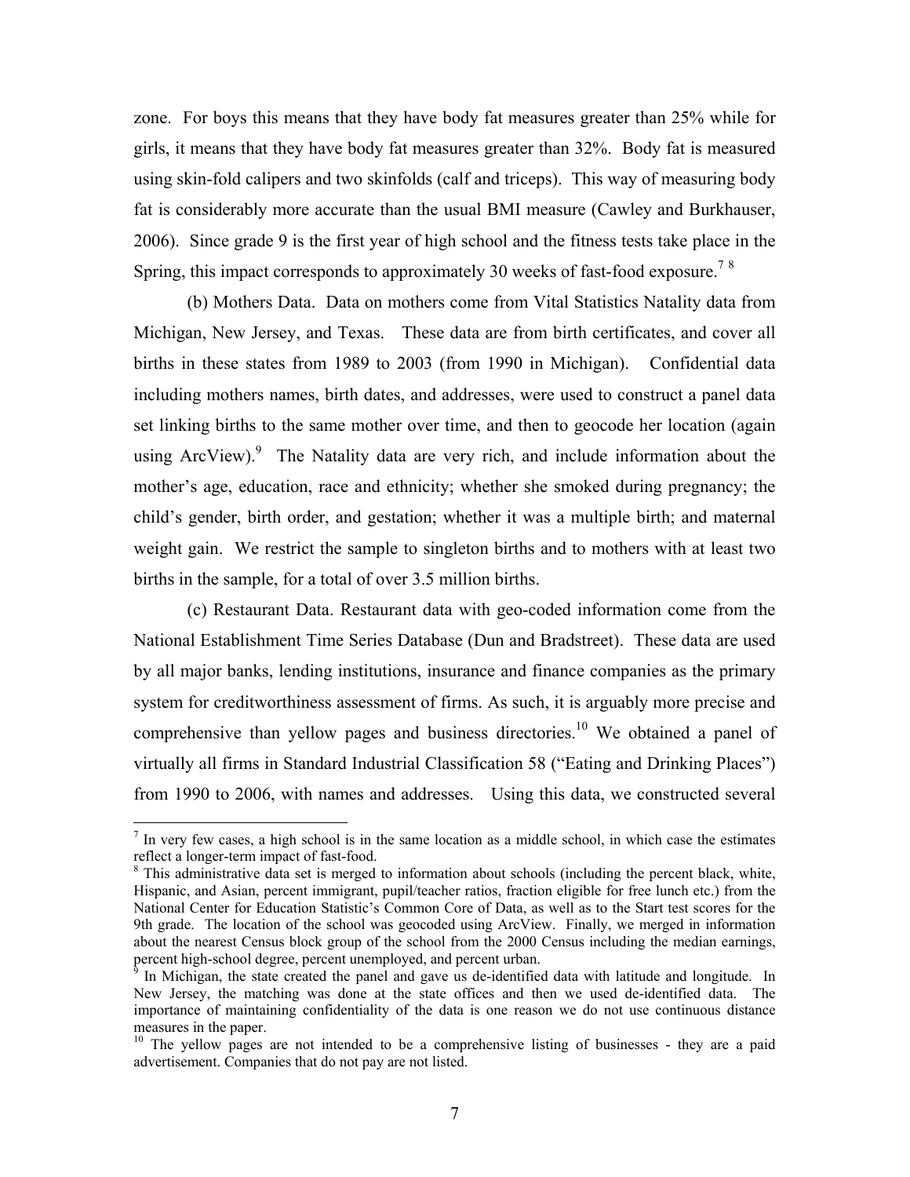zone. For boys this means that they have body fat measures greater than 25% while for girls, it means that they have body fat measures greater than 32%. Body fat is measured using skin-fold calipers and two skinfolds (calf and triceps). This way of measuring body fat is considerably more accurate than the usual BMI measure (Cawley and Burkhauser, 2006). Since grade 9 is the first year of high school and the fitness tests take place in the Spring, this impact corresponds to approximately 30 weeks of fast-food exposure.[7] [8]

(b) Mothers Data. Data on mothers come from Vital Statistics Natality data from Michigan, New Jersey, and Texas. These data are from birth certificates, and cover all births in these states from 1989 to 2003 (from 1990 in Michigan). Confidential data including mothers names, birth dates, and addresses, were used to construct a panel data set linking births to the same mother over time, and then to geocode her location (again using ArcView).[9] The Natality data are very rich, and include information about the mother's age, education, race and ethnicity; whether she smoked during pregnancy; the child's gender, birth order, and gestation; whether it was a multiple birth; and maternal weight gain. We restrict the sample to singleton births and to mothers with at least two births in the sample, for a total of over 3.5 million births.

(c) Restaurant Data. Restaurant data with geo-coded information come from the National Establishment Time Series Database (Dun and Bradstreet). These data are used by all major banks, lending institutions, insurance and finance companies as the primary system for creditworthiness assessment of firms. As such, it is arguably more precise and comprehensive than yellow pages and business directories.[10] We obtained a panel of virtually all firms in Standard Industrial Classification 58 ("Eating and Drinking Places") from 1990 to 2006, with names and addresses. Using this data, we constructed several

---

[7] In very few cases, a high school is in the same location as a middle school, in which case the estimates reflect a longer-term impact of fast-food.

[8] This administrative data set is merged to information about schools (including the percent black, white, Hispanic, and Asian, percent immigrant, pupil/teacher ratios, fraction eligible for free lunch etc.) from the National Center for Education Statistic's Common Core of Data, as well as to the Start test scores for the 9th grade. The location of the school was geocoded using ArcView. Finally, we merged in information about the nearest Census block group of the school from the 2000 Census including the median earnings, percent high-school degree, percent unemployed, and percent urban.

[9] In Michigan, the state created the panel and gave us de-identified data with latitude and longitude. In New Jersey, the matching was done at the state offices and then we used de-identified data. The importance of maintaining confidentiality of the data is one reason we do not use continuous distance measures in the paper.

[10] The yellow pages are not intended to be a comprehensive listing of businesses - they are a paid advertisement. Companies that do not pay are not listed.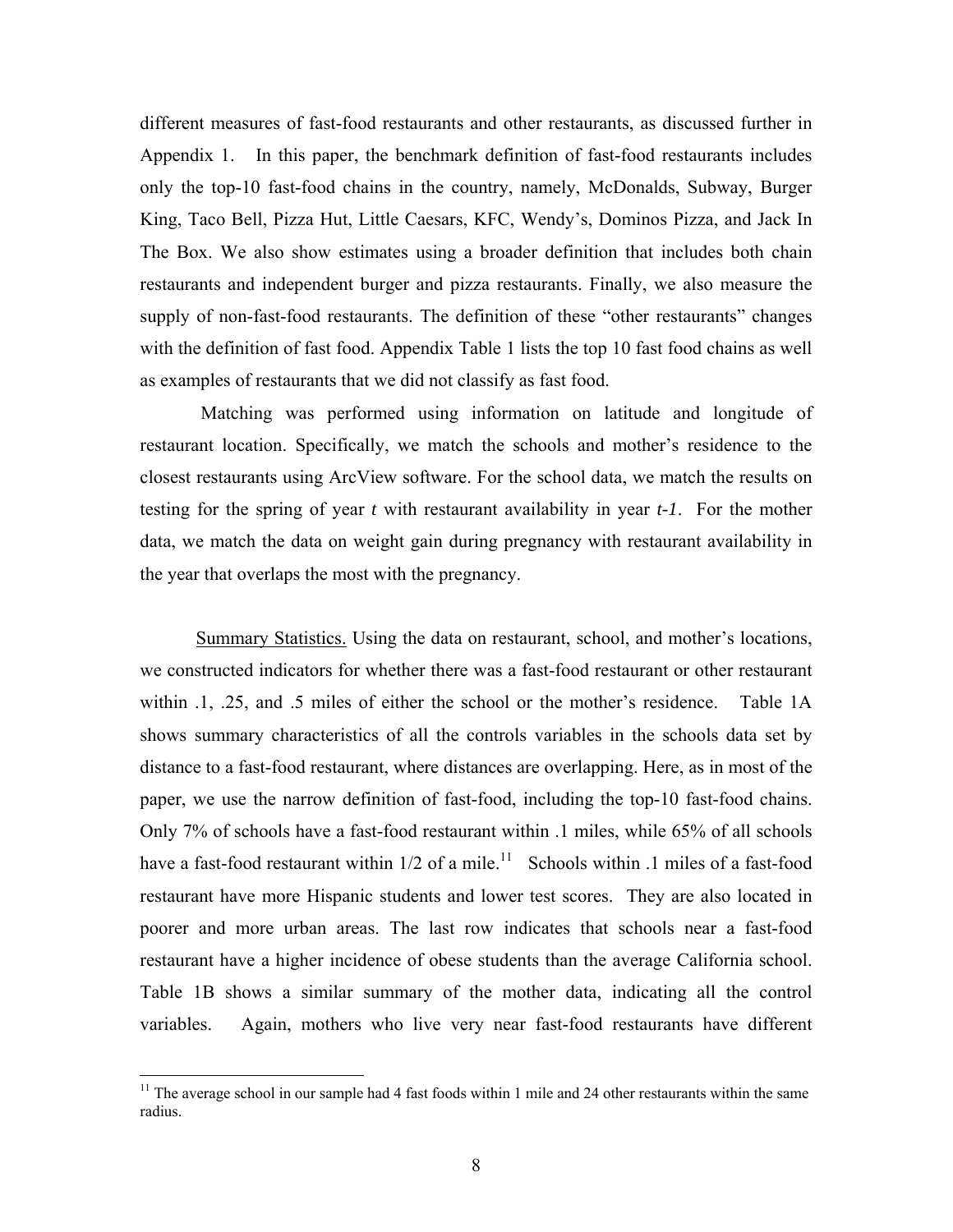different measures of fast-food restaurants and other restaurants, as discussed further in Appendix 1. In this paper, the benchmark definition of fast-food restaurants includes only the top-10 fast-food chains in the country, namely, McDonalds, Subway, Burger King, Taco Bell, Pizza Hut, Little Caesars, KFC, Wendy's, Dominos Pizza, and Jack In The Box. We also show estimates using a broader definition that includes both chain restaurants and independent burger and pizza restaurants. Finally, we also measure the supply of non-fast-food restaurants. The definition of these "other restaurants" changes with the definition of fast food. Appendix Table 1 lists the top 10 fast food chains as well as examples of restaurants that we did not classify as fast food.

Matching was performed using information on latitude and longitude of restaurant location. Specifically, we match the schools and mother's residence to the closest restaurants using ArcView software. For the school data, we match the results on testing for the spring of year *t* with restaurant availability in year *t-1*. For the mother data, we match the data on weight gain during pregnancy with restaurant availability in the year that overlaps the most with the pregnancy.

<u>Summary Statistics.</u> Using the data on restaurant, school, and mother's locations, we constructed indicators for whether there was a fast-food restaurant or other restaurant within .1, .25, and .5 miles of either the school or the mother's residence. Table 1A shows summary characteristics of all the controls variables in the schools data set by distance to a fast-food restaurant, where distances are overlapping. Here, as in most of the paper, we use the narrow definition of fast-food, including the top-10 fast-food chains. Only 7% of schools have a fast-food restaurant within .1 miles, while 65% of all schools have a fast-food restaurant within 1/2 of a mile.[11] Schools within .1 miles of a fast-food restaurant have more Hispanic students and lower test scores. They are also located in poorer and more urban areas. The last row indicates that schools near a fast-food restaurant have a higher incidence of obese students than the average California school. Table 1B shows a similar summary of the mother data, indicating all the control variables. Again, mothers who live very near fast-food restaurants have different

[11] The average school in our sample had 4 fast foods within 1 mile and 24 other restaurants within the same radius.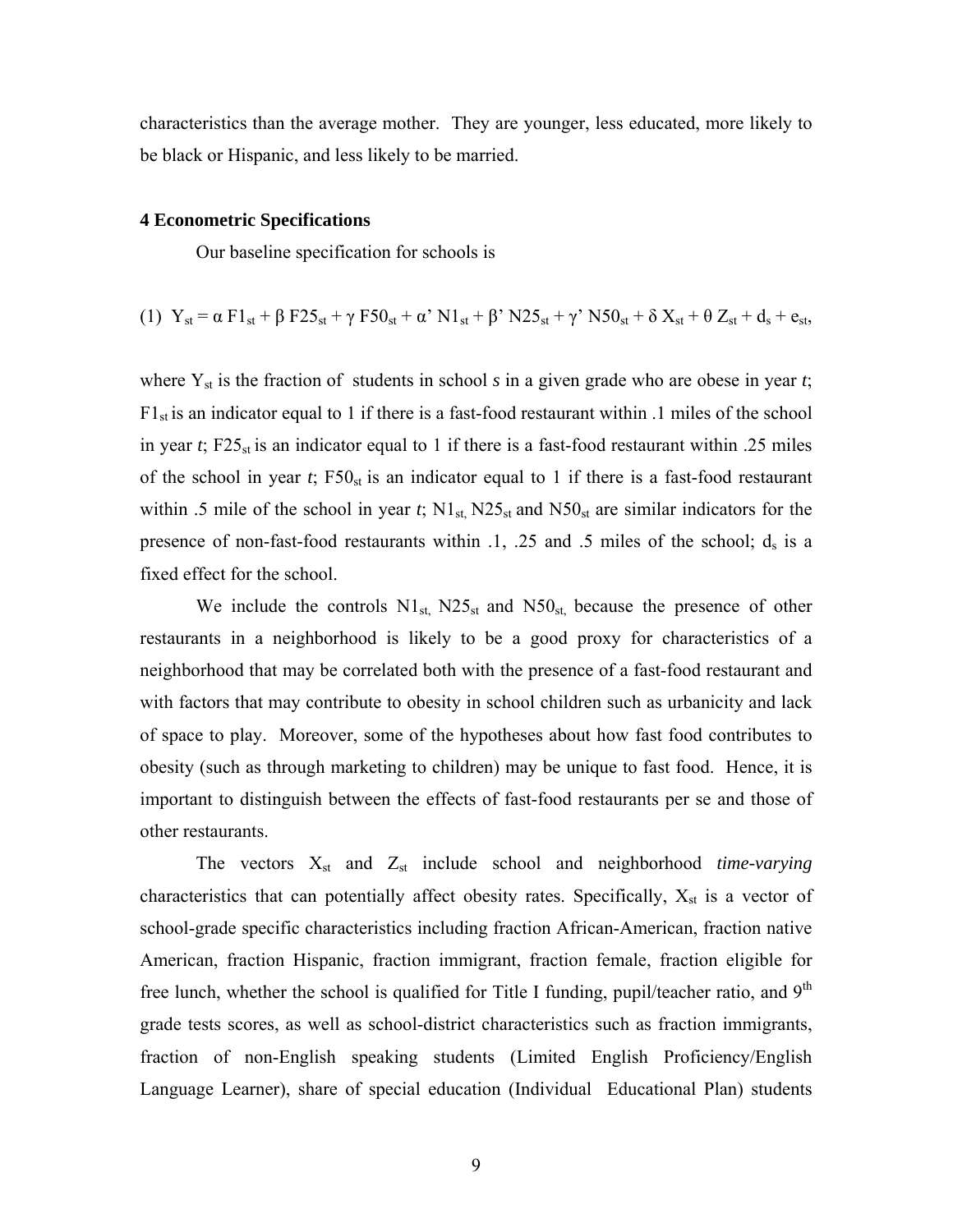characteristics than the average mother. They are younger, less educated, more likely to be black or Hispanic, and less likely to be married.

**4 Econometric Specifications**

Our baseline specification for schools is

$$(1)\ \ Y_{st} = \alpha\, F1_{st} + \beta\, F25_{st} + \gamma\, F50_{st} + \alpha'\, N1_{st} + \beta'\, N25_{st} + \gamma'\, N50_{st} + \delta\, X_{st} + \theta\, Z_{st} + d_s + e_{st},$$

where $Y_{st}$ is the fraction of students in school *s* in a given grade who are obese in year *t*; $F1_{st}$ is an indicator equal to 1 if there is a fast-food restaurant within .1 miles of the school in year *t*; $F25_{st}$ is an indicator equal to 1 if there is a fast-food restaurant within .25 miles of the school in year *t*; $F50_{st}$ is an indicator equal to 1 if there is a fast-food restaurant within .5 mile of the school in year *t*; $N1_{st}$, $N25_{st}$ and $N50_{st}$ are similar indicators for the presence of non-fast-food restaurants within .1, .25 and .5 miles of the school; $d_s$ is a fixed effect for the school.

We include the controls $N1_{st}$, $N25_{st}$ and $N50_{st}$, because the presence of other restaurants in a neighborhood is likely to be a good proxy for characteristics of a neighborhood that may be correlated both with the presence of a fast-food restaurant and with factors that may contribute to obesity in school children such as urbanicity and lack of space to play. Moreover, some of the hypotheses about how fast food contributes to obesity (such as through marketing to children) may be unique to fast food. Hence, it is important to distinguish between the effects of fast-food restaurants per se and those of other restaurants.

The vectors $X_{st}$ and $Z_{st}$ include school and neighborhood *time-varying* characteristics that can potentially affect obesity rates. Specifically, $X_{st}$ is a vector of school-grade specific characteristics including fraction African-American, fraction native American, fraction Hispanic, fraction immigrant, fraction female, fraction eligible for free lunch, whether the school is qualified for Title I funding, pupil/teacher ratio, and 9$^{th}$ grade tests scores, as well as school-district characteristics such as fraction immigrants, fraction of non-English speaking students (Limited English Proficiency/English Language Learner), share of special education (Individual Educational Plan) students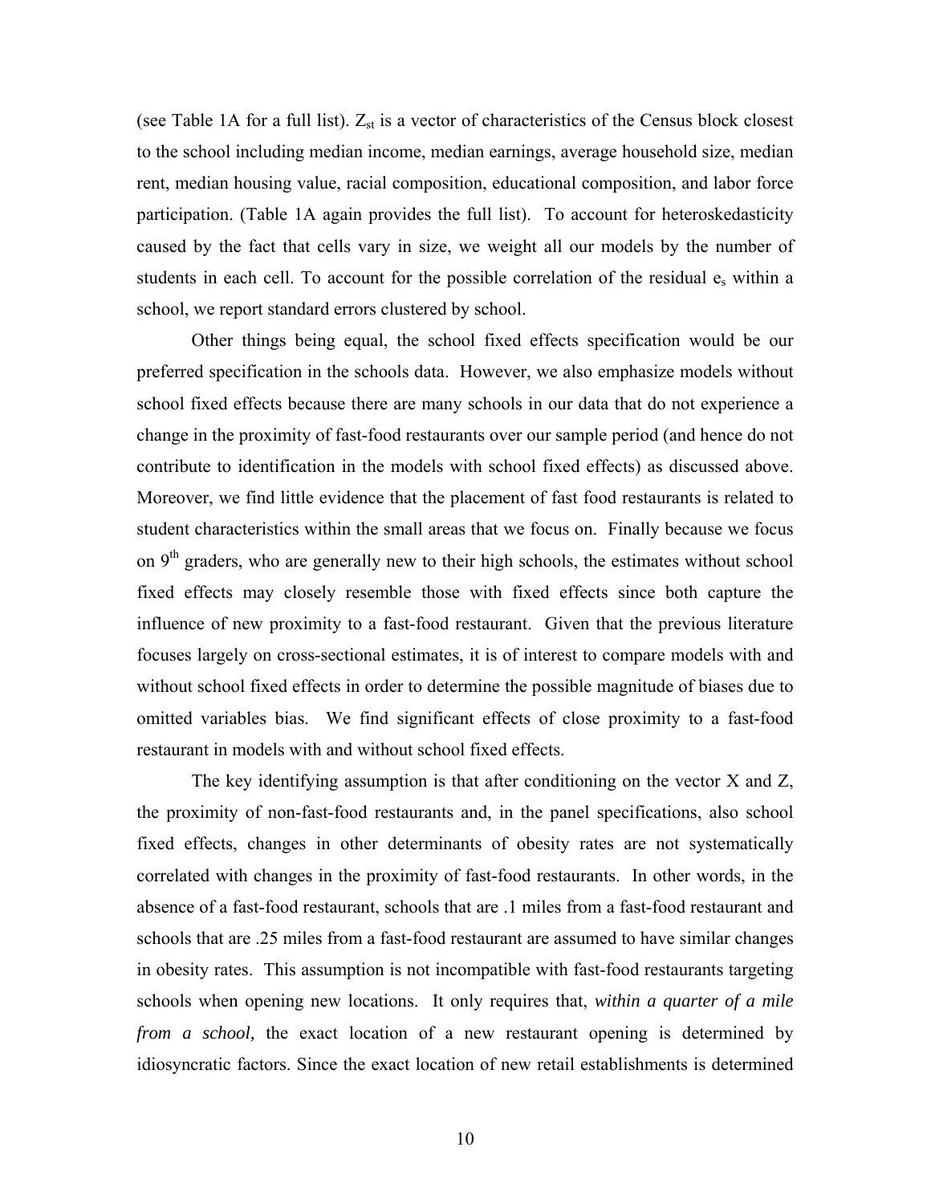(see Table 1A for a full list). $Z_{st}$ is a vector of characteristics of the Census block closest to the school including median income, median earnings, average household size, median rent, median housing value, racial composition, educational composition, and labor force participation. (Table 1A again provides the full list). To account for heteroskedasticity caused by the fact that cells vary in size, we weight all our models by the number of students in each cell. To account for the possible correlation of the residual $e_s$ within a school, we report standard errors clustered by school.

Other things being equal, the school fixed effects specification would be our preferred specification in the schools data. However, we also emphasize models without school fixed effects because there are many schools in our data that do not experience a change in the proximity of fast-food restaurants over our sample period (and hence do not contribute to identification in the models with school fixed effects) as discussed above. Moreover, we find little evidence that the placement of fast food restaurants is related to student characteristics within the small areas that we focus on. Finally because we focus on 9th graders, who are generally new to their high schools, the estimates without school fixed effects may closely resemble those with fixed effects since both capture the influence of new proximity to a fast-food restaurant. Given that the previous literature focuses largely on cross-sectional estimates, it is of interest to compare models with and without school fixed effects in order to determine the possible magnitude of biases due to omitted variables bias. We find significant effects of close proximity to a fast-food restaurant in models with and without school fixed effects.

The key identifying assumption is that after conditioning on the vector X and Z, the proximity of non-fast-food restaurants and, in the panel specifications, also school fixed effects, changes in other determinants of obesity rates are not systematically correlated with changes in the proximity of fast-food restaurants. In other words, in the absence of a fast-food restaurant, schools that are .1 miles from a fast-food restaurant and schools that are .25 miles from a fast-food restaurant are assumed to have similar changes in obesity rates. This assumption is not incompatible with fast-food restaurants targeting schools when opening new locations. It only requires that, *within a quarter of a mile from a school,* the exact location of a new restaurant opening is determined by idiosyncratic factors. Since the exact location of new retail establishments is determined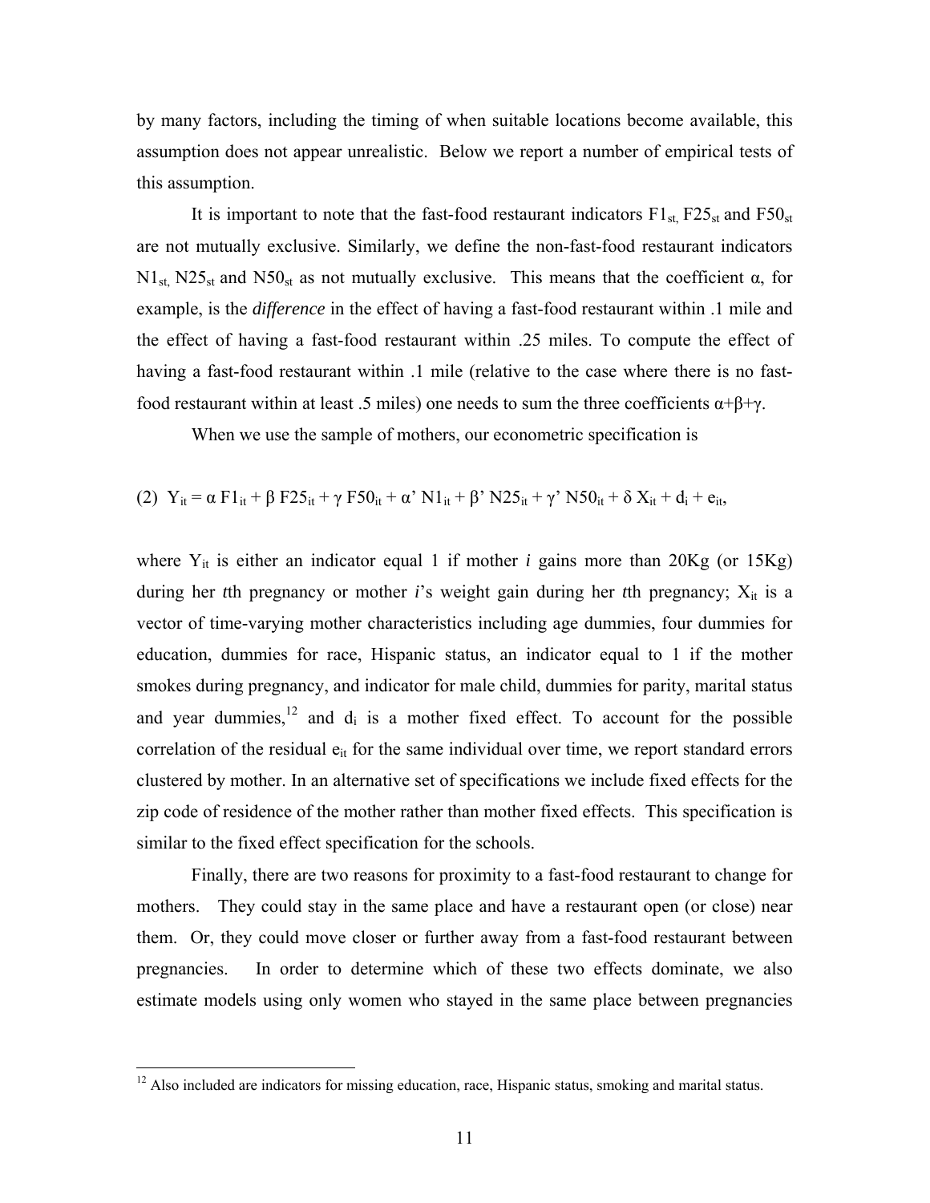by many factors, including the timing of when suitable locations become available, this assumption does not appear unrealistic. Below we report a number of empirical tests of this assumption.

It is important to note that the fast-food restaurant indicators $F1_{st}$, $F25_{st}$ and $F50_{st}$ are not mutually exclusive. Similarly, we define the non-fast-food restaurant indicators $N1_{st}$, $N25_{st}$ and $N50_{st}$ as not mutually exclusive. This means that the coefficient $\alpha$, for example, is the *difference* in the effect of having a fast-food restaurant within .1 mile and the effect of having a fast-food restaurant within .25 miles. To compute the effect of having a fast-food restaurant within .1 mile (relative to the case where there is no fast-food restaurant within at least .5 miles) one needs to sum the three coefficients $\alpha+\beta+\gamma$.

When we use the sample of mothers, our econometric specification is

$$(2)\quad Y_{it} = \alpha\, F1_{it} + \beta\, F25_{it} + \gamma\, F50_{it} + \alpha'\, N1_{it} + \beta'\, N25_{it} + \gamma'\, N50_{it} + \delta\, X_{it} + d_i + e_{it},$$

where $Y_{it}$ is either an indicator equal 1 if mother *i* gains more than 20Kg (or 15Kg) during her *t*th pregnancy or mother *i*'s weight gain during her *t*th pregnancy; $X_{it}$ is a vector of time-varying mother characteristics including age dummies, four dummies for education, dummies for race, Hispanic status, an indicator equal to 1 if the mother smokes during pregnancy, and indicator for male child, dummies for parity, marital status and year dummies,[12] and $d_i$ is a mother fixed effect. To account for the possible correlation of the residual $e_{it}$ for the same individual over time, we report standard errors clustered by mother. In an alternative set of specifications we include fixed effects for the zip code of residence of the mother rather than mother fixed effects. This specification is similar to the fixed effect specification for the schools.

Finally, there are two reasons for proximity to a fast-food restaurant to change for mothers. They could stay in the same place and have a restaurant open (or close) near them. Or, they could move closer or further away from a fast-food restaurant between pregnancies. In order to determine which of these two effects dominate, we also estimate models using only women who stayed in the same place between pregnancies

[12] Also included are indicators for missing education, race, Hispanic status, smoking and marital status.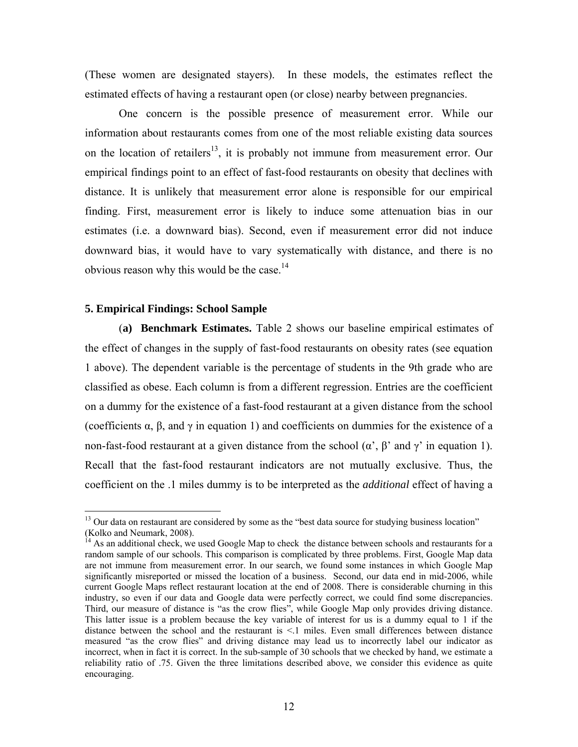(These women are designated stayers). In these models, the estimates reflect the estimated effects of having a restaurant open (or close) nearby between pregnancies.

One concern is the possible presence of measurement error. While our information about restaurants comes from one of the most reliable existing data sources on the location of retailers[13], it is probably not immune from measurement error. Our empirical findings point to an effect of fast-food restaurants on obesity that declines with distance. It is unlikely that measurement error alone is responsible for our empirical finding. First, measurement error is likely to induce some attenuation bias in our estimates (i.e. a downward bias). Second, even if measurement error did not induce downward bias, it would have to vary systematically with distance, and there is no obvious reason why this would be the case.[14]

### 5. Empirical Findings: School Sample

(**a) Benchmark Estimates.** Table 2 shows our baseline empirical estimates of the effect of changes in the supply of fast-food restaurants on obesity rates (see equation 1 above). The dependent variable is the percentage of students in the 9th grade who are classified as obese. Each column is from a different regression. Entries are the coefficient on a dummy for the existence of a fast-food restaurant at a given distance from the school (coefficients α, β, and γ in equation 1) and coefficients on dummies for the existence of a non-fast-food restaurant at a given distance from the school (α', β' and γ' in equation 1). Recall that the fast-food restaurant indicators are not mutually exclusive. Thus, the coefficient on the .1 miles dummy is to be interpreted as the *additional* effect of having a

---

[13] Our data on restaurant are considered by some as the "best data source for studying business location" (Kolko and Neumark, 2008).

[14] As an additional check, we used Google Map to check the distance between schools and restaurants for a random sample of our schools. This comparison is complicated by three problems. First, Google Map data are not immune from measurement error. In our search, we found some instances in which Google Map significantly misreported or missed the location of a business. Second, our data end in mid-2006, while current Google Maps reflect restaurant location at the end of 2008. There is considerable churning in this industry, so even if our data and Google data were perfectly correct, we could find some discrepancies. Third, our measure of distance is "as the crow flies", while Google Map only provides driving distance. This latter issue is a problem because the key variable of interest for us is a dummy equal to 1 if the distance between the school and the restaurant is <.1 miles. Even small differences between distance measured "as the crow flies" and driving distance may lead us to incorrectly label our indicator as incorrect, when in fact it is correct. In the sub-sample of 30 schools that we checked by hand, we estimate a reliability ratio of .75. Given the three limitations described above, we consider this evidence as quite encouraging.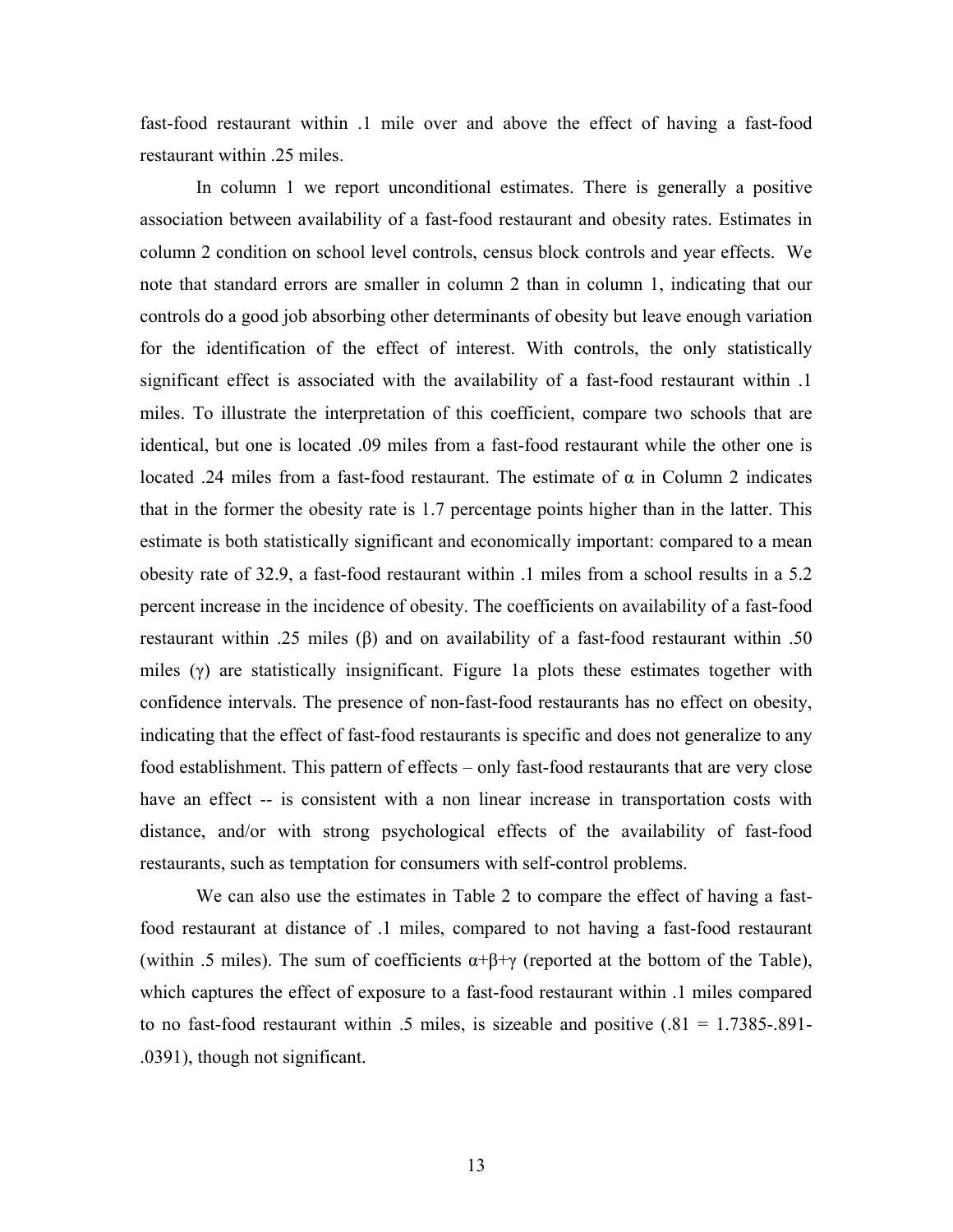fast-food restaurant within .1 mile over and above the effect of having a fast-food restaurant within .25 miles.

In column 1 we report unconditional estimates. There is generally a positive association between availability of a fast-food restaurant and obesity rates. Estimates in column 2 condition on school level controls, census block controls and year effects. We note that standard errors are smaller in column 2 than in column 1, indicating that our controls do a good job absorbing other determinants of obesity but leave enough variation for the identification of the effect of interest. With controls, the only statistically significant effect is associated with the availability of a fast-food restaurant within .1 miles. To illustrate the interpretation of this coefficient, compare two schools that are identical, but one is located .09 miles from a fast-food restaurant while the other one is located .24 miles from a fast-food restaurant. The estimate of $\alpha$ in Column 2 indicates that in the former the obesity rate is 1.7 percentage points higher than in the latter. This estimate is both statistically significant and economically important: compared to a mean obesity rate of 32.9, a fast-food restaurant within .1 miles from a school results in a 5.2 percent increase in the incidence of obesity. The coefficients on availability of a fast-food restaurant within .25 miles ($\beta$) and on availability of a fast-food restaurant within .50 miles ($\gamma$) are statistically insignificant. Figure 1a plots these estimates together with confidence intervals. The presence of non-fast-food restaurants has no effect on obesity, indicating that the effect of fast-food restaurants is specific and does not generalize to any food establishment. This pattern of effects – only fast-food restaurants that are very close have an effect -- is consistent with a non linear increase in transportation costs with distance, and/or with strong psychological effects of the availability of fast-food restaurants, such as temptation for consumers with self-control problems.

We can also use the estimates in Table 2 to compare the effect of having a fast-food restaurant at distance of .1 miles, compared to not having a fast-food restaurant (within .5 miles). The sum of coefficients $\alpha+\beta+\gamma$ (reported at the bottom of the Table), which captures the effect of exposure to a fast-food restaurant within .1 miles compared to no fast-food restaurant within .5 miles, is sizeable and positive (.81 = 1.7385-.891-.0391), though not significant.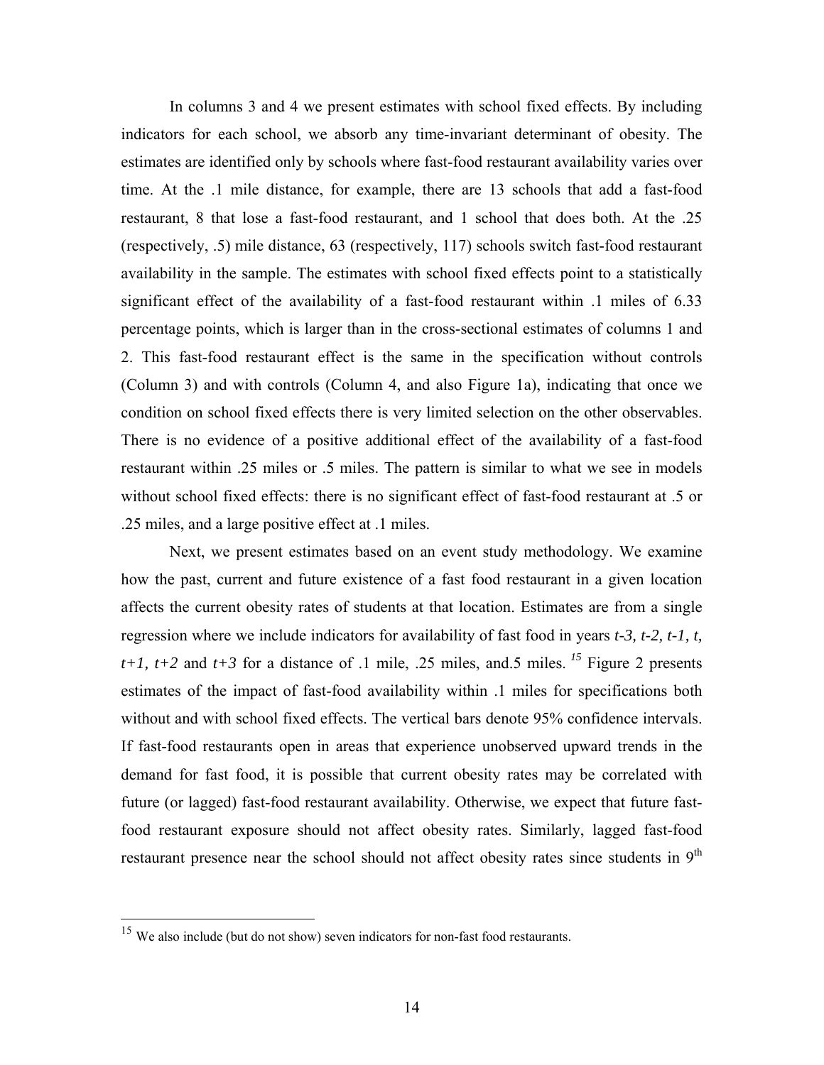In columns 3 and 4 we present estimates with school fixed effects. By including indicators for each school, we absorb any time-invariant determinant of obesity. The estimates are identified only by schools where fast-food restaurant availability varies over time. At the .1 mile distance, for example, there are 13 schools that add a fast-food restaurant, 8 that lose a fast-food restaurant, and 1 school that does both. At the .25 (respectively, .5) mile distance, 63 (respectively, 117) schools switch fast-food restaurant availability in the sample. The estimates with school fixed effects point to a statistically significant effect of the availability of a fast-food restaurant within .1 miles of 6.33 percentage points, which is larger than in the cross-sectional estimates of columns 1 and 2. This fast-food restaurant effect is the same in the specification without controls (Column 3) and with controls (Column 4, and also Figure 1a), indicating that once we condition on school fixed effects there is very limited selection on the other observables. There is no evidence of a positive additional effect of the availability of a fast-food restaurant within .25 miles or .5 miles. The pattern is similar to what we see in models without school fixed effects: there is no significant effect of fast-food restaurant at .5 or .25 miles, and a large positive effect at .1 miles.

Next, we present estimates based on an event study methodology. We examine how the past, current and future existence of a fast food restaurant in a given location affects the current obesity rates of students at that location. Estimates are from a single regression where we include indicators for availability of fast food in years *t-3, t-2, t-1, t, t+1, t+2* and *t+3* for a distance of .1 mile, .25 miles, and.5 miles.[15] Figure 2 presents estimates of the impact of fast-food availability within .1 miles for specifications both without and with school fixed effects. The vertical bars denote 95% confidence intervals. If fast-food restaurants open in areas that experience unobserved upward trends in the demand for fast food, it is possible that current obesity rates may be correlated with future (or lagged) fast-food restaurant availability. Otherwise, we expect that future fast-food restaurant exposure should not affect obesity rates. Similarly, lagged fast-food restaurant presence near the school should not affect obesity rates since students in 9th

[15] We also include (but do not show) seven indicators for non-fast food restaurants.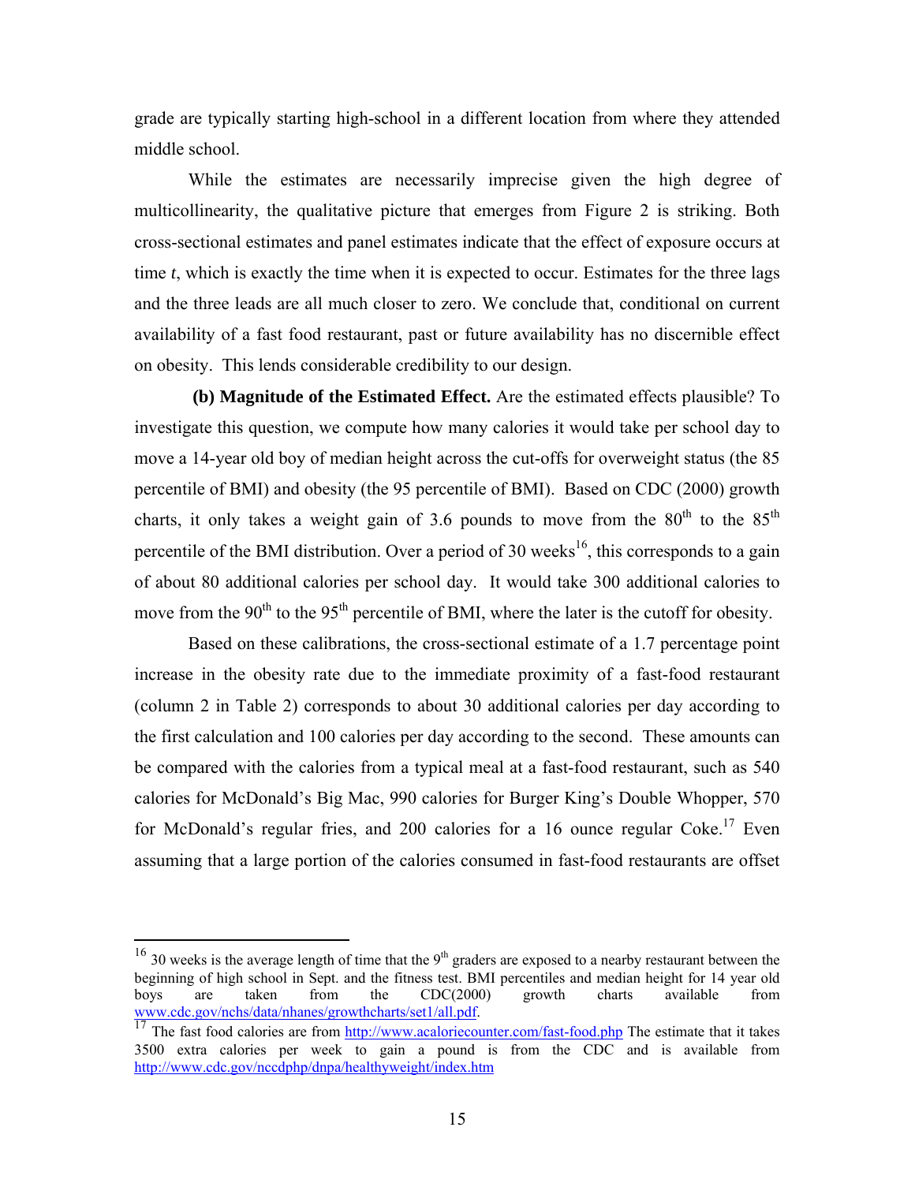grade are typically starting high-school in a different location from where they attended middle school.

While the estimates are necessarily imprecise given the high degree of multicollinearity, the qualitative picture that emerges from Figure 2 is striking. Both cross-sectional estimates and panel estimates indicate that the effect of exposure occurs at time *t*, which is exactly the time when it is expected to occur. Estimates for the three lags and the three leads are all much closer to zero. We conclude that, conditional on current availability of a fast food restaurant, past or future availability has no discernible effect on obesity. This lends considerable credibility to our design.

**(b) Magnitude of the Estimated Effect.** Are the estimated effects plausible? To investigate this question, we compute how many calories it would take per school day to move a 14-year old boy of median height across the cut-offs for overweight status (the 85 percentile of BMI) and obesity (the 95 percentile of BMI). Based on CDC (2000) growth charts, it only takes a weight gain of 3.6 pounds to move from the 80th to the 85th percentile of the BMI distribution. Over a period of 30 weeks[16], this corresponds to a gain of about 80 additional calories per school day. It would take 300 additional calories to move from the 90th to the 95th percentile of BMI, where the later is the cutoff for obesity.

Based on these calibrations, the cross-sectional estimate of a 1.7 percentage point increase in the obesity rate due to the immediate proximity of a fast-food restaurant (column 2 in Table 2) corresponds to about 30 additional calories per day according to the first calculation and 100 calories per day according to the second. These amounts can be compared with the calories from a typical meal at a fast-food restaurant, such as 540 calories for McDonald's Big Mac, 990 calories for Burger King's Double Whopper, 570 for McDonald's regular fries, and 200 calories for a 16 ounce regular Coke.[17] Even assuming that a large portion of the calories consumed in fast-food restaurants are offset

---

[16] 30 weeks is the average length of time that the 9th graders are exposed to a nearby restaurant between the beginning of high school in Sept. and the fitness test. BMI percentiles and median height for 14 year old boys are taken from the CDC(2000) growth charts available from www.cdc.gov/nchs/data/nhanes/growthcharts/set1/all.pdf.

[17] The fast food calories are from http://www.acaloriecounter.com/fast-food.php The estimate that it takes 3500 extra calories per week to gain a pound is from the CDC and is available from http://www.cdc.gov/nccdphp/dnpa/healthyweight/index.htm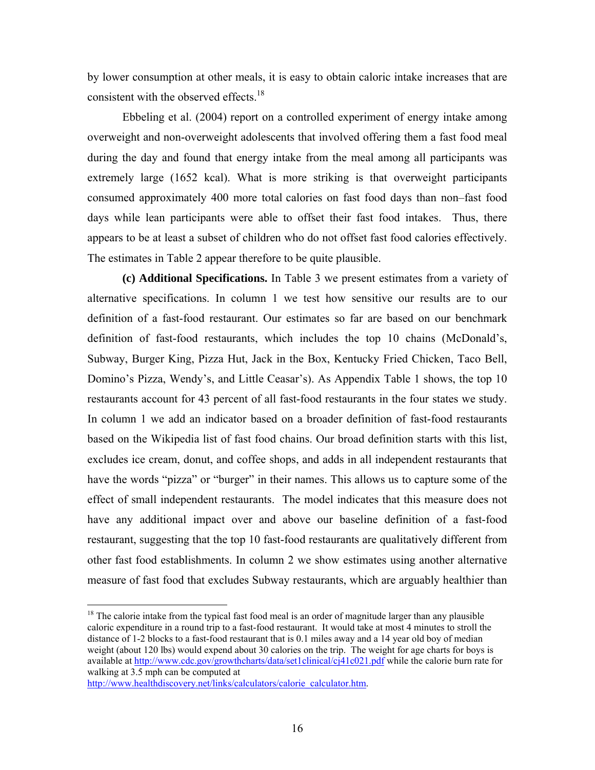by lower consumption at other meals, it is easy to obtain caloric intake increases that are consistent with the observed effects.[18]

Ebbeling et al. (2004) report on a controlled experiment of energy intake among overweight and non-overweight adolescents that involved offering them a fast food meal during the day and found that energy intake from the meal among all participants was extremely large (1652 kcal). What is more striking is that overweight participants consumed approximately 400 more total calories on fast food days than non–fast food days while lean participants were able to offset their fast food intakes. Thus, there appears to be at least a subset of children who do not offset fast food calories effectively. The estimates in Table 2 appear therefore to be quite plausible.

**(c) Additional Specifications.** In Table 3 we present estimates from a variety of alternative specifications. In column 1 we test how sensitive our results are to our definition of a fast-food restaurant. Our estimates so far are based on our benchmark definition of fast-food restaurants, which includes the top 10 chains (McDonald's, Subway, Burger King, Pizza Hut, Jack in the Box, Kentucky Fried Chicken, Taco Bell, Domino's Pizza, Wendy's, and Little Ceasar's). As Appendix Table 1 shows, the top 10 restaurants account for 43 percent of all fast-food restaurants in the four states we study. In column 1 we add an indicator based on a broader definition of fast-food restaurants based on the Wikipedia list of fast food chains. Our broad definition starts with this list, excludes ice cream, donut, and coffee shops, and adds in all independent restaurants that have the words "pizza" or "burger" in their names. This allows us to capture some of the effect of small independent restaurants. The model indicates that this measure does not have any additional impact over and above our baseline definition of a fast-food restaurant, suggesting that the top 10 fast-food restaurants are qualitatively different from other fast food establishments. In column 2 we show estimates using another alternative measure of fast food that excludes Subway restaurants, which are arguably healthier than

[18] The calorie intake from the typical fast food meal is an order of magnitude larger than any plausible caloric expenditure in a round trip to a fast-food restaurant. It would take at most 4 minutes to stroll the distance of 1-2 blocks to a fast-food restaurant that is 0.1 miles away and a 14 year old boy of median weight (about 120 lbs) would expend about 30 calories on the trip. The weight for age charts for boys is available at http://www.cdc.gov/growthcharts/data/set1clinical/cj41c021.pdf while the calorie burn rate for walking at 3.5 mph can be computed at http://www.healthdiscovery.net/links/calculators/calorie_calculator.htm.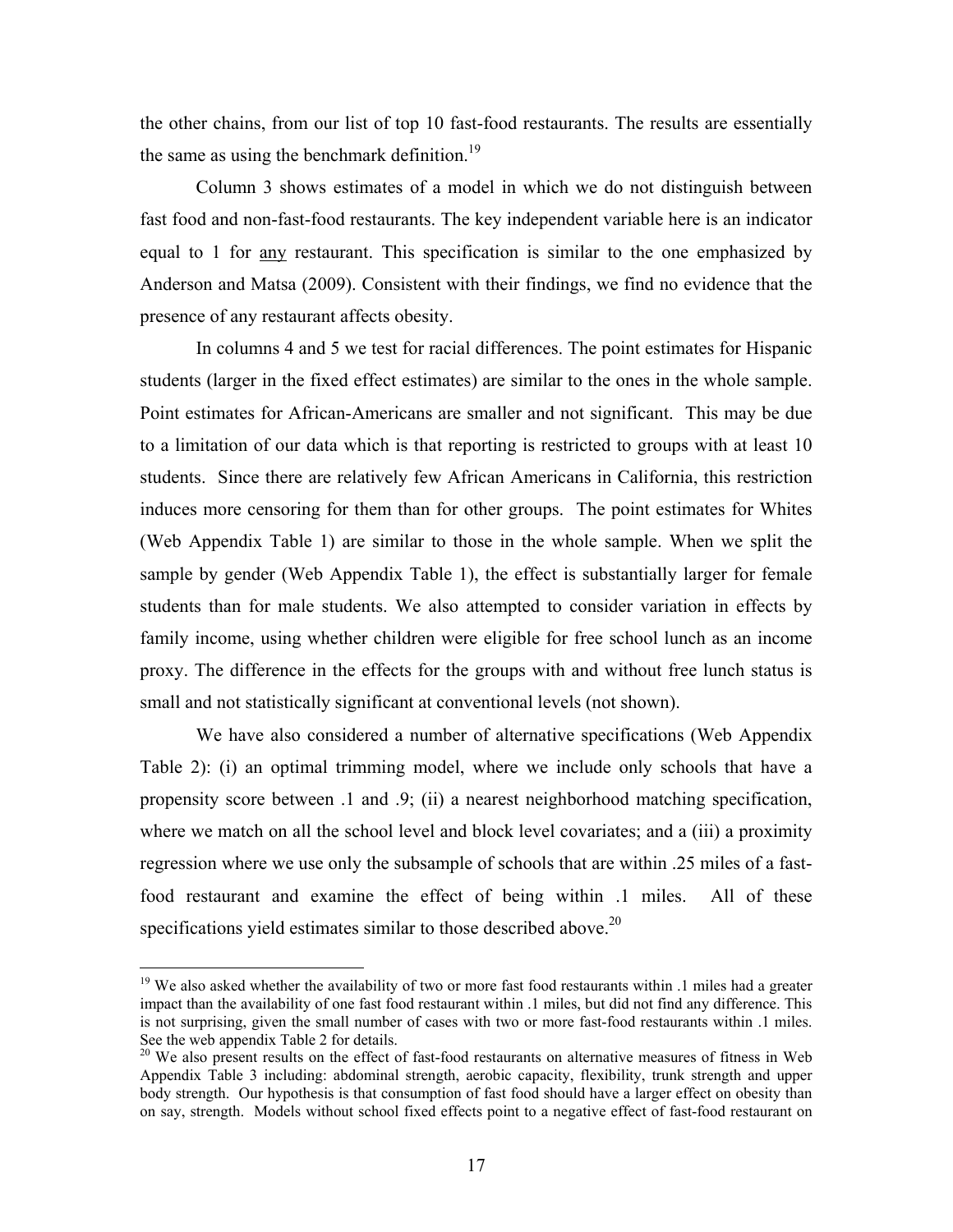the other chains, from our list of top 10 fast-food restaurants. The results are essentially the same as using the benchmark definition.[19]

Column 3 shows estimates of a model in which we do not distinguish between fast food and non-fast-food restaurants. The key independent variable here is an indicator equal to 1 for any restaurant. This specification is similar to the one emphasized by Anderson and Matsa (2009). Consistent with their findings, we find no evidence that the presence of any restaurant affects obesity.

In columns 4 and 5 we test for racial differences. The point estimates for Hispanic students (larger in the fixed effect estimates) are similar to the ones in the whole sample. Point estimates for African-Americans are smaller and not significant. This may be due to a limitation of our data which is that reporting is restricted to groups with at least 10 students. Since there are relatively few African Americans in California, this restriction induces more censoring for them than for other groups. The point estimates for Whites (Web Appendix Table 1) are similar to those in the whole sample. When we split the sample by gender (Web Appendix Table 1), the effect is substantially larger for female students than for male students. We also attempted to consider variation in effects by family income, using whether children were eligible for free school lunch as an income proxy. The difference in the effects for the groups with and without free lunch status is small and not statistically significant at conventional levels (not shown).

We have also considered a number of alternative specifications (Web Appendix Table 2): (i) an optimal trimming model, where we include only schools that have a propensity score between .1 and .9; (ii) a nearest neighborhood matching specification, where we match on all the school level and block level covariates; and a (iii) a proximity regression where we use only the subsample of schools that are within .25 miles of a fast-food restaurant and examine the effect of being within .1 miles. All of these specifications yield estimates similar to those described above.[20]

---

[19] We also asked whether the availability of two or more fast food restaurants within .1 miles had a greater impact than the availability of one fast food restaurant within .1 miles, but did not find any difference. This is not surprising, given the small number of cases with two or more fast-food restaurants within .1 miles. See the web appendix Table 2 for details.

[20] We also present results on the effect of fast-food restaurants on alternative measures of fitness in Web Appendix Table 3 including: abdominal strength, aerobic capacity, flexibility, trunk strength and upper body strength. Our hypothesis is that consumption of fast food should have a larger effect on obesity than on say, strength. Models without school fixed effects point to a negative effect of fast-food restaurant on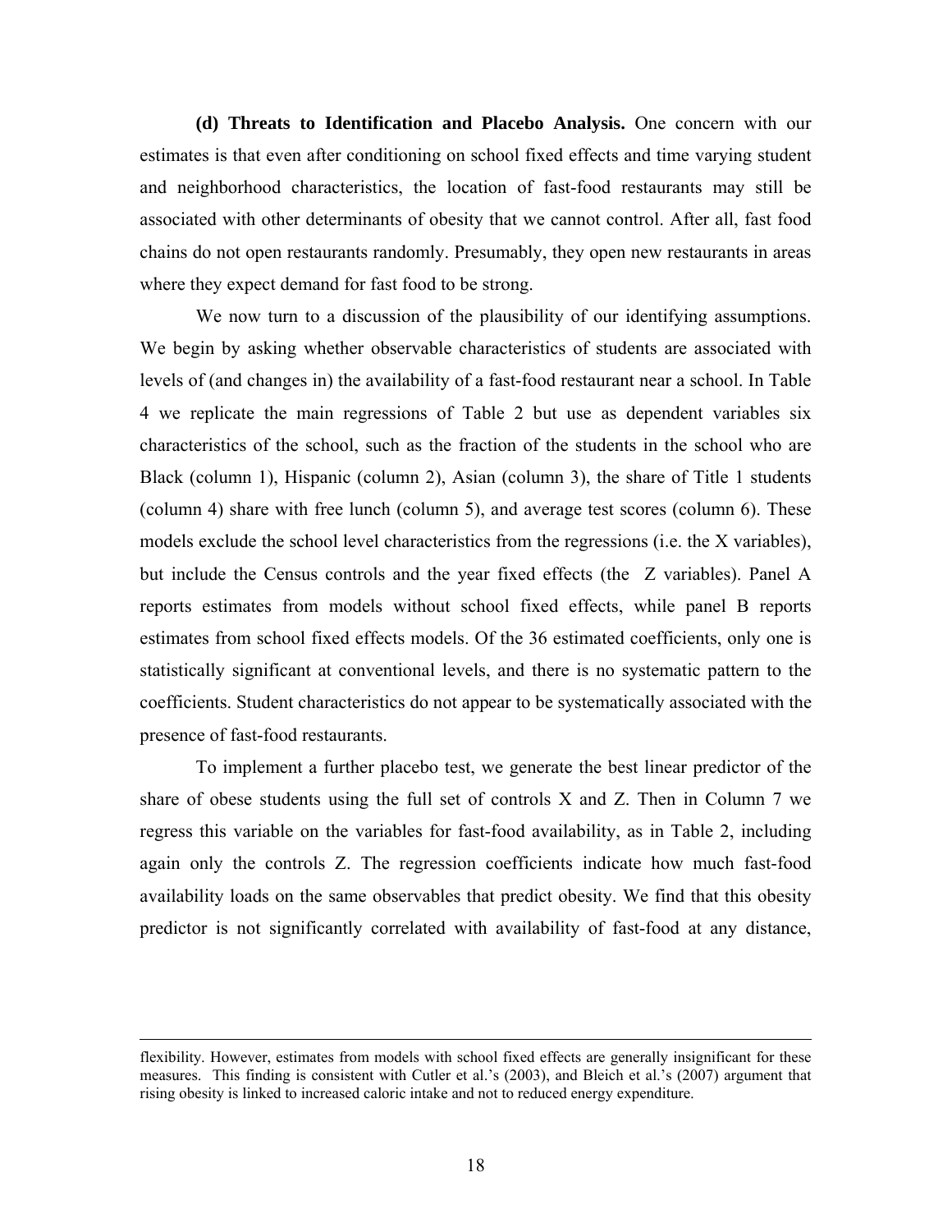**(d) Threats to Identification and Placebo Analysis.** One concern with our estimates is that even after conditioning on school fixed effects and time varying student and neighborhood characteristics, the location of fast-food restaurants may still be associated with other determinants of obesity that we cannot control. After all, fast food chains do not open restaurants randomly. Presumably, they open new restaurants in areas where they expect demand for fast food to be strong.

We now turn to a discussion of the plausibility of our identifying assumptions. We begin by asking whether observable characteristics of students are associated with levels of (and changes in) the availability of a fast-food restaurant near a school. In Table 4 we replicate the main regressions of Table 2 but use as dependent variables six characteristics of the school, such as the fraction of the students in the school who are Black (column 1), Hispanic (column 2), Asian (column 3), the share of Title 1 students (column 4) share with free lunch (column 5), and average test scores (column 6). These models exclude the school level characteristics from the regressions (i.e. the X variables), but include the Census controls and the year fixed effects (the Z variables). Panel A reports estimates from models without school fixed effects, while panel B reports estimates from school fixed effects models. Of the 36 estimated coefficients, only one is statistically significant at conventional levels, and there is no systematic pattern to the coefficients. Student characteristics do not appear to be systematically associated with the presence of fast-food restaurants.

To implement a further placebo test, we generate the best linear predictor of the share of obese students using the full set of controls X and Z. Then in Column 7 we regress this variable on the variables for fast-food availability, as in Table 2, including again only the controls Z. The regression coefficients indicate how much fast-food availability loads on the same observables that predict obesity. We find that this obesity predictor is not significantly correlated with availability of fast-food at any distance,

---

flexibility. However, estimates from models with school fixed effects are generally insignificant for these measures. This finding is consistent with Cutler et al.'s (2003), and Bleich et al.'s (2007) argument that rising obesity is linked to increased caloric intake and not to reduced energy expenditure.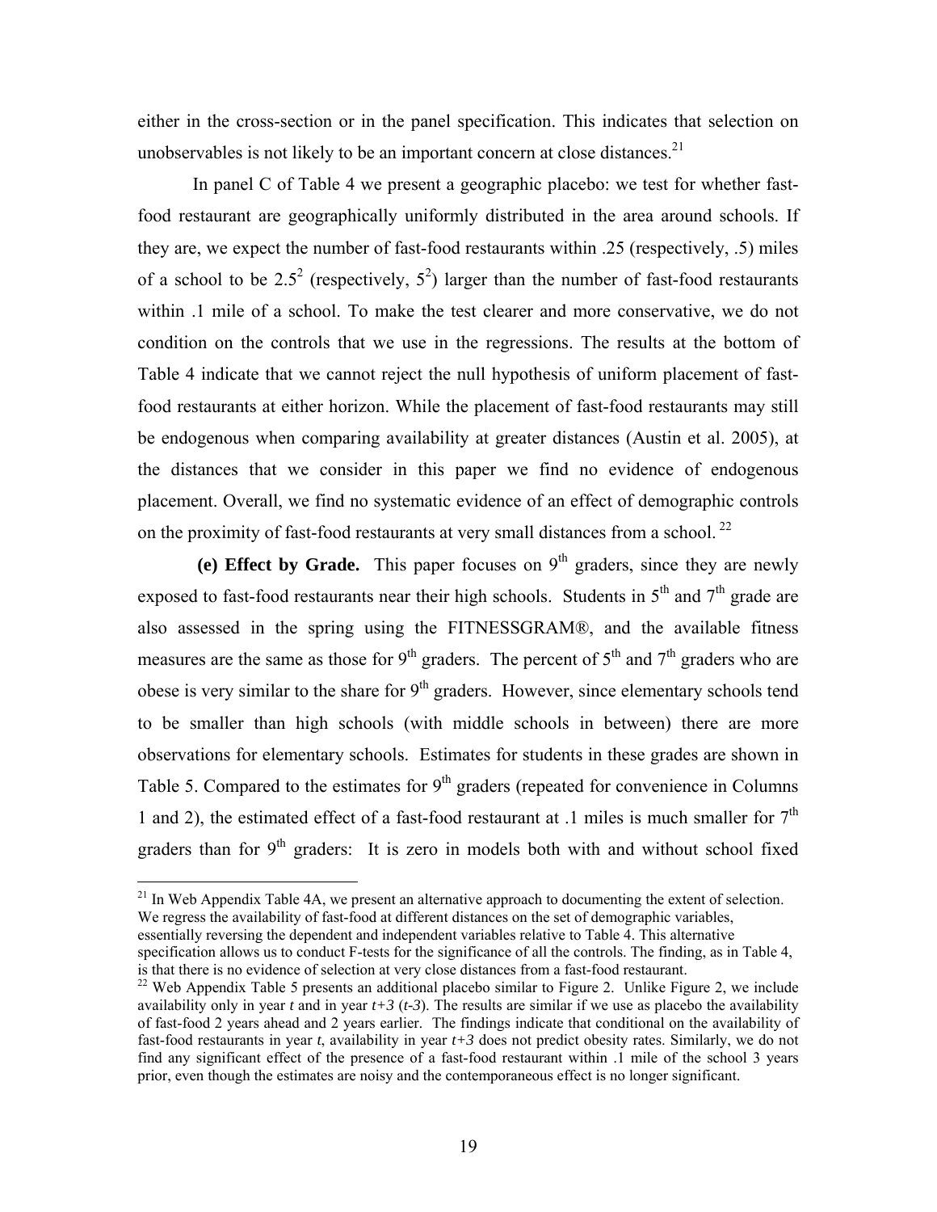either in the cross-section or in the panel specification. This indicates that selection on unobservables is not likely to be an important concern at close distances.[21]

In panel C of Table 4 we present a geographic placebo: we test for whether fast-food restaurant are geographically uniformly distributed in the area around schools. If they are, we expect the number of fast-food restaurants within .25 (respectively, .5) miles of a school to be $2.5^2$ (respectively, $5^2$) larger than the number of fast-food restaurants within .1 mile of a school. To make the test clearer and more conservative, we do not condition on the controls that we use in the regressions. The results at the bottom of Table 4 indicate that we cannot reject the null hypothesis of uniform placement of fast-food restaurants at either horizon. While the placement of fast-food restaurants may still be endogenous when comparing availability at greater distances (Austin et al. 2005), at the distances that we consider in this paper we find no evidence of endogenous placement. Overall, we find no systematic evidence of an effect of demographic controls on the proximity of fast-food restaurants at very small distances from a school.[22]

**(e) Effect by Grade.** This paper focuses on 9th graders, since they are newly exposed to fast-food restaurants near their high schools. Students in 5th and 7th grade are also assessed in the spring using the FITNESSGRAM®, and the available fitness measures are the same as those for 9th graders. The percent of 5th and 7th graders who are obese is very similar to the share for 9th graders. However, since elementary schools tend to be smaller than high schools (with middle schools in between) there are more observations for elementary schools. Estimates for students in these grades are shown in Table 5. Compared to the estimates for 9th graders (repeated for convenience in Columns 1 and 2), the estimated effect of a fast-food restaurant at .1 miles is much smaller for 7th graders than for 9th graders: It is zero in models both with and without school fixed

[21] In Web Appendix Table 4A, we present an alternative approach to documenting the extent of selection. We regress the availability of fast-food at different distances on the set of demographic variables, essentially reversing the dependent and independent variables relative to Table 4. This alternative specification allows us to conduct F-tests for the significance of all the controls. The finding, as in Table 4, is that there is no evidence of selection at very close distances from a fast-food restaurant.

[22] Web Appendix Table 5 presents an additional placebo similar to Figure 2. Unlike Figure 2, we include availability only in year *t* and in year *t+3* (*t-3*). The results are similar if we use as placebo the availability of fast-food 2 years ahead and 2 years earlier. The findings indicate that conditional on the availability of fast-food restaurants in year *t*, availability in year *t+3* does not predict obesity rates. Similarly, we do not find any significant effect of the presence of a fast-food restaurant within .1 mile of the school 3 years prior, even though the estimates are noisy and the contemporaneous effect is no longer significant.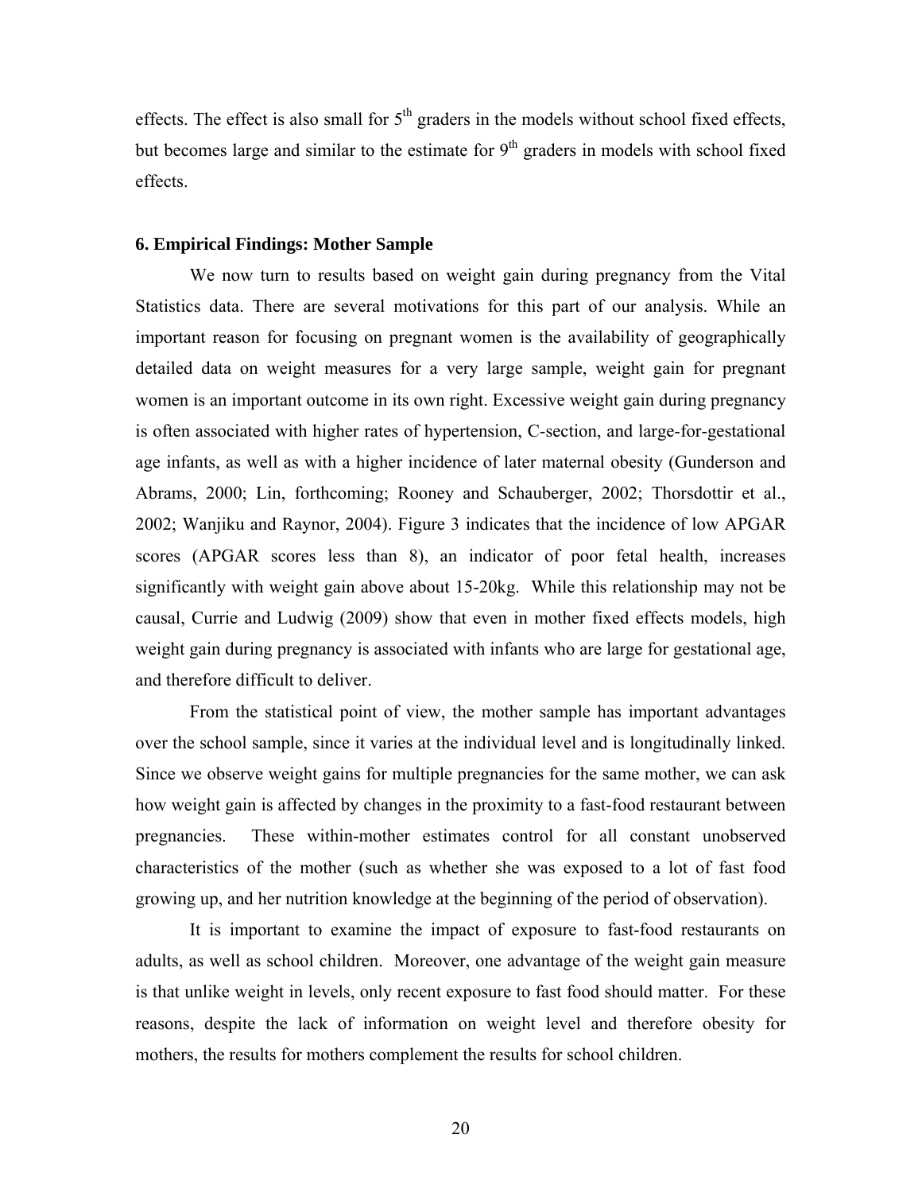effects. The effect is also small for 5th graders in the models without school fixed effects, but becomes large and similar to the estimate for 9th graders in models with school fixed effects.

## 6. Empirical Findings: Mother Sample

We now turn to results based on weight gain during pregnancy from the Vital Statistics data. There are several motivations for this part of our analysis. While an important reason for focusing on pregnant women is the availability of geographically detailed data on weight measures for a very large sample, weight gain for pregnant women is an important outcome in its own right. Excessive weight gain during pregnancy is often associated with higher rates of hypertension, C-section, and large-for-gestational age infants, as well as with a higher incidence of later maternal obesity (Gunderson and Abrams, 2000; Lin, forthcoming; Rooney and Schauberger, 2002; Thorsdottir et al., 2002; Wanjiku and Raynor, 2004). Figure 3 indicates that the incidence of low APGAR scores (APGAR scores less than 8), an indicator of poor fetal health, increases significantly with weight gain above about 15-20kg. While this relationship may not be causal, Currie and Ludwig (2009) show that even in mother fixed effects models, high weight gain during pregnancy is associated with infants who are large for gestational age, and therefore difficult to deliver.

From the statistical point of view, the mother sample has important advantages over the school sample, since it varies at the individual level and is longitudinally linked. Since we observe weight gains for multiple pregnancies for the same mother, we can ask how weight gain is affected by changes in the proximity to a fast-food restaurant between pregnancies. These within-mother estimates control for all constant unobserved characteristics of the mother (such as whether she was exposed to a lot of fast food growing up, and her nutrition knowledge at the beginning of the period of observation).

It is important to examine the impact of exposure to fast-food restaurants on adults, as well as school children. Moreover, one advantage of the weight gain measure is that unlike weight in levels, only recent exposure to fast food should matter. For these reasons, despite the lack of information on weight level and therefore obesity for mothers, the results for mothers complement the results for school children.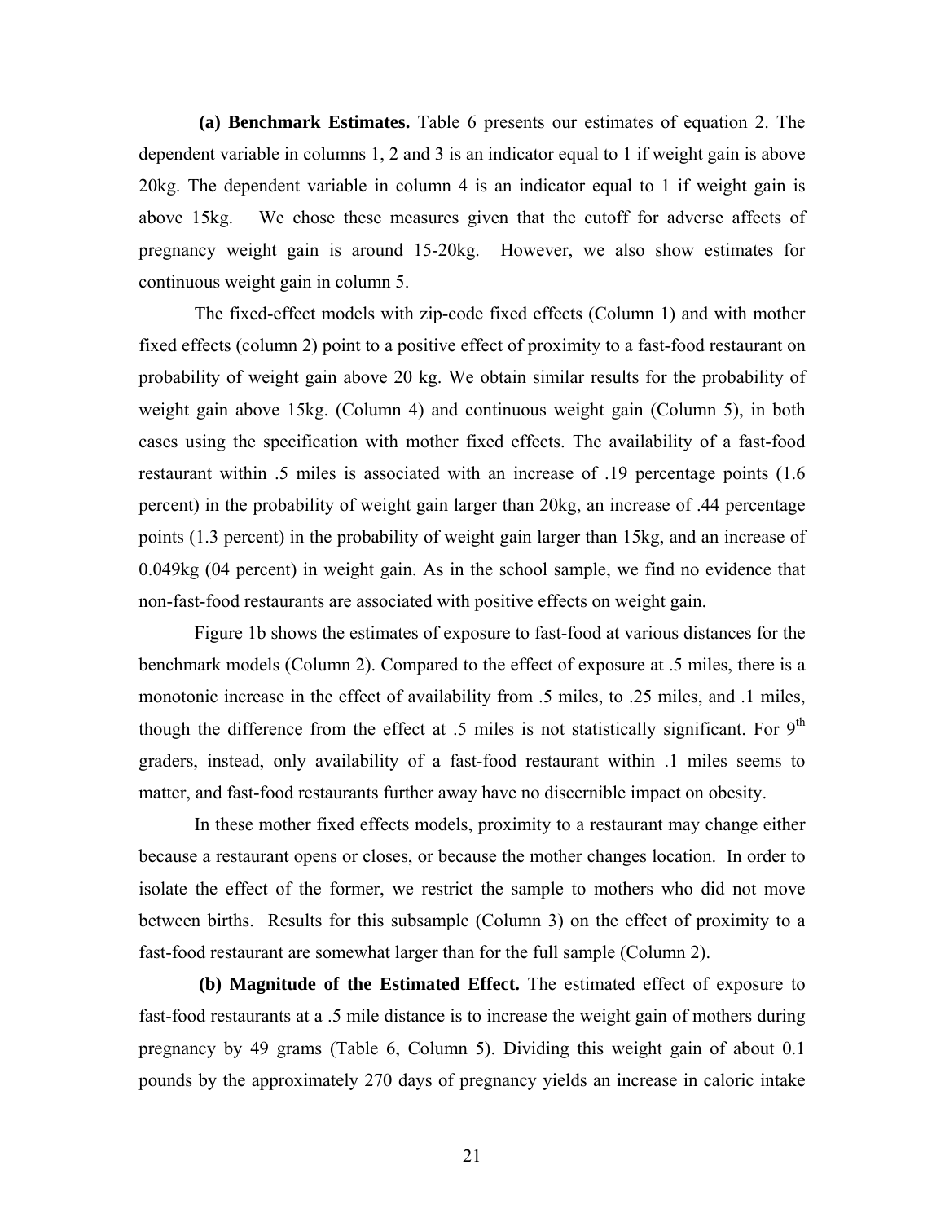**(a) Benchmark Estimates.** Table 6 presents our estimates of equation 2. The dependent variable in columns 1, 2 and 3 is an indicator equal to 1 if weight gain is above 20kg. The dependent variable in column 4 is an indicator equal to 1 if weight gain is above 15kg. We chose these measures given that the cutoff for adverse affects of pregnancy weight gain is around 15-20kg. However, we also show estimates for continuous weight gain in column 5.

The fixed-effect models with zip-code fixed effects (Column 1) and with mother fixed effects (column 2) point to a positive effect of proximity to a fast-food restaurant on probability of weight gain above 20 kg. We obtain similar results for the probability of weight gain above 15kg. (Column 4) and continuous weight gain (Column 5), in both cases using the specification with mother fixed effects. The availability of a fast-food restaurant within .5 miles is associated with an increase of .19 percentage points (1.6 percent) in the probability of weight gain larger than 20kg, an increase of .44 percentage points (1.3 percent) in the probability of weight gain larger than 15kg, and an increase of 0.049kg (04 percent) in weight gain. As in the school sample, we find no evidence that non-fast-food restaurants are associated with positive effects on weight gain.

Figure 1b shows the estimates of exposure to fast-food at various distances for the benchmark models (Column 2). Compared to the effect of exposure at .5 miles, there is a monotonic increase in the effect of availability from .5 miles, to .25 miles, and .1 miles, though the difference from the effect at .5 miles is not statistically significant. For 9th graders, instead, only availability of a fast-food restaurant within .1 miles seems to matter, and fast-food restaurants further away have no discernible impact on obesity.

In these mother fixed effects models, proximity to a restaurant may change either because a restaurant opens or closes, or because the mother changes location. In order to isolate the effect of the former, we restrict the sample to mothers who did not move between births. Results for this subsample (Column 3) on the effect of proximity to a fast-food restaurant are somewhat larger than for the full sample (Column 2).

**(b) Magnitude of the Estimated Effect.** The estimated effect of exposure to fast-food restaurants at a .5 mile distance is to increase the weight gain of mothers during pregnancy by 49 grams (Table 6, Column 5). Dividing this weight gain of about 0.1 pounds by the approximately 270 days of pregnancy yields an increase in caloric intake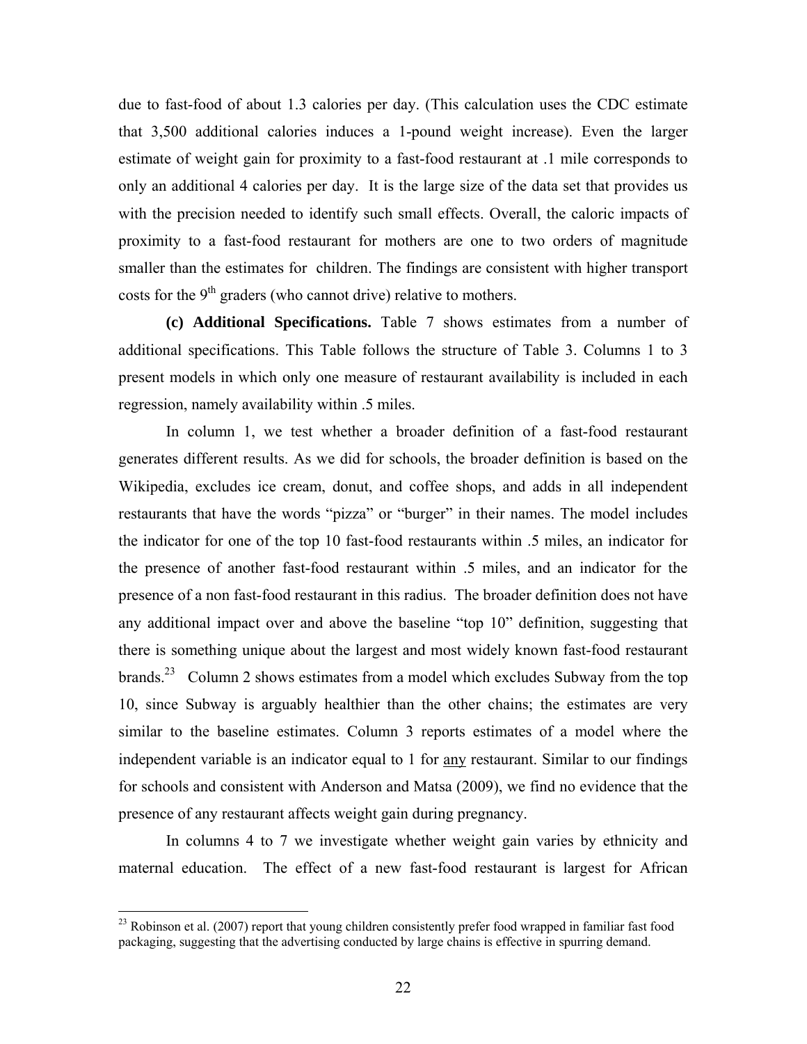due to fast-food of about 1.3 calories per day. (This calculation uses the CDC estimate that 3,500 additional calories induces a 1-pound weight increase). Even the larger estimate of weight gain for proximity to a fast-food restaurant at .1 mile corresponds to only an additional 4 calories per day. It is the large size of the data set that provides us with the precision needed to identify such small effects. Overall, the caloric impacts of proximity to a fast-food restaurant for mothers are one to two orders of magnitude smaller than the estimates for children. The findings are consistent with higher transport costs for the 9th graders (who cannot drive) relative to mothers.

**(c) Additional Specifications.** Table 7 shows estimates from a number of additional specifications. This Table follows the structure of Table 3. Columns 1 to 3 present models in which only one measure of restaurant availability is included in each regression, namely availability within .5 miles.

In column 1, we test whether a broader definition of a fast-food restaurant generates different results. As we did for schools, the broader definition is based on the Wikipedia, excludes ice cream, donut, and coffee shops, and adds in all independent restaurants that have the words "pizza" or "burger" in their names. The model includes the indicator for one of the top 10 fast-food restaurants within .5 miles, an indicator for the presence of another fast-food restaurant within .5 miles, and an indicator for the presence of a non fast-food restaurant in this radius. The broader definition does not have any additional impact over and above the baseline "top 10" definition, suggesting that there is something unique about the largest and most widely known fast-food restaurant brands.[23] Column 2 shows estimates from a model which excludes Subway from the top 10, since Subway is arguably healthier than the other chains; the estimates are very similar to the baseline estimates. Column 3 reports estimates of a model where the independent variable is an indicator equal to 1 for any restaurant. Similar to our findings for schools and consistent with Anderson and Matsa (2009), we find no evidence that the presence of any restaurant affects weight gain during pregnancy.

In columns 4 to 7 we investigate whether weight gain varies by ethnicity and maternal education. The effect of a new fast-food restaurant is largest for African

[23] Robinson et al. (2007) report that young children consistently prefer food wrapped in familiar fast food packaging, suggesting that the advertising conducted by large chains is effective in spurring demand.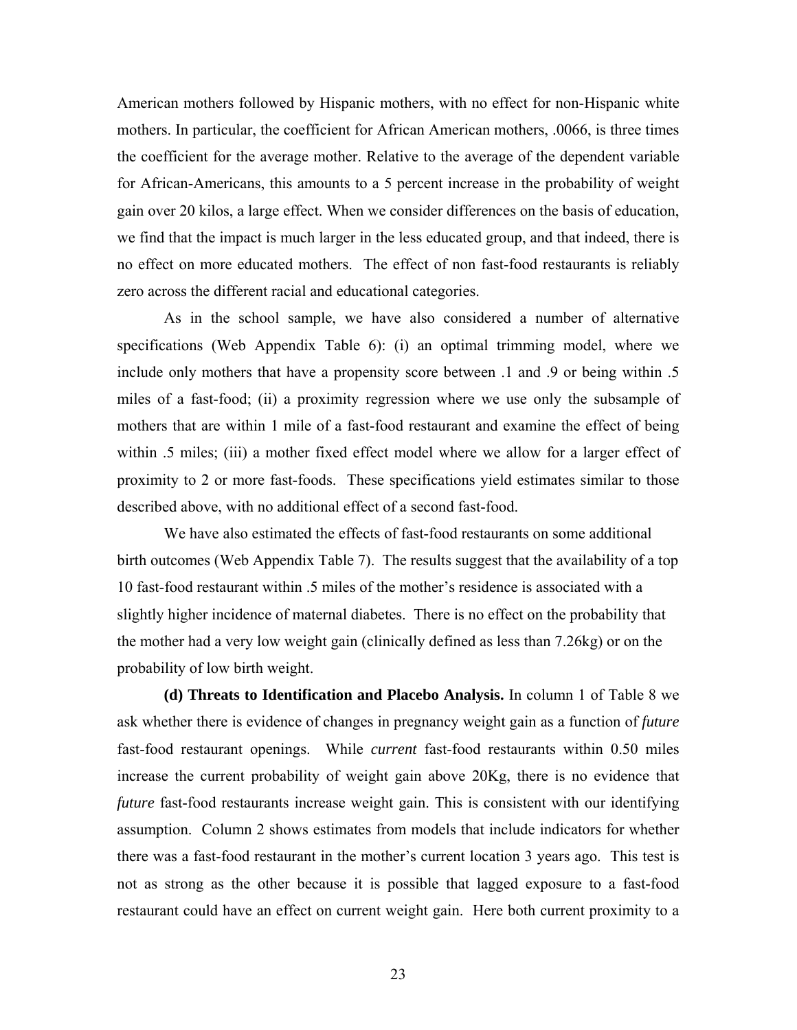American mothers followed by Hispanic mothers, with no effect for non-Hispanic white mothers. In particular, the coefficient for African American mothers, .0066, is three times the coefficient for the average mother. Relative to the average of the dependent variable for African-Americans, this amounts to a 5 percent increase in the probability of weight gain over 20 kilos, a large effect. When we consider differences on the basis of education, we find that the impact is much larger in the less educated group, and that indeed, there is no effect on more educated mothers. The effect of non fast-food restaurants is reliably zero across the different racial and educational categories.

As in the school sample, we have also considered a number of alternative specifications (Web Appendix Table 6): (i) an optimal trimming model, where we include only mothers that have a propensity score between .1 and .9 or being within .5 miles of a fast-food; (ii) a proximity regression where we use only the subsample of mothers that are within 1 mile of a fast-food restaurant and examine the effect of being within .5 miles; (iii) a mother fixed effect model where we allow for a larger effect of proximity to 2 or more fast-foods. These specifications yield estimates similar to those described above, with no additional effect of a second fast-food.

We have also estimated the effects of fast-food restaurants on some additional birth outcomes (Web Appendix Table 7). The results suggest that the availability of a top 10 fast-food restaurant within .5 miles of the mother's residence is associated with a slightly higher incidence of maternal diabetes. There is no effect on the probability that the mother had a very low weight gain (clinically defined as less than 7.26kg) or on the probability of low birth weight.

**(d) Threats to Identification and Placebo Analysis.** In column 1 of Table 8 we ask whether there is evidence of changes in pregnancy weight gain as a function of *future* fast-food restaurant openings. While *current* fast-food restaurants within 0.50 miles increase the current probability of weight gain above 20Kg, there is no evidence that *future* fast-food restaurants increase weight gain. This is consistent with our identifying assumption. Column 2 shows estimates from models that include indicators for whether there was a fast-food restaurant in the mother's current location 3 years ago. This test is not as strong as the other because it is possible that lagged exposure to a fast-food restaurant could have an effect on current weight gain. Here both current proximity to a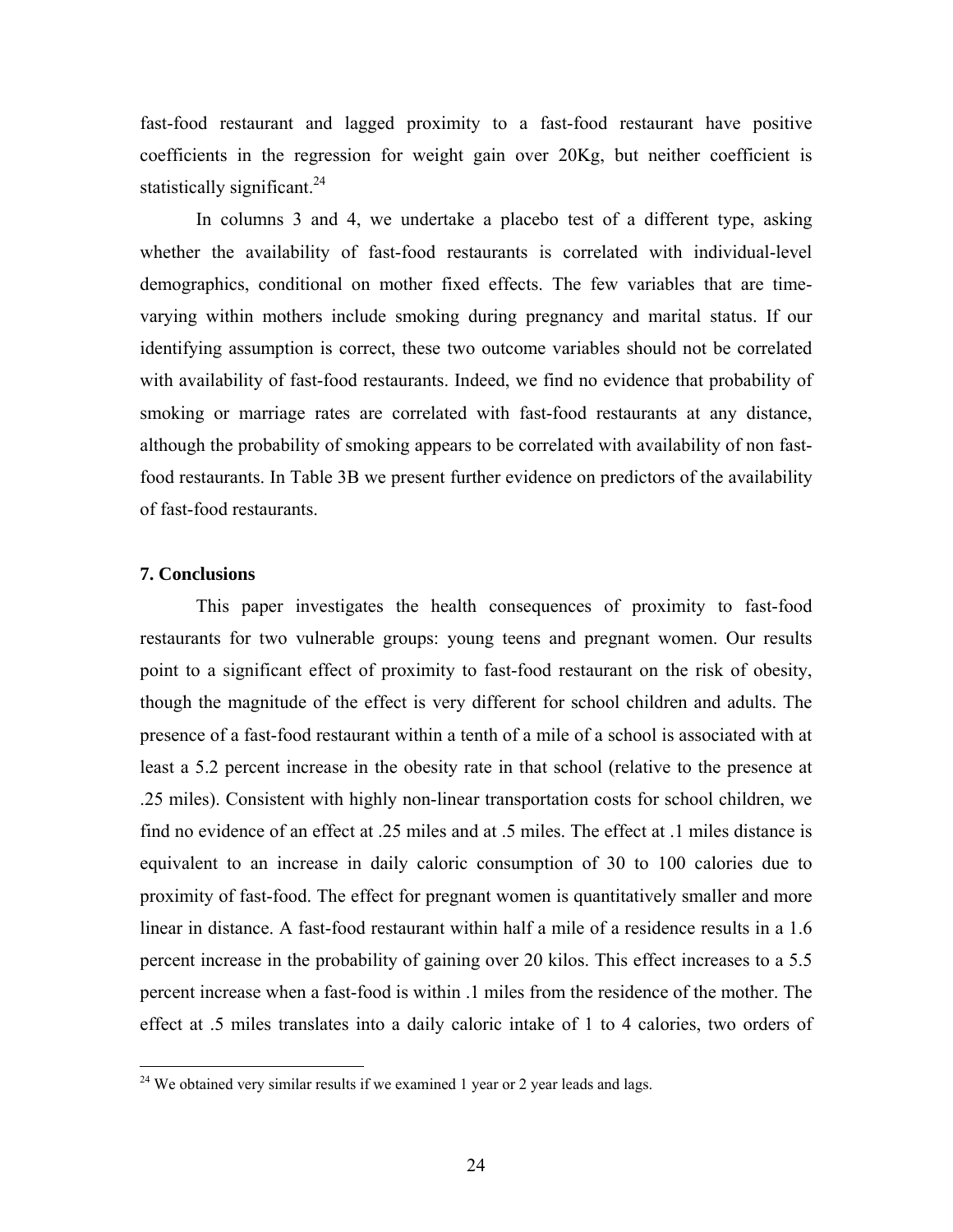fast-food restaurant and lagged proximity to a fast-food restaurant have positive coefficients in the regression for weight gain over 20Kg, but neither coefficient is statistically significant.[24]

In columns 3 and 4, we undertake a placebo test of a different type, asking whether the availability of fast-food restaurants is correlated with individual-level demographics, conditional on mother fixed effects. The few variables that are time-varying within mothers include smoking during pregnancy and marital status. If our identifying assumption is correct, these two outcome variables should not be correlated with availability of fast-food restaurants. Indeed, we find no evidence that probability of smoking or marriage rates are correlated with fast-food restaurants at any distance, although the probability of smoking appears to be correlated with availability of non fast-food restaurants. In Table 3B we present further evidence on predictors of the availability of fast-food restaurants.

## 7. Conclusions

This paper investigates the health consequences of proximity to fast-food restaurants for two vulnerable groups: young teens and pregnant women. Our results point to a significant effect of proximity to fast-food restaurant on the risk of obesity, though the magnitude of the effect is very different for school children and adults. The presence of a fast-food restaurant within a tenth of a mile of a school is associated with at least a 5.2 percent increase in the obesity rate in that school (relative to the presence at .25 miles). Consistent with highly non-linear transportation costs for school children, we find no evidence of an effect at .25 miles and at .5 miles. The effect at .1 miles distance is equivalent to an increase in daily caloric consumption of 30 to 100 calories due to proximity of fast-food. The effect for pregnant women is quantitatively smaller and more linear in distance. A fast-food restaurant within half a mile of a residence results in a 1.6 percent increase in the probability of gaining over 20 kilos. This effect increases to a 5.5 percent increase when a fast-food is within .1 miles from the residence of the mother. The effect at .5 miles translates into a daily caloric intake of 1 to 4 calories, two orders of

[24] We obtained very similar results if we examined 1 year or 2 year leads and lags.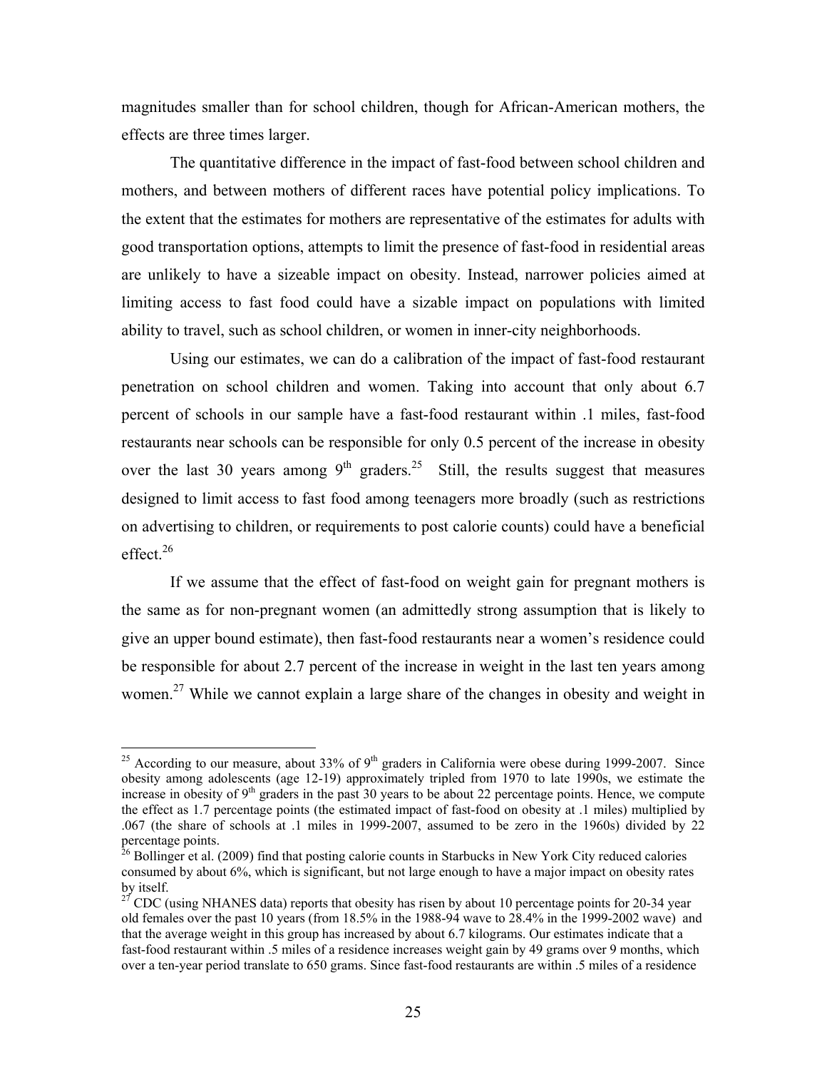magnitudes smaller than for school children, though for African-American mothers, the effects are three times larger.

The quantitative difference in the impact of fast-food between school children and mothers, and between mothers of different races have potential policy implications. To the extent that the estimates for mothers are representative of the estimates for adults with good transportation options, attempts to limit the presence of fast-food in residential areas are unlikely to have a sizeable impact on obesity. Instead, narrower policies aimed at limiting access to fast food could have a sizable impact on populations with limited ability to travel, such as school children, or women in inner-city neighborhoods.

Using our estimates, we can do a calibration of the impact of fast-food restaurant penetration on school children and women. Taking into account that only about 6.7 percent of schools in our sample have a fast-food restaurant within .1 miles, fast-food restaurants near schools can be responsible for only 0.5 percent of the increase in obesity over the last 30 years among 9th graders.[25] Still, the results suggest that measures designed to limit access to fast food among teenagers more broadly (such as restrictions on advertising to children, or requirements to post calorie counts) could have a beneficial effect.[26]

If we assume that the effect of fast-food on weight gain for pregnant mothers is the same as for non-pregnant women (an admittedly strong assumption that is likely to give an upper bound estimate), then fast-food restaurants near a women's residence could be responsible for about 2.7 percent of the increase in weight in the last ten years among women.[27] While we cannot explain a large share of the changes in obesity and weight in

---

[25] According to our measure, about 33% of 9th graders in California were obese during 1999-2007. Since obesity among adolescents (age 12-19) approximately tripled from 1970 to late 1990s, we estimate the increase in obesity of 9th graders in the past 30 years to be about 22 percentage points. Hence, we compute the effect as 1.7 percentage points (the estimated impact of fast-food on obesity at .1 miles) multiplied by .067 (the share of schools at .1 miles in 1999-2007, assumed to be zero in the 1960s) divided by 22 percentage points.

[26] Bollinger et al. (2009) find that posting calorie counts in Starbucks in New York City reduced calories consumed by about 6%, which is significant, but not large enough to have a major impact on obesity rates by itself.

[27] CDC (using NHANES data) reports that obesity has risen by about 10 percentage points for 20-34 year old females over the past 10 years (from 18.5% in the 1988-94 wave to 28.4% in the 1999-2002 wave) and that the average weight in this group has increased by about 6.7 kilograms. Our estimates indicate that a fast-food restaurant within .5 miles of a residence increases weight gain by 49 grams over 9 months, which over a ten-year period translate to 650 grams. Since fast-food restaurants are within .5 miles of a residence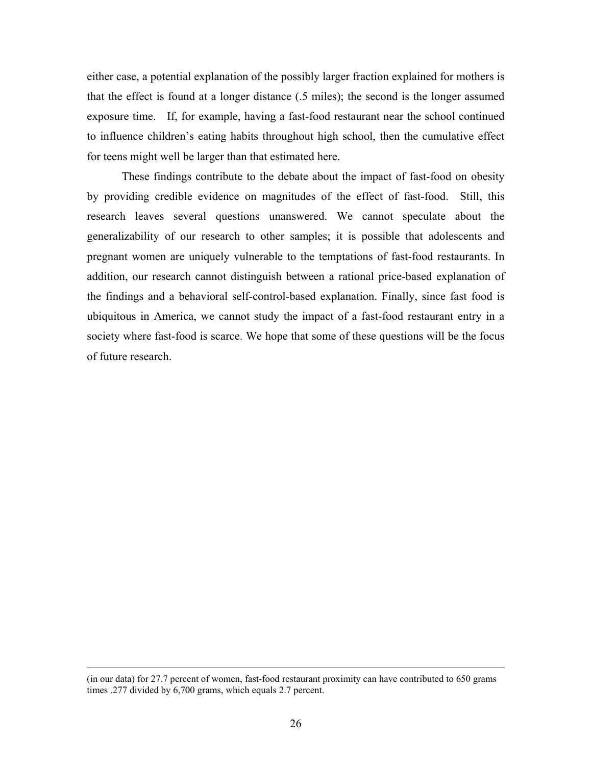either case, a potential explanation of the possibly larger fraction explained for mothers is that the effect is found at a longer distance (.5 miles); the second is the longer assumed exposure time. If, for example, having a fast-food restaurant near the school continued to influence children's eating habits throughout high school, then the cumulative effect for teens might well be larger than that estimated here.

These findings contribute to the debate about the impact of fast-food on obesity by providing credible evidence on magnitudes of the effect of fast-food. Still, this research leaves several questions unanswered. We cannot speculate about the generalizability of our research to other samples; it is possible that adolescents and pregnant women are uniquely vulnerable to the temptations of fast-food restaurants. In addition, our research cannot distinguish between a rational price-based explanation of the findings and a behavioral self-control-based explanation. Finally, since fast food is ubiquitous in America, we cannot study the impact of a fast-food restaurant entry in a society where fast-food is scarce. We hope that some of these questions will be the focus of future research.

---

(in our data) for 27.7 percent of women, fast-food restaurant proximity can have contributed to 650 grams times .277 divided by 6,700 grams, which equals 2.7 percent.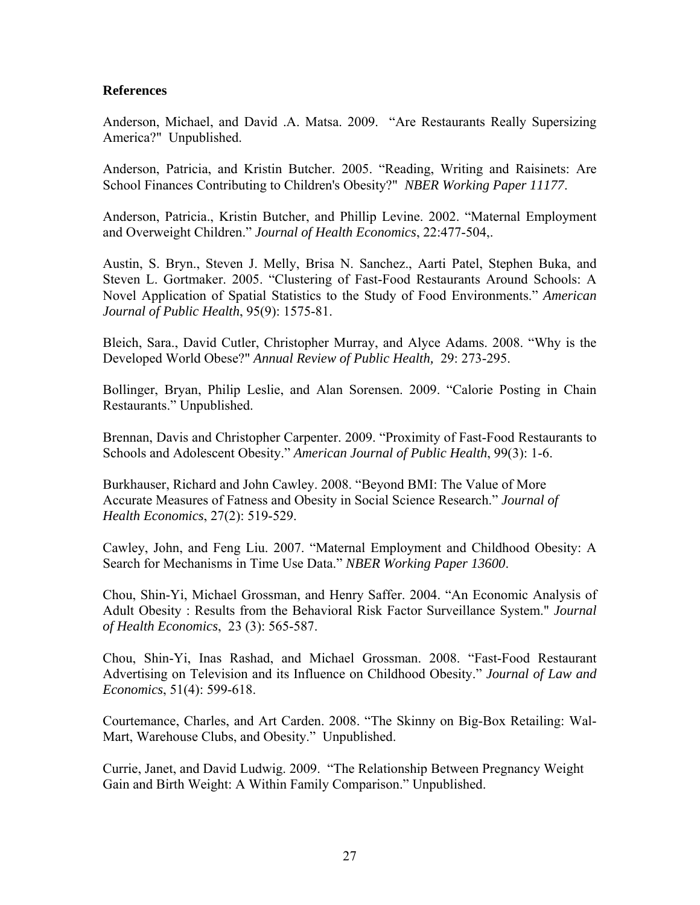**References**

Anderson, Michael, and David .A. Matsa. 2009. "Are Restaurants Really Supersizing America?" Unpublished.

Anderson, Patricia, and Kristin Butcher. 2005. "Reading, Writing and Raisinets: Are School Finances Contributing to Children's Obesity?" *NBER Working Paper 11177*.

Anderson, Patricia., Kristin Butcher, and Phillip Levine. 2002. "Maternal Employment and Overweight Children." *Journal of Health Economics*, 22:477-504,.

Austin, S. Bryn., Steven J. Melly, Brisa N. Sanchez., Aarti Patel, Stephen Buka, and Steven L. Gortmaker. 2005. "Clustering of Fast-Food Restaurants Around Schools: A Novel Application of Spatial Statistics to the Study of Food Environments." *American Journal of Public Health*, 95(9): 1575-81.

Bleich, Sara., David Cutler, Christopher Murray, and Alyce Adams. 2008. "Why is the Developed World Obese?" *Annual Review of Public Health,* 29: 273-295.

Bollinger, Bryan, Philip Leslie, and Alan Sorensen. 2009. "Calorie Posting in Chain Restaurants." Unpublished.

Brennan, Davis and Christopher Carpenter. 2009. "Proximity of Fast-Food Restaurants to Schools and Adolescent Obesity." *American Journal of Public Health*, 99(3): 1-6.

Burkhauser, Richard and John Cawley. 2008. "Beyond BMI: The Value of More Accurate Measures of Fatness and Obesity in Social Science Research." *Journal of Health Economics*, 27(2): 519-529.

Cawley, John, and Feng Liu. 2007. "Maternal Employment and Childhood Obesity: A Search for Mechanisms in Time Use Data." *NBER Working Paper 13600*.

Chou, Shin-Yi, Michael Grossman, and Henry Saffer. 2004. "An Economic Analysis of Adult Obesity : Results from the Behavioral Risk Factor Surveillance System." *Journal of Health Economics*, 23 (3): 565-587.

Chou, Shin-Yi, Inas Rashad, and Michael Grossman. 2008. "Fast-Food Restaurant Advertising on Television and its Influence on Childhood Obesity." *Journal of Law and Economics*, 51(4): 599-618.

Courtemance, Charles, and Art Carden. 2008. "The Skinny on Big-Box Retailing: Wal-Mart, Warehouse Clubs, and Obesity." Unpublished.

Currie, Janet, and David Ludwig. 2009. "The Relationship Between Pregnancy Weight Gain and Birth Weight: A Within Family Comparison." Unpublished.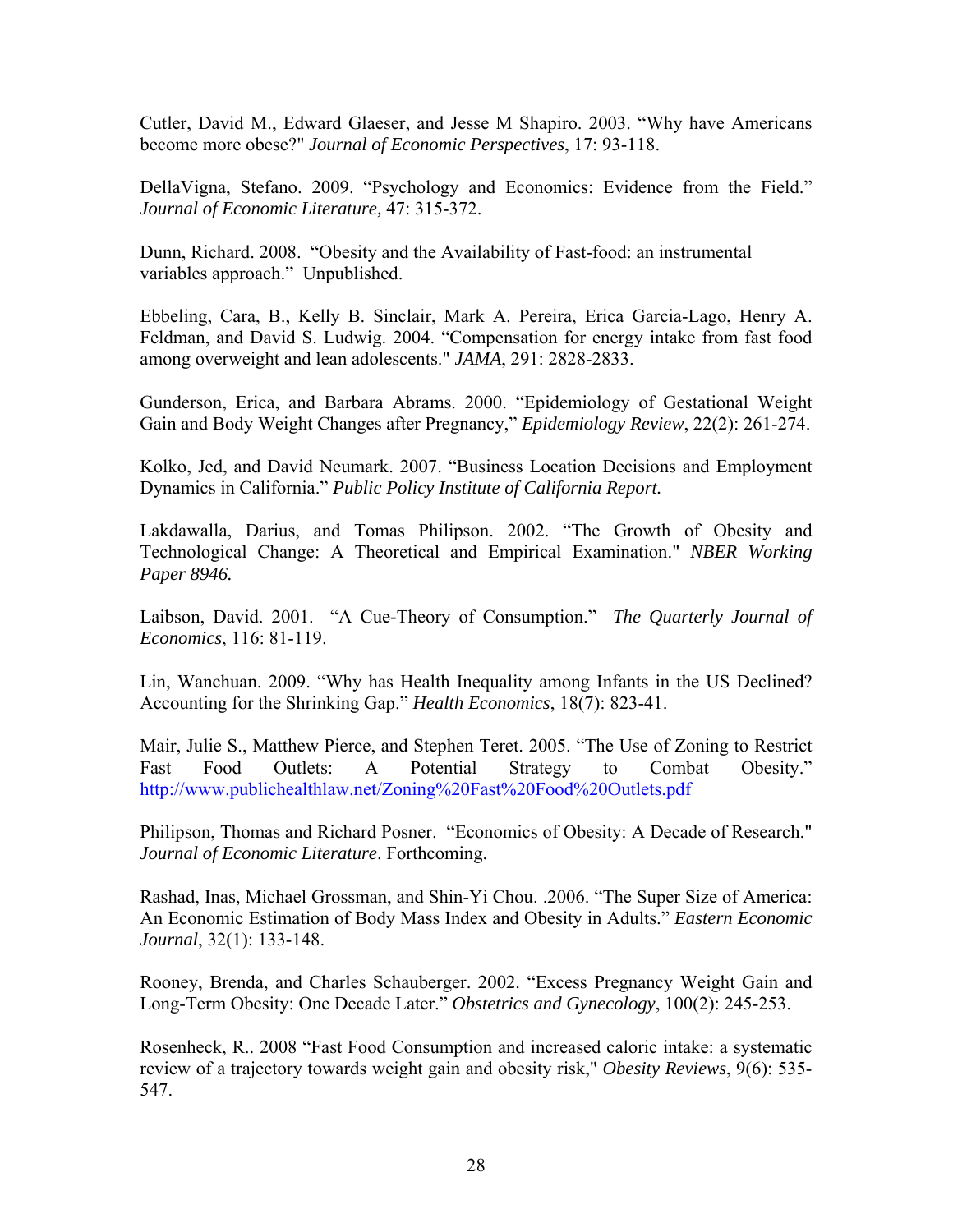Cutler, David M., Edward Glaeser, and Jesse M Shapiro. 2003. "Why have Americans become more obese?" *Journal of Economic Perspectives*, 17: 93-118.

DellaVigna, Stefano. 2009. "Psychology and Economics: Evidence from the Field." *Journal of Economic Literature,* 47: 315-372.

Dunn, Richard. 2008. "Obesity and the Availability of Fast-food: an instrumental variables approach." Unpublished.

Ebbeling, Cara, B., Kelly B. Sinclair, Mark A. Pereira, Erica Garcia-Lago, Henry A. Feldman, and David S. Ludwig. 2004. "Compensation for energy intake from fast food among overweight and lean adolescents." *JAMA*, 291: 2828-2833.

Gunderson, Erica, and Barbara Abrams. 2000. "Epidemiology of Gestational Weight Gain and Body Weight Changes after Pregnancy," *Epidemiology Review*, 22(2): 261-274.

Kolko, Jed, and David Neumark. 2007. "Business Location Decisions and Employment Dynamics in California." *Public Policy Institute of California Report.*

Lakdawalla, Darius, and Tomas Philipson. 2002. "The Growth of Obesity and Technological Change: A Theoretical and Empirical Examination." *NBER Working Paper 8946.*

Laibson, David. 2001. "A Cue-Theory of Consumption." *The Quarterly Journal of Economics*, 116: 81-119.

Lin, Wanchuan. 2009. "Why has Health Inequality among Infants in the US Declined? Accounting for the Shrinking Gap." *Health Economics*, 18(7): 823-41.

Mair, Julie S., Matthew Pierce, and Stephen Teret. 2005. "The Use of Zoning to Restrict Fast Food Outlets: A Potential Strategy to Combat Obesity." http://www.publichealthlaw.net/Zoning%20Fast%20Food%20Outlets.pdf

Philipson, Thomas and Richard Posner. "Economics of Obesity: A Decade of Research." *Journal of Economic Literature*. Forthcoming.

Rashad, Inas, Michael Grossman, and Shin-Yi Chou. .2006. "The Super Size of America: An Economic Estimation of Body Mass Index and Obesity in Adults." *Eastern Economic Journal*, 32(1): 133-148.

Rooney, Brenda, and Charles Schauberger. 2002. "Excess Pregnancy Weight Gain and Long-Term Obesity: One Decade Later." *Obstetrics and Gynecology*, 100(2): 245-253.

Rosenheck, R.. 2008 "Fast Food Consumption and increased caloric intake: a systematic review of a trajectory towards weight gain and obesity risk," *Obesity Reviews*, 9(6): 535-547.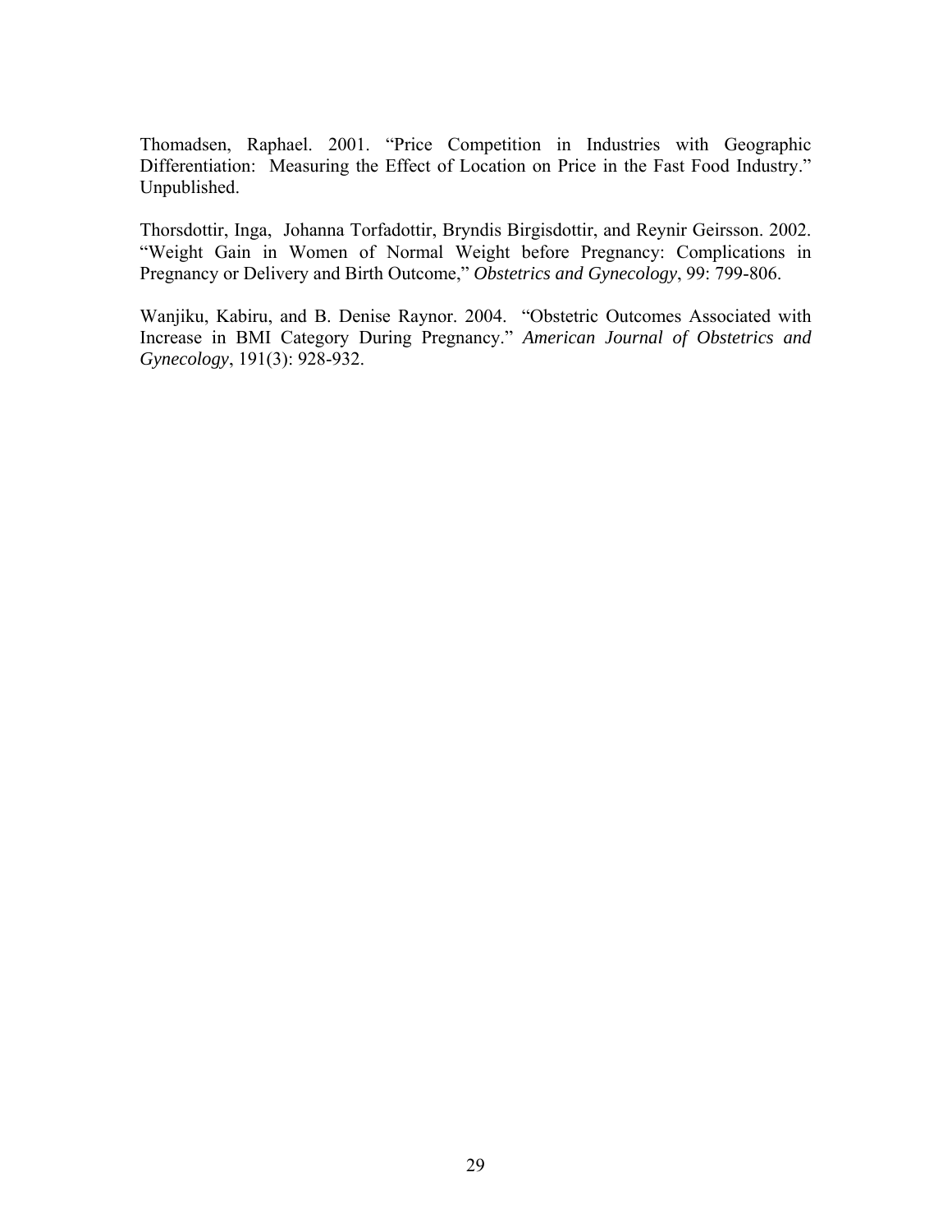Thomadsen, Raphael. 2001. "Price Competition in Industries with Geographic Differentiation: Measuring the Effect of Location on Price in the Fast Food Industry." Unpublished.

Thorsdottir, Inga, Johanna Torfadottir, Bryndis Birgisdottir, and Reynir Geirsson. 2002. "Weight Gain in Women of Normal Weight before Pregnancy: Complications in Pregnancy or Delivery and Birth Outcome," *Obstetrics and Gynecology*, 99: 799-806.

Wanjiku, Kabiru, and B. Denise Raynor. 2004. "Obstetric Outcomes Associated with Increase in BMI Category During Pregnancy." *American Journal of Obstetrics and Gynecology*, 191(3): 928-932.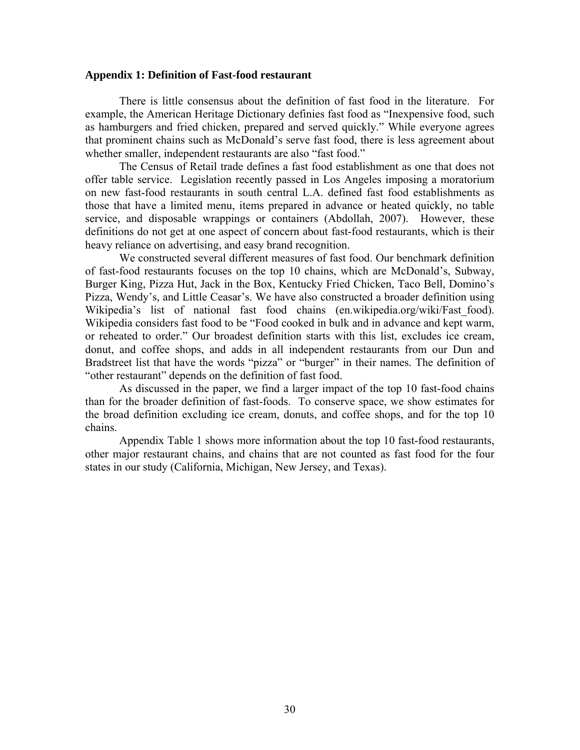**Appendix 1: Definition of Fast-food restaurant**

There is little consensus about the definition of fast food in the literature. For example, the American Heritage Dictionary definies fast food as "Inexpensive food, such as hamburgers and fried chicken, prepared and served quickly." While everyone agrees that prominent chains such as McDonald's serve fast food, there is less agreement about whether smaller, independent restaurants are also "fast food."

The Census of Retail trade defines a fast food establishment as one that does not offer table service. Legislation recently passed in Los Angeles imposing a moratorium on new fast-food restaurants in south central L.A. defined fast food establishments as those that have a limited menu, items prepared in advance or heated quickly, no table service, and disposable wrappings or containers (Abdollah, 2007). However, these definitions do not get at one aspect of concern about fast-food restaurants, which is their heavy reliance on advertising, and easy brand recognition.

We constructed several different measures of fast food. Our benchmark definition of fast-food restaurants focuses on the top 10 chains, which are McDonald's, Subway, Burger King, Pizza Hut, Jack in the Box, Kentucky Fried Chicken, Taco Bell, Domino's Pizza, Wendy's, and Little Ceasar's. We have also constructed a broader definition using Wikipedia's list of national fast food chains (en.wikipedia.org/wiki/Fast_food). Wikipedia considers fast food to be "Food cooked in bulk and in advance and kept warm, or reheated to order." Our broadest definition starts with this list, excludes ice cream, donut, and coffee shops, and adds in all independent restaurants from our Dun and Bradstreet list that have the words "pizza" or "burger" in their names. The definition of "other restaurant" depends on the definition of fast food.

As discussed in the paper, we find a larger impact of the top 10 fast-food chains than for the broader definition of fast-foods. To conserve space, we show estimates for the broad definition excluding ice cream, donuts, and coffee shops, and for the top 10 chains.

Appendix Table 1 shows more information about the top 10 fast-food restaurants, other major restaurant chains, and chains that are not counted as fast food for the four states in our study (California, Michigan, New Jersey, and Texas).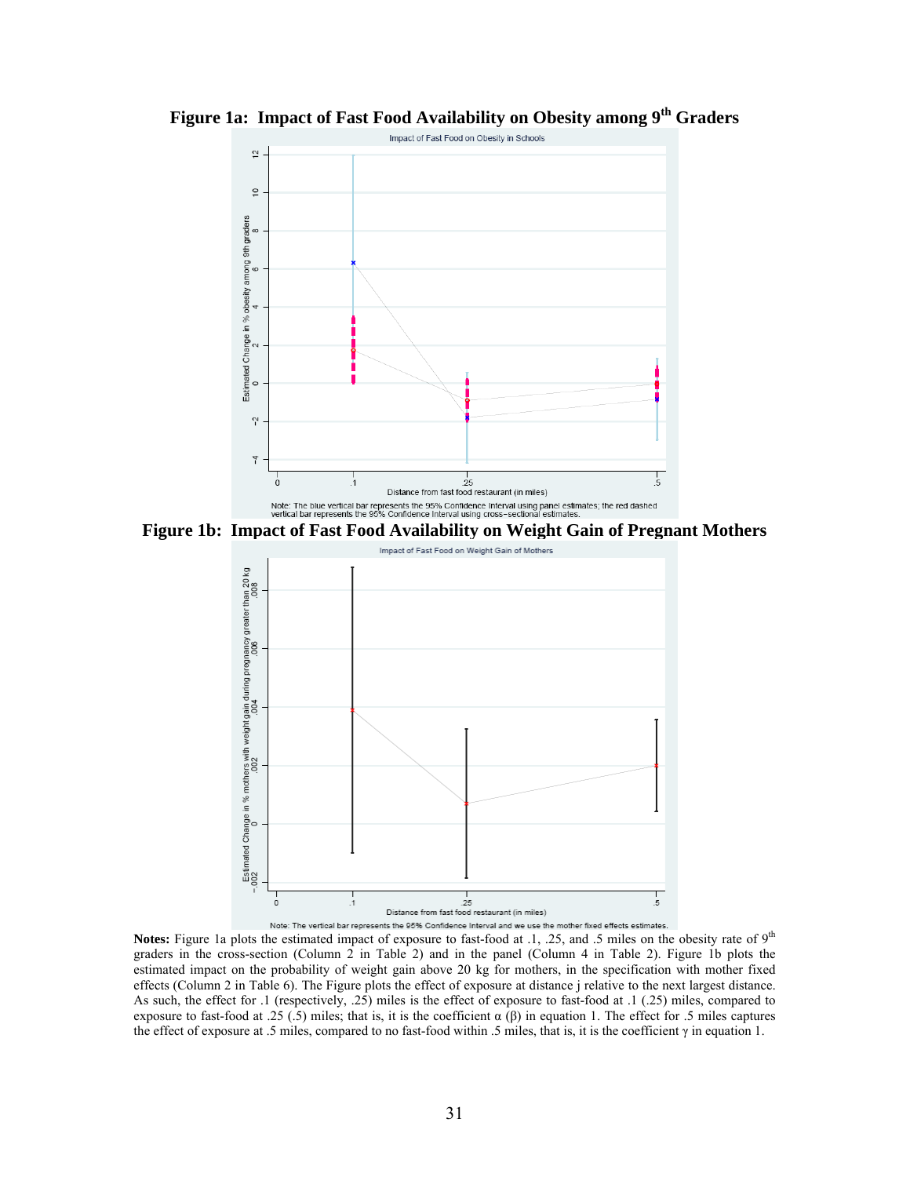**Figure 1a: Impact of Fast Food Availability on Obesity among 9th Graders**

**Figure 1b: Impact of Fast Food Availability on Weight Gain of Pregnant Mothers**

**Notes:** Figure 1a plots the estimated impact of exposure to fast-food at .1, .25, and .5 miles on the obesity rate of 9th graders in the cross-section (Column 2 in Table 2) and in the panel (Column 4 in Table 2). Figure 1b plots the estimated impact on the probability of weight gain above 20 kg for mothers, in the specification with mother fixed effects (Column 2 in Table 6). The Figure plots the effect of exposure at distance j relative to the next largest distance. As such, the effect for .1 (respectively, .25) miles is the effect of exposure to fast-food at .1 (.25) miles, compared to exposure to fast-food at .25 (.5) miles; that is, it is the coefficient $\alpha$ ($\beta$) in equation 1. The effect for .5 miles captures the effect of exposure at .5 miles, compared to no fast-food within .5 miles, that is, it is the coefficient $\gamma$ in equation 1.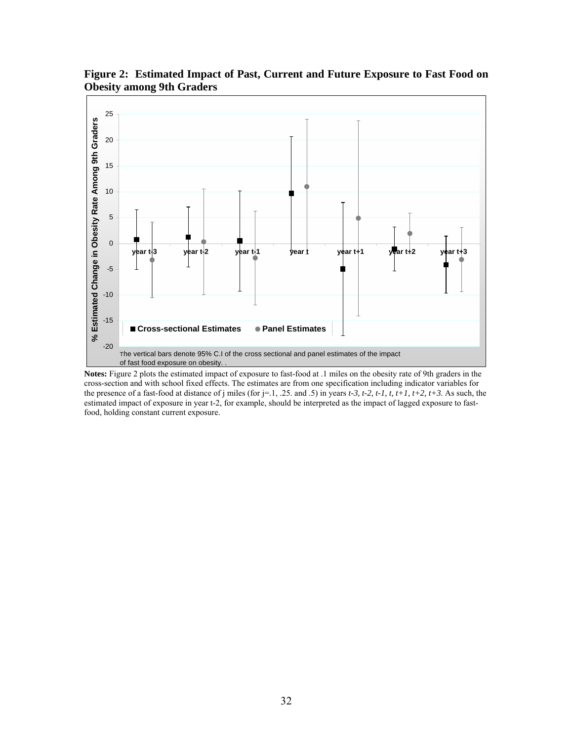**Figure 2: Estimated Impact of Past, Current and Future Exposure to Fast Food on Obesity among 9th Graders**

**Notes:** Figure 2 plots the estimated impact of exposure to fast-food at .1 miles on the obesity rate of 9th graders in the cross-section and with school fixed effects. The estimates are from one specification including indicator variables for the presence of a fast-food at distance of j miles (for j=.1, .25. and .5) in years *t-3, t-2, t-1, t, t+1, t+2, t+3.* As such, the estimated impact of exposure in year t-2, for example, should be interpreted as the impact of lagged exposure to fast-food, holding constant current exposure.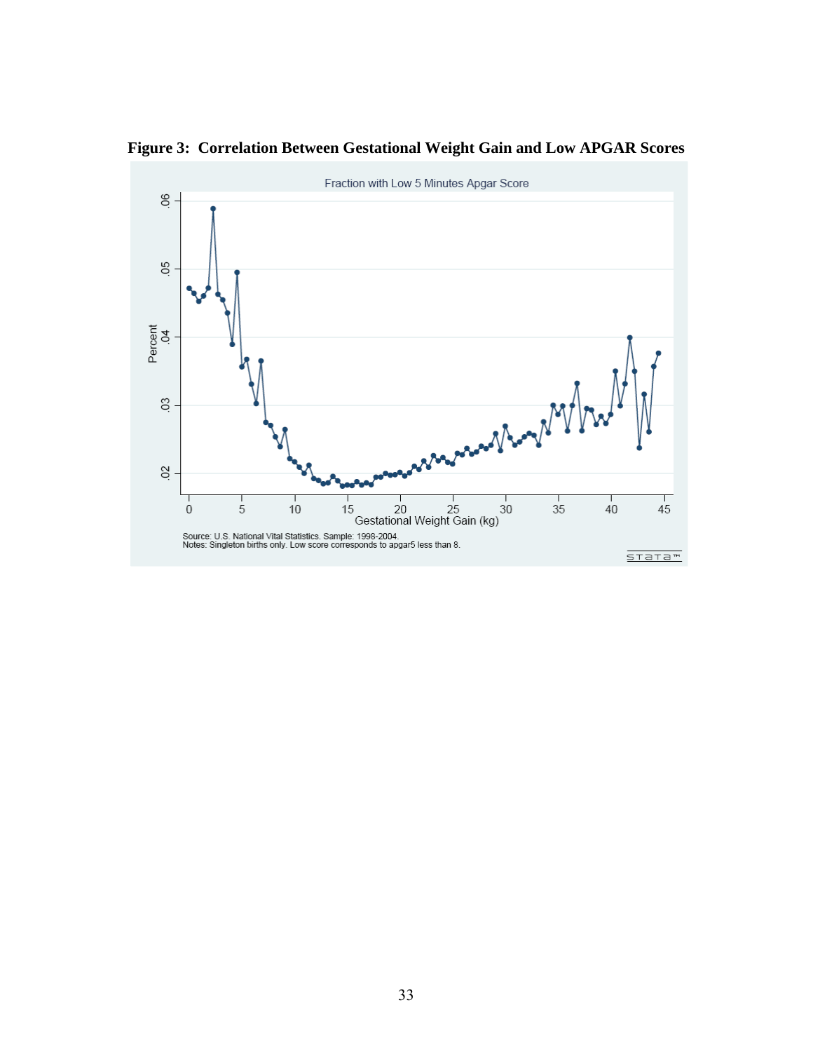**Figure 3: Correlation Between Gestational Weight Gain and Low APGAR Scores**

Fraction with Low 5 Minutes Apgar Score

Source: U.S. National Vital Statistics. Sample: 1998-2004.
Notes: Singleton births only. Low score corresponds to apgar5 less than 8.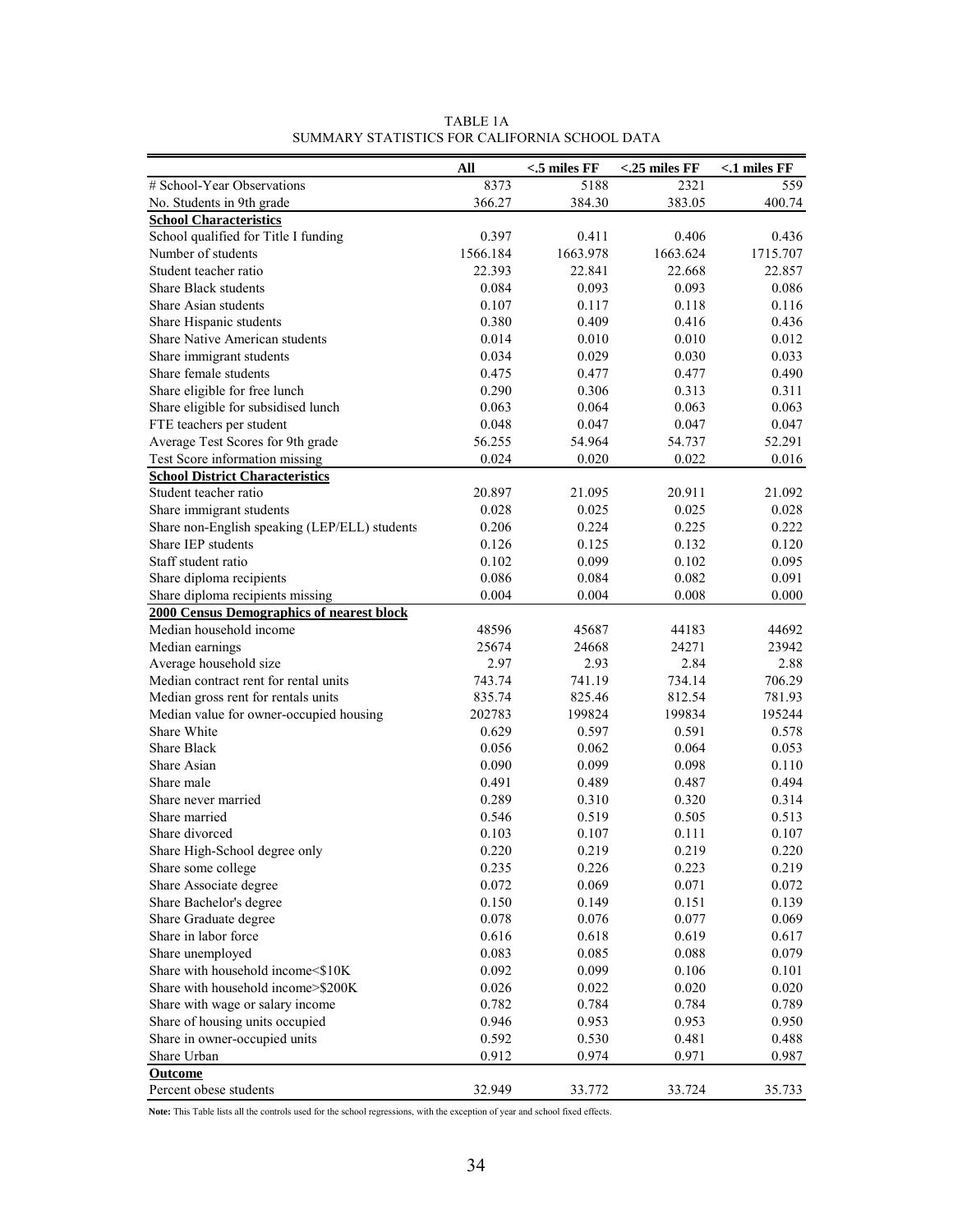TABLE 1A
SUMMARY STATISTICS FOR CALIFORNIA SCHOOL DATA

| | All | <.5 miles FF | <.25 miles FF | <.1 miles FF |
|---|---|---|---|---|
| # School-Year Observations | 8373 | 5188 | 2321 | 559 |
| No. Students in 9th grade | 366.27 | 384.30 | 383.05 | 400.74 |
| **School Characteristics** | | | | |
| School qualified for Title I funding | 0.397 | 0.411 | 0.406 | 0.436 |
| Number of students | 1566.184 | 1663.978 | 1663.624 | 1715.707 |
| Student teacher ratio | 22.393 | 22.841 | 22.668 | 22.857 |
| Share Black students | 0.084 | 0.093 | 0.093 | 0.086 |
| Share Asian students | 0.107 | 0.117 | 0.118 | 0.116 |
| Share Hispanic students | 0.380 | 0.409 | 0.416 | 0.436 |
| Share Native American students | 0.014 | 0.010 | 0.010 | 0.012 |
| Share immigrant students | 0.034 | 0.029 | 0.030 | 0.033 |
| Share female students | 0.475 | 0.477 | 0.477 | 0.490 |
| Share eligible for free lunch | 0.290 | 0.306 | 0.313 | 0.311 |
| Share eligible for subsidised lunch | 0.063 | 0.064 | 0.063 | 0.063 |
| FTE teachers per student | 0.048 | 0.047 | 0.047 | 0.047 |
| Average Test Scores for 9th grade | 56.255 | 54.964 | 54.737 | 52.291 |
| Test Score information missing | 0.024 | 0.020 | 0.022 | 0.016 |
| **School District Characteristics** | | | | |
| Student teacher ratio | 20.897 | 21.095 | 20.911 | 21.092 |
| Share immigrant students | 0.028 | 0.025 | 0.025 | 0.028 |
| Share non-English speaking (LEP/ELL) students | 0.206 | 0.224 | 0.225 | 0.222 |
| Share IEP students | 0.126 | 0.125 | 0.132 | 0.120 |
| Staff student ratio | 0.102 | 0.099 | 0.102 | 0.095 |
| Share diploma recipients | 0.086 | 0.084 | 0.082 | 0.091 |
| Share diploma recipients missing | 0.004 | 0.004 | 0.008 | 0.000 |
| **2000 Census Demographics of nearest block** | | | | |
| Median household income | 48596 | 45687 | 44183 | 44692 |
| Median earnings | 25674 | 24668 | 24271 | 23942 |
| Average household size | 2.97 | 2.93 | 2.84 | 2.88 |
| Median contract rent for rental units | 743.74 | 741.19 | 734.14 | 706.29 |
| Median gross rent for rentals units | 835.74 | 825.46 | 812.54 | 781.93 |
| Median value for owner-occupied housing | 202783 | 199824 | 199834 | 195244 |
| Share White | 0.629 | 0.597 | 0.591 | 0.578 |
| Share Black | 0.056 | 0.062 | 0.064 | 0.053 |
| Share Asian | 0.090 | 0.099 | 0.098 | 0.110 |
| Share male | 0.491 | 0.489 | 0.487 | 0.494 |
| Share never married | 0.289 | 0.310 | 0.320 | 0.314 |
| Share married | 0.546 | 0.519 | 0.505 | 0.513 |
| Share divorced | 0.103 | 0.107 | 0.111 | 0.107 |
| Share High-School degree only | 0.220 | 0.219 | 0.219 | 0.220 |
| Share some college | 0.235 | 0.226 | 0.223 | 0.219 |
| Share Associate degree | 0.072 | 0.069 | 0.071 | 0.072 |
| Share Bachelor's degree | 0.150 | 0.149 | 0.151 | 0.139 |
| Share Graduate degree | 0.078 | 0.076 | 0.077 | 0.069 |
| Share in labor force | 0.616 | 0.618 | 0.619 | 0.617 |
| Share unemployed | 0.083 | 0.085 | 0.088 | 0.079 |
| Share with household income<$10K | 0.092 | 0.099 | 0.106 | 0.101 |
| Share with household income>$200K | 0.026 | 0.022 | 0.020 | 0.020 |
| Share with wage or salary income | 0.782 | 0.784 | 0.784 | 0.789 |
| Share of housing units occupied | 0.946 | 0.953 | 0.953 | 0.950 |
| Share in owner-occupied units | 0.592 | 0.530 | 0.481 | 0.488 |
| Share Urban | 0.912 | 0.974 | 0.971 | 0.987 |
| **Outcome** | | | | |
| Percent obese students | 32.949 | 33.772 | 33.724 | 35.733 |

**Note:** This Table lists all the controls used for the school regressions, with the exception of year and school fixed effects.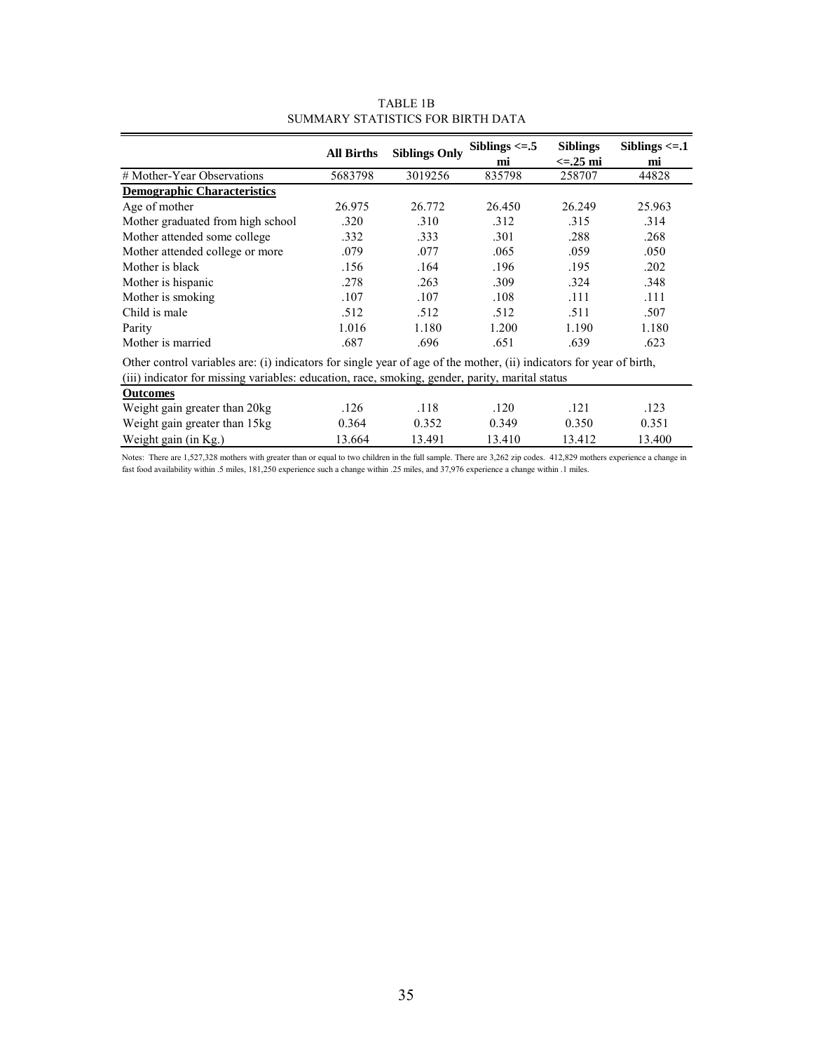TABLE 1B
SUMMARY STATISTICS FOR BIRTH DATA

| | All Births | Siblings Only | Siblings <=.5 mi | Siblings <=.25 mi | Siblings <=.1 mi |
|---|---|---|---|---|---|
| # Mother-Year Observations | 5683798 | 3019256 | 835798 | 258707 | 44828 |
| **Demographic Characteristics** | | | | | |
| Age of mother | 26.975 | 26.772 | 26.450 | 26.249 | 25.963 |
| Mother graduated from high school | .320 | .310 | .312 | .315 | .314 |
| Mother attended some college | .332 | .333 | .301 | .288 | .268 |
| Mother attended college or more | .079 | .077 | .065 | .059 | .050 |
| Mother is black | .156 | .164 | .196 | .195 | .202 |
| Mother is hispanic | .278 | .263 | .309 | .324 | .348 |
| Mother is smoking | .107 | .107 | .108 | .111 | .111 |
| Child is male | .512 | .512 | .512 | .511 | .507 |
| Parity | 1.016 | 1.180 | 1.200 | 1.190 | 1.180 |
| Mother is married | .687 | .696 | .651 | .639 | .623 |
| Other control variables are: (i) indicators for single year of age of the mother, (ii) indicators for year of birth, (iii) indicator for missing variables: education, race, smoking, gender, parity, marital status | | | | | |
| **Outcomes** | | | | | |
| Weight gain greater than 20kg | .126 | .118 | .120 | .121 | .123 |
| Weight gain greater than 15kg | 0.364 | 0.352 | 0.349 | 0.350 | 0.351 |
| Weight gain (in Kg.) | 13.664 | 13.491 | 13.410 | 13.412 | 13.400 |

Notes: There are 1,527,328 mothers with greater than or equal to two children in the full sample. There are 3,262 zip codes. 412,829 mothers experience a change in fast food availability within .5 miles, 181,250 experience such a change within .25 miles, and 37,976 experience a change within .1 miles.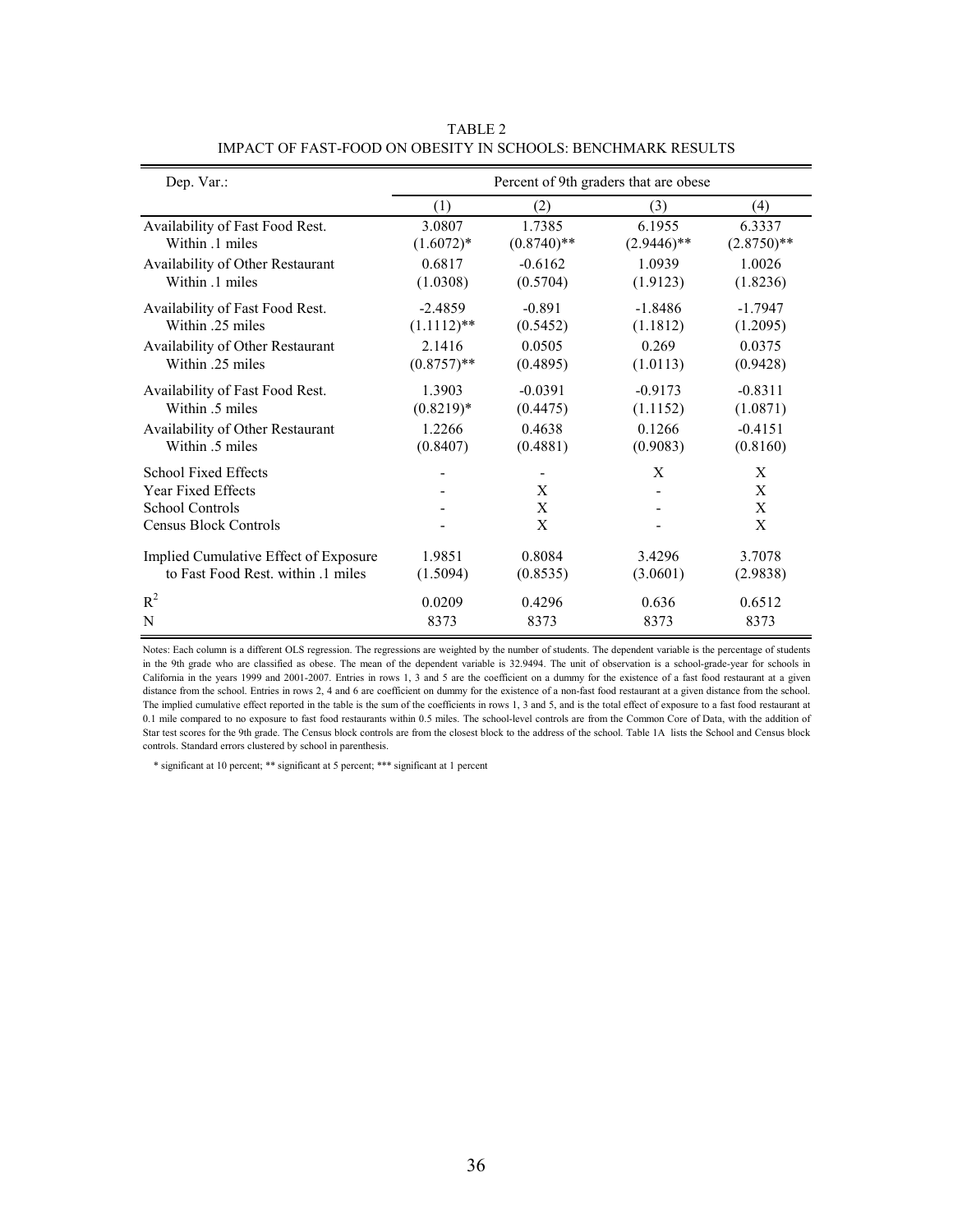TABLE 2
IMPACT OF FAST-FOOD ON OBESITY IN SCHOOLS: BENCHMARK RESULTS

| Dep. Var.: | Percent of 9th graders that are obese | | | |
|---|---|---|---|---|
| | (1) | (2) | (3) | (4) |
| Availability of Fast Food Rest. Within .1 miles | 3.0807 | 1.7385 | 6.1955 | 6.3337 |
| | (1.6072)* | (0.8740)** | (2.9446)** | (2.8750)** |
| Availability of Other Restaurant Within .1 miles | 0.6817 | -0.6162 | 1.0939 | 1.0026 |
| | (1.0308) | (0.5704) | (1.9123) | (1.8236) |
| Availability of Fast Food Rest. Within .25 miles | -2.4859 | -0.891 | -1.8486 | -1.7947 |
| | (1.1112)** | (0.5452) | (1.1812) | (1.2095) |
| Availability of Other Restaurant Within .25 miles | 2.1416 | 0.0505 | 0.269 | 0.0375 |
| | (0.8757)** | (0.4895) | (1.0113) | (0.9428) |
| Availability of Fast Food Rest. Within .5 miles | 1.3903 | -0.0391 | -0.9173 | -0.8311 |
| | (0.8219)* | (0.4475) | (1.1152) | (1.0871) |
| Availability of Other Restaurant Within .5 miles | 1.2266 | 0.4638 | 0.1266 | -0.4151 |
| | (0.8407) | (0.4881) | (0.9083) | (0.8160) |
| School Fixed Effects | - | - | X | X |
| Year Fixed Effects | - | X | - | X |
| School Controls | - | X | - | X |
| Census Block Controls | - | X | - | X |
| Implied Cumulative Effect of Exposure to Fast Food Rest. within .1 miles | 1.9851 | 0.8084 | 3.4296 | 3.7078 |
| | (1.5094) | (0.8535) | (3.0601) | (2.9838) |
| $R^2$ | 0.0209 | 0.4296 | 0.636 | 0.6512 |
| N | 8373 | 8373 | 8373 | 8373 |

Notes: Each column is a different OLS regression. The regressions are weighted by the number of students. The dependent variable is the percentage of students in the 9th grade who are classified as obese. The mean of the dependent variable is 32.9494. The unit of observation is a school-grade-year for schools in California in the years 1999 and 2001-2007. Entries in rows 1, 3 and 5 are the coefficient on a dummy for the existence of a fast food restaurant at a given distance from the school. Entries in rows 2, 4 and 6 are coefficient on dummy for the existence of a non-fast food restaurant at a given distance from the school. The implied cumulative effect reported in the table is the sum of the coefficients in rows 1, 3 and 5, and is the total effect of exposure to a fast food restaurant at 0.1 mile compared to no exposure to fast food restaurants within 0.5 miles. The school-level controls are from the Common Core of Data, with the addition of Star test scores for the 9th grade. The Census block controls are from the closest block to the address of the school. Table 1A lists the School and Census block controls. Standard errors clustered by school in parenthesis.

* significant at 10 percent; ** significant at 5 percent; *** significant at 1 percent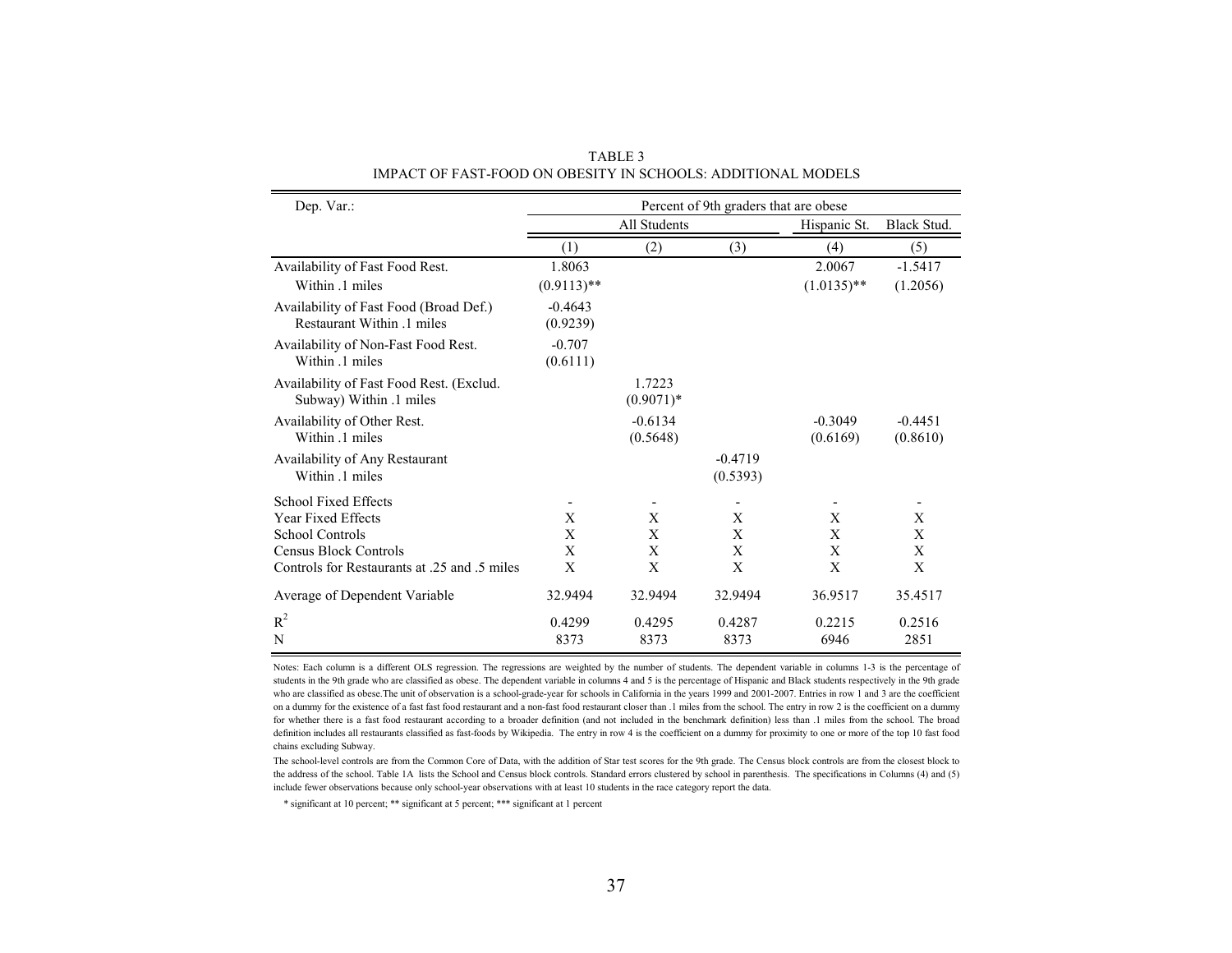TABLE 3
IMPACT OF FAST-FOOD ON OBESITY IN SCHOOLS: ADDITIONAL MODELS

| Dep. Var.: | Percent of 9th graders that are obese | | | | |
|---|---|---|---|---|---|
| | All Students | | | Hispanic St. | Black Stud. |
| | (1) | (2) | (3) | (4) | (5) |
| Availability of Fast Food Rest. Within .1 miles | 1.8063 (0.9113)** | | | 2.0067 (1.0135)** | -1.5417 (1.2056) |
| Availability of Fast Food (Broad Def.) Restaurant Within .1 miles | -0.4643 (0.9239) | | | | |
| Availability of Non-Fast Food Rest. Within .1 miles | -0.707 (0.6111) | | | | |
| Availability of Fast Food Rest. (Exclud. Subway) Within .1 miles | | 1.7223 (0.9071)* | | | |
| Availability of Other Rest. Within .1 miles | | -0.6134 (0.5648) | | -0.3049 (0.6169) | -0.4451 (0.8610) |
| Availability of Any Restaurant Within .1 miles | | | -0.4719 (0.5393) | | |
| School Fixed Effects | - | - | - | - | - |
| Year Fixed Effects | X | X | X | X | X |
| School Controls | X | X | X | X | X |
| Census Block Controls | X | X | X | X | X |
| Controls for Restaurants at .25 and .5 miles | X | X | X | X | X |
| Average of Dependent Variable | 32.9494 | 32.9494 | 32.9494 | 36.9517 | 35.4517 |
| $R^2$ | 0.4299 | 0.4295 | 0.4287 | 0.2215 | 0.2516 |
| N | 8373 | 8373 | 8373 | 6946 | 2851 |

Notes: Each column is a different OLS regression. The regressions are weighted by the number of students. The dependent variable in columns 1-3 is the percentage of students in the 9th grade who are classified as obese. The dependent variable in columns 4 and 5 is the percentage of Hispanic and Black students respectively in the 9th grade who are classified as obese.The unit of observation is a school-grade-year for schools in California in the years 1999 and 2001-2007. Entries in row 1 and 3 are the coefficient on a dummy for the existence of a fast fast food restaurant and a non-fast food restaurant closer than .1 miles from the school. The entry in row 2 is the coefficient on a dummy for whether there is a fast food restaurant according to a broader definition (and not included in the benchmark definition) less than .1 miles from the school. The broad definition includes all restaurants classified as fast-foods by Wikipedia. The entry in row 4 is the coefficient on a dummy for proximity to one or more of the top 10 fast food chains excluding Subway.

The school-level controls are from the Common Core of Data, with the addition of Star test scores for the 9th grade. The Census block controls are from the closest block to the address of the school. Table 1A lists the School and Census block controls. Standard errors clustered by school in parenthesis. The specifications in Columns (4) and (5) include fewer observations because only school-year observations with at least 10 students in the race category report the data.

* significant at 10 percent; ** significant at 5 percent; *** significant at 1 percent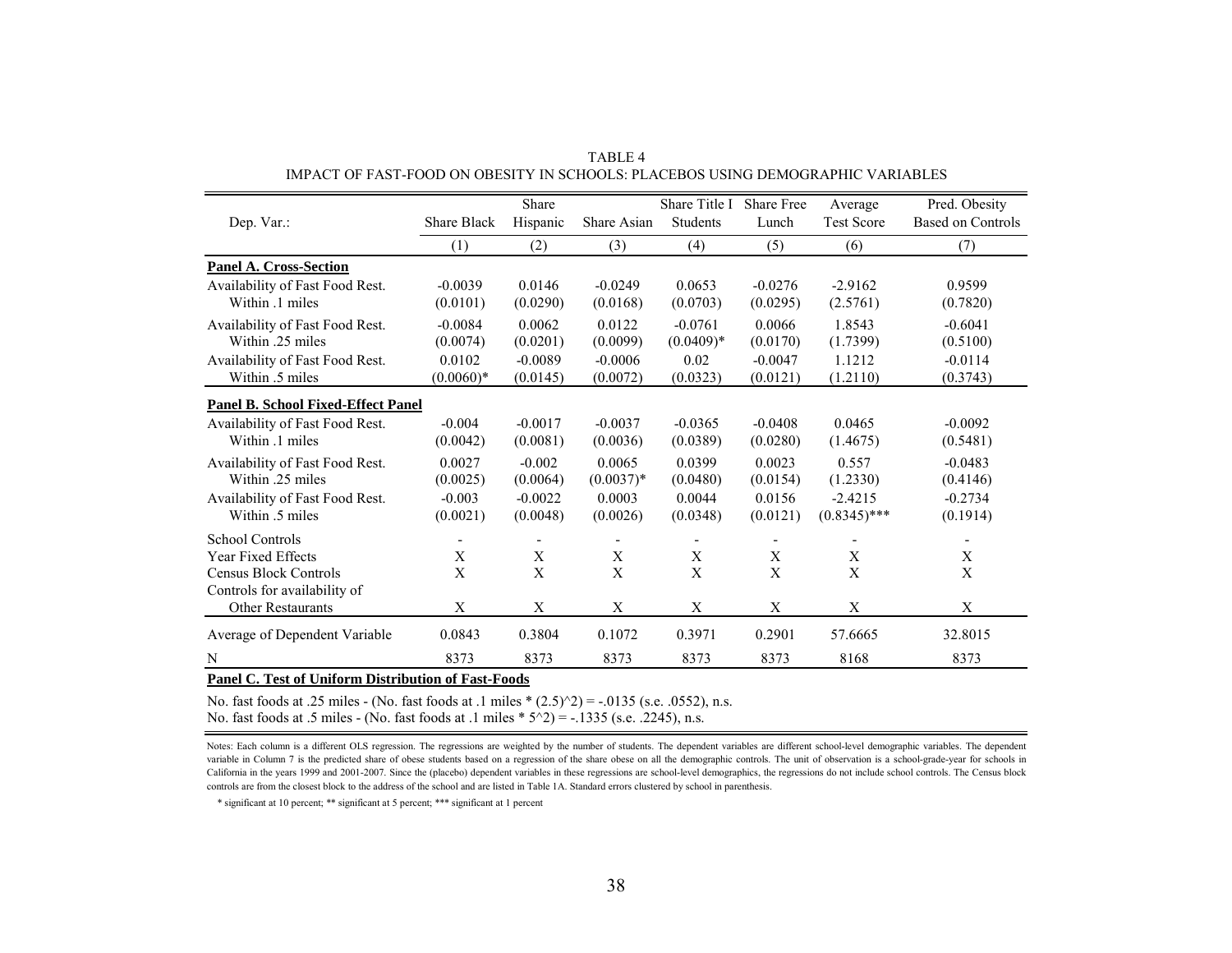TABLE 4

IMPACT OF FAST-FOOD ON OBESITY IN SCHOOLS: PLACEBOS USING DEMOGRAPHIC VARIABLES

| Dep. Var.: | Share Black | Share Hispanic | Share Asian | Share Title I Students | Share Free Lunch | Average Test Score | Pred. Obesity Based on Controls |
|---|---|---|---|---|---|---|---|
| | (1) | (2) | (3) | (4) | (5) | (6) | (7) |
| **Panel A. Cross-Section** | | | | | | | |
| Availability of Fast Food Rest. | -0.0039 | 0.0146 | -0.0249 | 0.0653 | -0.0276 | -2.9162 | 0.9599 |
| Within .1 miles | (0.0101) | (0.0290) | (0.0168) | (0.0703) | (0.0295) | (2.5761) | (0.7820) |
| Availability of Fast Food Rest. | -0.0084 | 0.0062 | 0.0122 | -0.0761 | 0.0066 | 1.8543 | -0.6041 |
| Within .25 miles | (0.0074) | (0.0201) | (0.0099) | (0.0409)* | (0.0170) | (1.7399) | (0.5100) |
| Availability of Fast Food Rest. | 0.0102 | -0.0089 | -0.0006 | 0.02 | -0.0047 | 1.1212 | -0.0114 |
| Within .5 miles | (0.0060)* | (0.0145) | (0.0072) | (0.0323) | (0.0121) | (1.2110) | (0.3743) |
| **Panel B. School Fixed-Effect Panel** | | | | | | | |
| Availability of Fast Food Rest. | -0.004 | -0.0017 | -0.0037 | -0.0365 | -0.0408 | 0.0465 | -0.0092 |
| Within .1 miles | (0.0042) | (0.0081) | (0.0036) | (0.0389) | (0.0280) | (1.4675) | (0.5481) |
| Availability of Fast Food Rest. | 0.0027 | -0.002 | 0.0065 | 0.0399 | 0.0023 | 0.557 | -0.0483 |
| Within .25 miles | (0.0025) | (0.0064) | (0.0037)* | (0.0480) | (0.0154) | (1.2330) | (0.4146) |
| Availability of Fast Food Rest. | -0.003 | -0.0022 | 0.0003 | 0.0044 | 0.0156 | -2.4215 | -0.2734 |
| Within .5 miles | (0.0021) | (0.0048) | (0.0026) | (0.0348) | (0.0121) | (0.8345)*** | (0.1914) |
| School Controls | - | - | - | - | - | - | - |
| Year Fixed Effects | X | X | X | X | X | X | X |
| Census Block Controls | X | X | X | X | X | X | X |
| Controls for availability of Other Restaurants | X | X | X | X | X | X | X |
| Average of Dependent Variable | 0.0843 | 0.3804 | 0.1072 | 0.3971 | 0.2901 | 57.6665 | 32.8015 |
| N | 8373 | 8373 | 8373 | 8373 | 8373 | 8168 | 8373 |

**Panel C. Test of Uniform Distribution of Fast-Foods**

No. fast foods at .25 miles - (No. fast foods at .1 miles * (2.5)^2) = -.0135 (s.e. .0552), n.s.
No. fast foods at .5 miles - (No. fast foods at .1 miles * 5^2) = -.1335 (s.e. .2245), n.s.

Notes: Each column is a different OLS regression. The regressions are weighted by the number of students. The dependent variables are different school-level demographic variables. The dependent variable in Column 7 is the predicted share of obese students based on a regression of the share obese on all the demographic controls. The unit of observation is a school-grade-year for schools in California in the years 1999 and 2001-2007. Since the (placebo) dependent variables in these regressions are school-level demographics, the regressions do not include school controls. The Census block controls are from the closest block to the address of the school and are listed in Table 1A. Standard errors clustered by school in parenthesis.

\* significant at 10 percent; ** significant at 5 percent; *** significant at 1 percent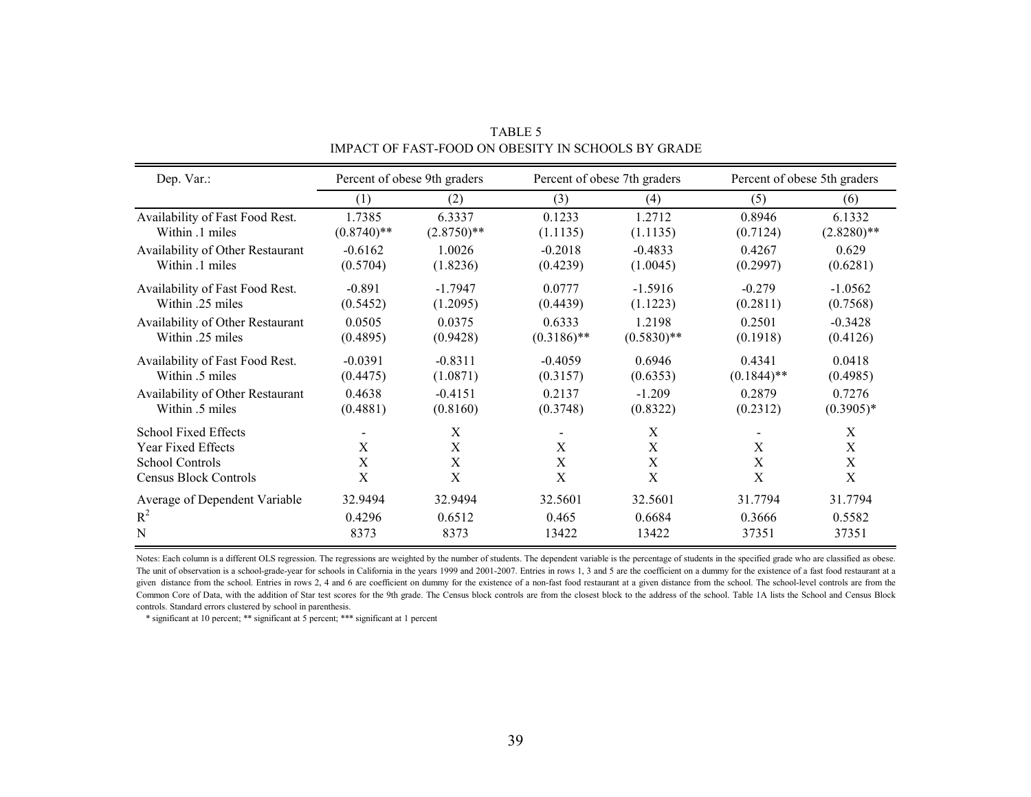TABLE 5

IMPACT OF FAST-FOOD ON OBESITY IN SCHOOLS BY GRADE

| Dep. Var.: | Percent of obese 9th graders | | Percent of obese 7th graders | | Percent of obese 5th graders | |
|---|---|---|---|---|---|---|
| | (1) | (2) | (3) | (4) | (5) | (6) |
| Availability of Fast Food Rest. Within .1 miles | 1.7385 | 6.3337 | 0.1233 | 1.2712 | 0.8946 | 6.1332 |
| | (0.8740)** | (2.8750)** | (1.1135) | (1.1135) | (0.7124) | (2.8280)** |
| Availability of Other Restaurant Within .1 miles | -0.6162 | 1.0026 | -0.2018 | -0.4833 | 0.4267 | 0.629 |
| | (0.5704) | (1.8236) | (0.4239) | (1.0045) | (0.2997) | (0.6281) |
| Availability of Fast Food Rest. Within .25 miles | -0.891 | -1.7947 | 0.0777 | -1.5916 | -0.279 | -1.0562 |
| | (0.5452) | (1.2095) | (0.4439) | (1.1223) | (0.2811) | (0.7568) |
| Availability of Other Restaurant Within .25 miles | 0.0505 | 0.0375 | 0.6333 | 1.2198 | 0.2501 | -0.3428 |
| | (0.4895) | (0.9428) | (0.3186)** | (0.5830)** | (0.1918) | (0.4126) |
| Availability of Fast Food Rest. Within .5 miles | -0.0391 | -0.8311 | -0.4059 | 0.6946 | 0.4341 | 0.0418 |
| | (0.4475) | (1.0871) | (0.3157) | (0.6353) | (0.1844)** | (0.4985) |
| Availability of Other Restaurant Within .5 miles | 0.4638 | -0.4151 | 0.2137 | -1.209 | 0.2879 | 0.7276 |
| | (0.4881) | (0.8160) | (0.3748) | (0.8322) | (0.2312) | (0.3905)* |
| School Fixed Effects | - | X | - | X | - | X |
| Year Fixed Effects | X | X | X | X | X | X |
| School Controls | X | X | X | X | X | X |
| Census Block Controls | X | X | X | X | X | X |
| Average of Dependent Variable | 32.9494 | 32.9494 | 32.5601 | 32.5601 | 31.7794 | 31.7794 |
| $R^2$ | 0.4296 | 0.6512 | 0.465 | 0.6684 | 0.3666 | 0.5582 |
| N | 8373 | 8373 | 13422 | 13422 | 37351 | 37351 |

Notes: Each column is a different OLS regression. The regressions are weighted by the number of students. The dependent variable is the percentage of students in the specified grade who are classified as obese. The unit of observation is a school-grade-year for schools in California in the years 1999 and 2001-2007. Entries in rows 1, 3 and 5 are the coefficient on a dummy for the existence of a fast food restaurant at a given distance from the school. Entries in rows 2, 4 and 6 are coefficient on dummy for the existence of a non-fast food restaurant at a given distance from the school. The school-level controls are from the Common Core of Data, with the addition of Star test scores for the 9th grade. The Census block controls are from the closest block to the address of the school. Table 1A lists the School and Census Block controls. Standard errors clustered by school in parenthesis.

\* significant at 10 percent; ** significant at 5 percent; *** significant at 1 percent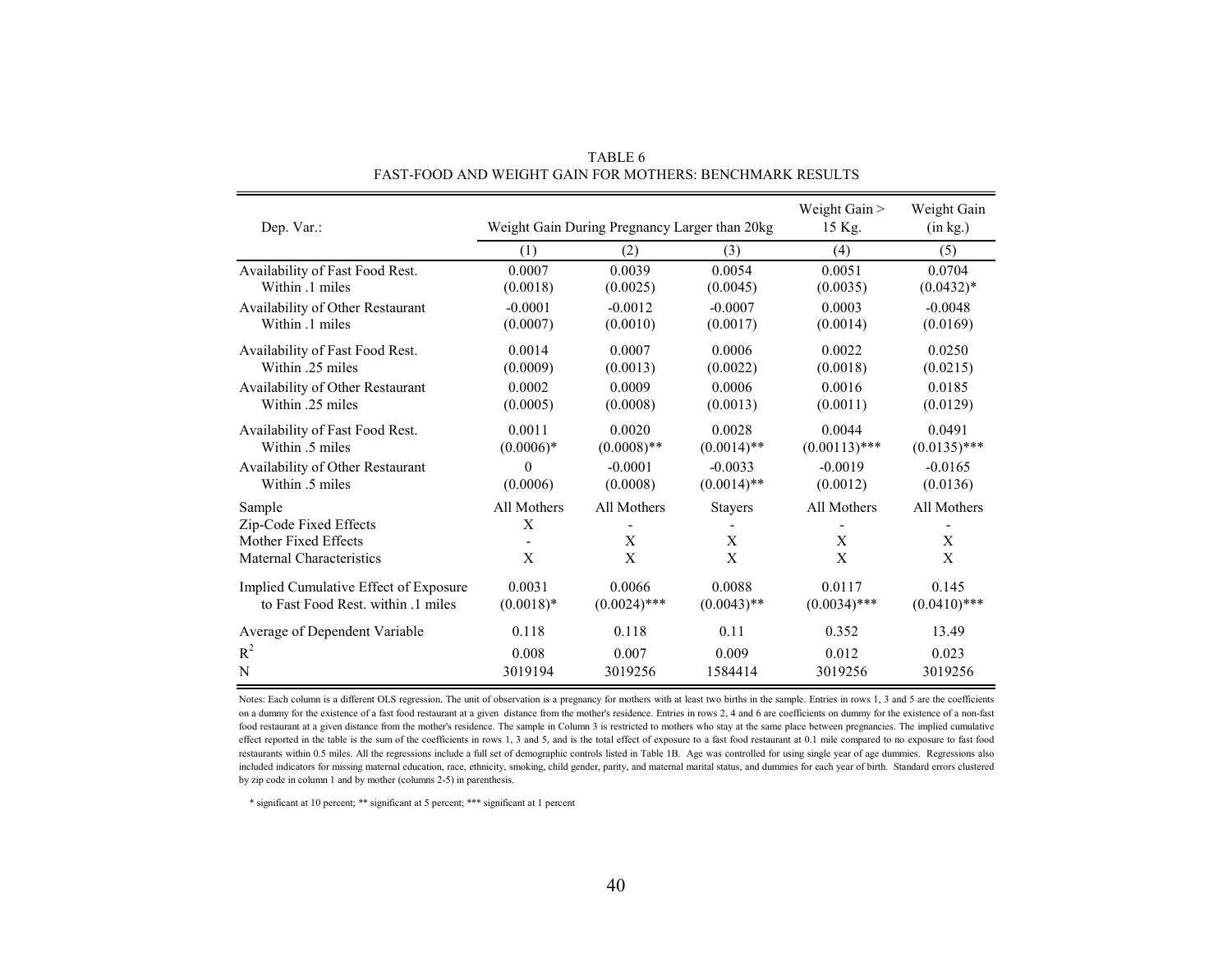TABLE 6
FAST-FOOD AND WEIGHT GAIN FOR MOTHERS: BENCHMARK RESULTS

| Dep. Var.: | Weight Gain During Pregnancy Larger than 20kg | | | Weight Gain > 15 Kg. | Weight Gain (in kg.) |
|---|---|---|---|---|---|
| | (1) | (2) | (3) | (4) | (5) |
| Availability of Fast Food Rest. Within .1 miles | 0.0007 | 0.0039 | 0.0054 | 0.0051 | 0.0704 |
| | (0.0018) | (0.0025) | (0.0045) | (0.0035) | (0.0432)* |
| Availability of Other Restaurant Within .1 miles | -0.0001 | -0.0012 | -0.0007 | 0.0003 | -0.0048 |
| | (0.0007) | (0.0010) | (0.0017) | (0.0014) | (0.0169) |
| Availability of Fast Food Rest. Within .25 miles | 0.0014 | 0.0007 | 0.0006 | 0.0022 | 0.0250 |
| | (0.0009) | (0.0013) | (0.0022) | (0.0018) | (0.0215) |
| Availability of Other Restaurant Within .25 miles | 0.0002 | 0.0009 | 0.0006 | 0.0016 | 0.0185 |
| | (0.0005) | (0.0008) | (0.0013) | (0.0011) | (0.0129) |
| Availability of Fast Food Rest. Within .5 miles | 0.0011 | 0.0020 | 0.0028 | 0.0044 | 0.0491 |
| | (0.0006)* | (0.0008)** | (0.0014)** | (0.00113)*** | (0.0135)*** |
| Availability of Other Restaurant Within .5 miles | 0 | -0.0001 | -0.0033 | -0.0019 | -0.0165 |
| | (0.0006) | (0.0008) | (0.0014)** | (0.0012) | (0.0136) |
| Sample | All Mothers | All Mothers | Stayers | All Mothers | All Mothers |
| Zip-Code Fixed Effects | X | - | - | - | - |
| Mother Fixed Effects | - | X | X | X | X |
| Maternal Characteristics | X | X | X | X | X |
| Implied Cumulative Effect of Exposure to Fast Food Rest. within .1 miles | 0.0031 | 0.0066 | 0.0088 | 0.0117 | 0.145 |
| | (0.0018)* | (0.0024)*** | (0.0043)** | (0.0034)*** | (0.0410)*** |
| Average of Dependent Variable | 0.118 | 0.118 | 0.11 | 0.352 | 13.49 |
| $R^2$ | 0.008 | 0.007 | 0.009 | 0.012 | 0.023 |
| N | 3019194 | 3019256 | 1584414 | 3019256 | 3019256 |

Notes: Each column is a different OLS regression. The unit of observation is a pregnancy for mothers with at least two births in the sample. Entries in rows 1, 3 and 5 are the coefficients on a dummy for the existence of a fast food restaurant at a given distance from the mother's residence. Entries in rows 2, 4 and 6 are coefficients on dummy for the existence of a non-fast food restaurant at a given distance from the mother's residence. The sample in Column 3 is restricted to mothers who stay at the same place between pregnancies. The implied cumulative effect reported in the table is the sum of the coefficients in rows 1, 3 and 5, and is the total effect of exposure to a fast food restaurant at 0.1 mile compared to no exposure to fast food restaurants within 0.5 miles. All the regressions include a full set of demographic controls listed in Table 1B. Age was controlled for using single year of age dummies. Regressions also included indicators for missing maternal education, race, ethnicity, smoking, child gender, parity, and maternal marital status, and dummies for each year of birth. Standard errors clustered by zip code in column 1 and by mother (columns 2-5) in parenthesis.

\* significant at 10 percent; ** significant at 5 percent; *** significant at 1 percent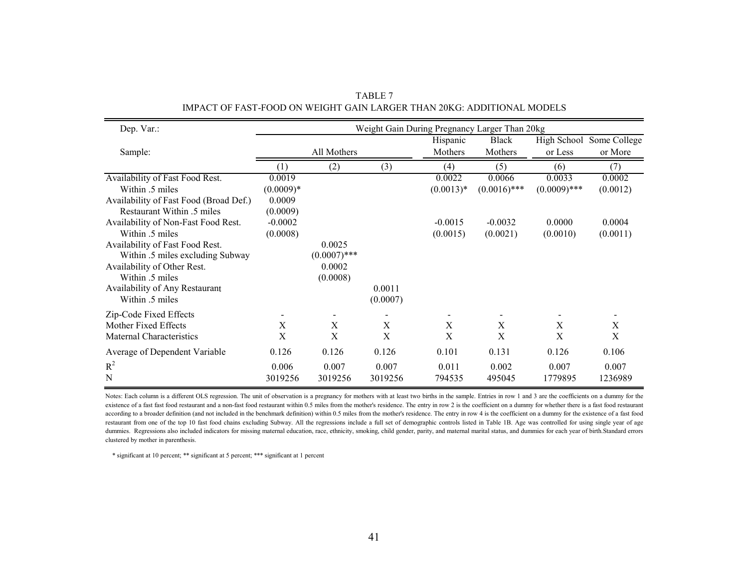TABLE 7

IMPACT OF FAST-FOOD ON WEIGHT GAIN LARGER THAN 20KG: ADDITIONAL MODELS

| Dep. Var.: | Weight Gain During Pregnancy Larger Than 20kg | | | | | | |
|---|---|---|---|---|---|---|---|
| Sample: | All Mothers | | | Hispanic Mothers | Black Mothers | High School or Less | Some College or More |
| | (1) | (2) | (3) | (4) | (5) | (6) | (7) |
| Availability of Fast Food Rest. Within .5 miles | 0.0019<br>(0.0009)* | | | 0.0022<br>(0.0013)* | 0.0066<br>(0.0016)*** | 0.0033<br>(0.0009)*** | 0.0002<br>(0.0012) |
| Availability of Fast Food (Broad Def.) Restaurant Within .5 miles | 0.0009<br>(0.0009) | | | | | | |
| Availability of Non-Fast Food Rest. Within .5 miles | -0.0002<br>(0.0008) | | | -0.0015<br>(0.0015) | -0.0032<br>(0.0021) | 0.0000<br>(0.0010) | 0.0004<br>(0.0011) |
| Availability of Fast Food Rest. Within .5 miles excluding Subway | | 0.0025<br>(0.0007)*** | | | | | |
| Availability of Other Rest. Within .5 miles | | 0.0002<br>(0.0008) | | | | | |
| Availability of Any Restaurant Within .5 miles | | | 0.0011<br>(0.0007) | | | | |
| Zip-Code Fixed Effects | - | - | - | - | - | - | - |
| Mother Fixed Effects | X | X | X | X | X | X | X |
| Maternal Characteristics | X | X | X | X | X | X | X |
| Average of Dependent Variable | 0.126 | 0.126 | 0.126 | 0.101 | 0.131 | 0.126 | 0.106 |
| $R^2$ | 0.006 | 0.007 | 0.007 | 0.011 | 0.002 | 0.007 | 0.007 |
| N | 3019256 | 3019256 | 3019256 | 794535 | 495045 | 1779895 | 1236989 |

Notes: Each column is a different OLS regression. The unit of observation is a pregnancy for mothers with at least two births in the sample. Entries in row 1 and 3 are the coefficients on a dummy for the existence of a fast fast food restaurant and a non-fast food restaurant within 0.5 miles from the mother's residence. The entry in row 2 is the coefficient on a dummy for whether there is a fast food restaurant according to a broader definition (and not included in the benchmark definition) within 0.5 miles from the mother's residence. The entry in row 4 is the coefficient on a dummy for the existence of a fast food restaurant from one of the top 10 fast food chains excluding Subway. All the regressions include a full set of demographic controls listed in Table 1B. Age was controlled for using single year of age dummies. Regressions also included indicators for missing maternal education, race, ethnicity, smoking, child gender, parity, and maternal marital status, and dummies for each year of birth.Standard errors clustered by mother in parenthesis.

* significant at 10 percent; ** significant at 5 percent; *** significant at 1 percent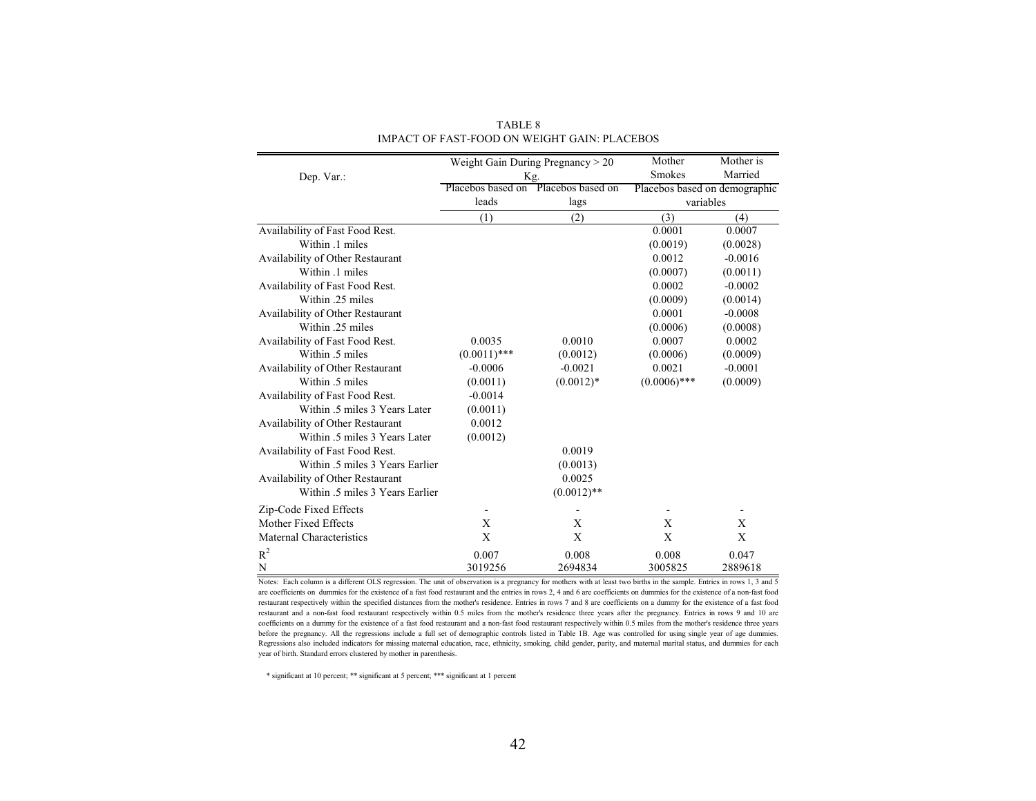TABLE 8

IMPACT OF FAST-FOOD ON WEIGHT GAIN: PLACEBOS

| Dep. Var.: | Weight Gain During Pregnancy > 20 Kg. | | Mother Smokes | Mother is Married |
|---|---|---|---|---|
| | Placebos based on leads | Placebos based on lags | Placebos based on demographic variables | |
| | (1) | (2) | (3) | (4) |
| Availability of Fast Food Rest. Within .1 miles | | | 0.0001 (0.0019) | 0.0007 (0.0028) |
| Availability of Other Restaurant Within .1 miles | | | 0.0012 (0.0007) | -0.0016 (0.0011) |
| Availability of Fast Food Rest. Within .25 miles | | | 0.0002 (0.0009) | -0.0002 (0.0014) |
| Availability of Other Restaurant Within .25 miles | | | 0.0001 (0.0006) | -0.0008 (0.0008) |
| Availability of Fast Food Rest. Within .5 miles | 0.0035 (0.0011)*** | 0.0010 (0.0012) | 0.0007 (0.0006) | 0.0002 (0.0009) |
| Availability of Other Restaurant Within .5 miles | -0.0006 (0.0011) | -0.0021 (0.0012)* | 0.0021 (0.0006)*** | -0.0001 (0.0009) |
| Availability of Fast Food Rest. Within .5 miles 3 Years Later | -0.0014 (0.0011) | | | |
| Availability of Other Restaurant Within .5 miles 3 Years Later | 0.0012 (0.0012) | | | |
| Availability of Fast Food Rest. Within .5 miles 3 Years Earlier | | 0.0019 (0.0013) | | |
| Availability of Other Restaurant Within .5 miles 3 Years Earlier | | 0.0025 (0.0012)** | | |
| Zip-Code Fixed Effects | - | - | - | - |
| Mother Fixed Effects | X | X | X | X |
| Maternal Characteristics | X | X | X | X |
| $R^2$ | 0.007 | 0.008 | 0.008 | 0.047 |
| N | 3019256 | 2694834 | 3005825 | 2889618 |

Notes: Each column is a different OLS regression. The unit of observation is a pregnancy for mothers with at least two births in the sample. Entries in rows 1, 3 and 5 are coefficients on dummies for the existence of a fast food restaurant and the entries in rows 2, 4 and 6 are coefficients on dummies for the existence of a non-fast food restaurant respectively within the specified distances from the mother's residence. Entries in rows 7 and 8 are coefficients on a dummy for the existence of a fast food restaurant and a non-fast food restaurant respectively within 0.5 miles from the mother's residence three years after the pregnancy. Entries in rows 9 and 10 are coefficients on a dummy for the existence of a fast food restaurant and a non-fast food restaurant respectively within 0.5 miles from the mother's residence three years before the pregnancy. All the regressions include a full set of demographic controls listed in Table 1B. Age was controlled for using single year of age dummies. Regressions also included indicators for missing maternal education, race, ethnicity, smoking, child gender, parity, and maternal marital status, and dummies for each year of birth. Standard errors clustered by mother in parenthesis.

\* significant at 10 percent; \*\* significant at 5 percent; \*\*\* significant at 1 percent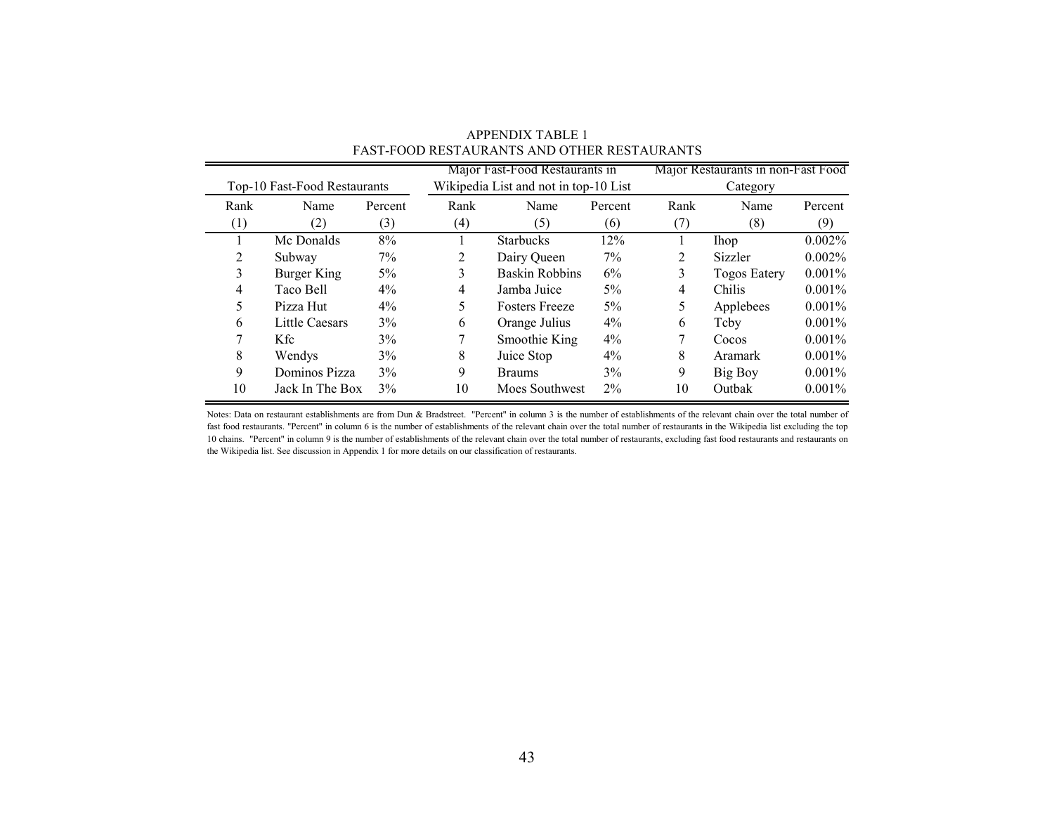APPENDIX TABLE 1
FAST-FOOD RESTAURANTS AND OTHER RESTAURANTS

| Top-10 Fast-Food Restaurants | | | Major Fast-Food Restaurants in Wikipedia List and not in top-10 List | | | Major Restaurants in non-Fast Food Category | | |
|---|---|---|---|---|---|---|---|---|
| Rank | Name | Percent | Rank | Name | Percent | Rank | Name | Percent |
| (1) | (2) | (3) | (4) | (5) | (6) | (7) | (8) | (9) |
| 1 | Mc Donalds | 8% | 1 | Starbucks | 12% | 1 | Ihop | 0.002% |
| 2 | Subway | 7% | 2 | Dairy Queen | 7% | 2 | Sizzler | 0.002% |
| 3 | Burger King | 5% | 3 | Baskin Robbins | 6% | 3 | Togos Eatery | 0.001% |
| 4 | Taco Bell | 4% | 4 | Jamba Juice | 5% | 4 | Chilis | 0.001% |
| 5 | Pizza Hut | 4% | 5 | Fosters Freeze | 5% | 5 | Applebees | 0.001% |
| 6 | Little Caesars | 3% | 6 | Orange Julius | 4% | 6 | Tcby | 0.001% |
| 7 | Kfc | 3% | 7 | Smoothie King | 4% | 7 | Cocos | 0.001% |
| 8 | Wendys | 3% | 8 | Juice Stop | 4% | 8 | Aramark | 0.001% |
| 9 | Dominos Pizza | 3% | 9 | Braums | 3% | 9 | Big Boy | 0.001% |
| 10 | Jack In The Box | 3% | 10 | Moes Southwest | 2% | 10 | Outbak | 0.001% |

Notes: Data on restaurant establishments are from Dun & Bradstreet. "Percent" in column 3 is the number of establishments of the relevant chain over the total number of fast food restaurants. "Percent" in column 6 is the number of establishments of the relevant chain over the total number of restaurants in the Wikipedia list excluding the top 10 chains. "Percent" in column 9 is the number of establishments of the relevant chain over the total number of restaurants, excluding fast food restaurants and restaurants on the Wikipedia list. See discussion in Appendix 1 for more details on our classification of restaurants.